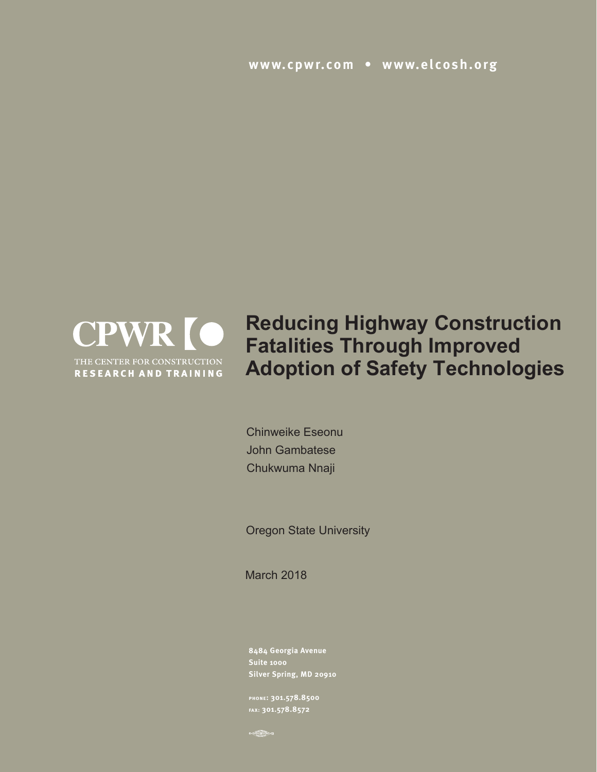www.cpwr.com • www.elcosh.org

CPWR

THE CENTER FOR CONSTRUCTION
**RESEARCH AND TRAINING**

# Reducing Highway Construction Fatalities Through Improved Adoption of Safety Technologies

Chinweike Eseonu
John Gambatese
Chukwuma Nnaji

Oregon State University

March 2018

**8484 Georgia Avenue**
**Suite 1000**
**Silver Spring, MD 20910**

**PHONE: 301.578.8500**
**FAX: 301.578.8572**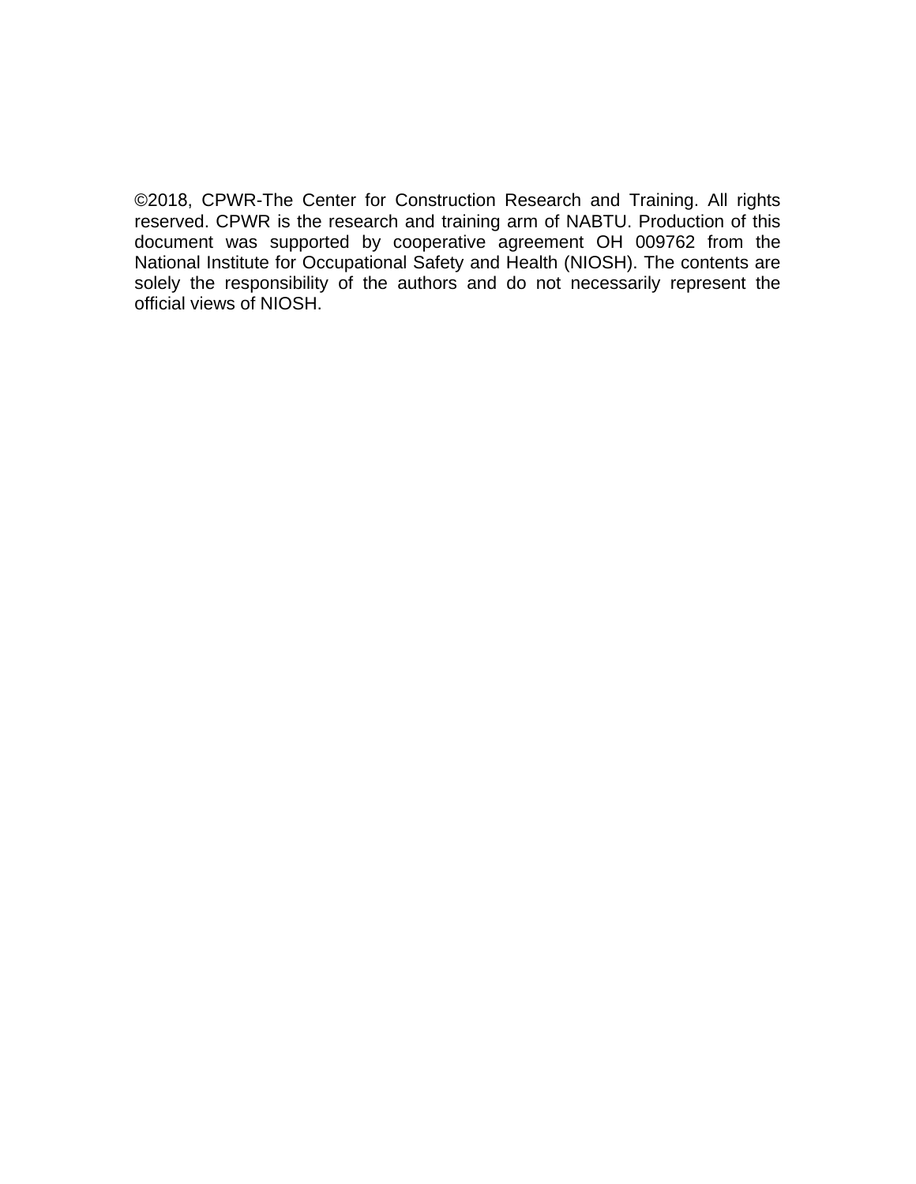©2018, CPWR-The Center for Construction Research and Training. All rights reserved. CPWR is the research and training arm of NABTU. Production of this document was supported by cooperative agreement OH 009762 from the National Institute for Occupational Safety and Health (NIOSH). The contents are solely the responsibility of the authors and do not necessarily represent the official views of NIOSH.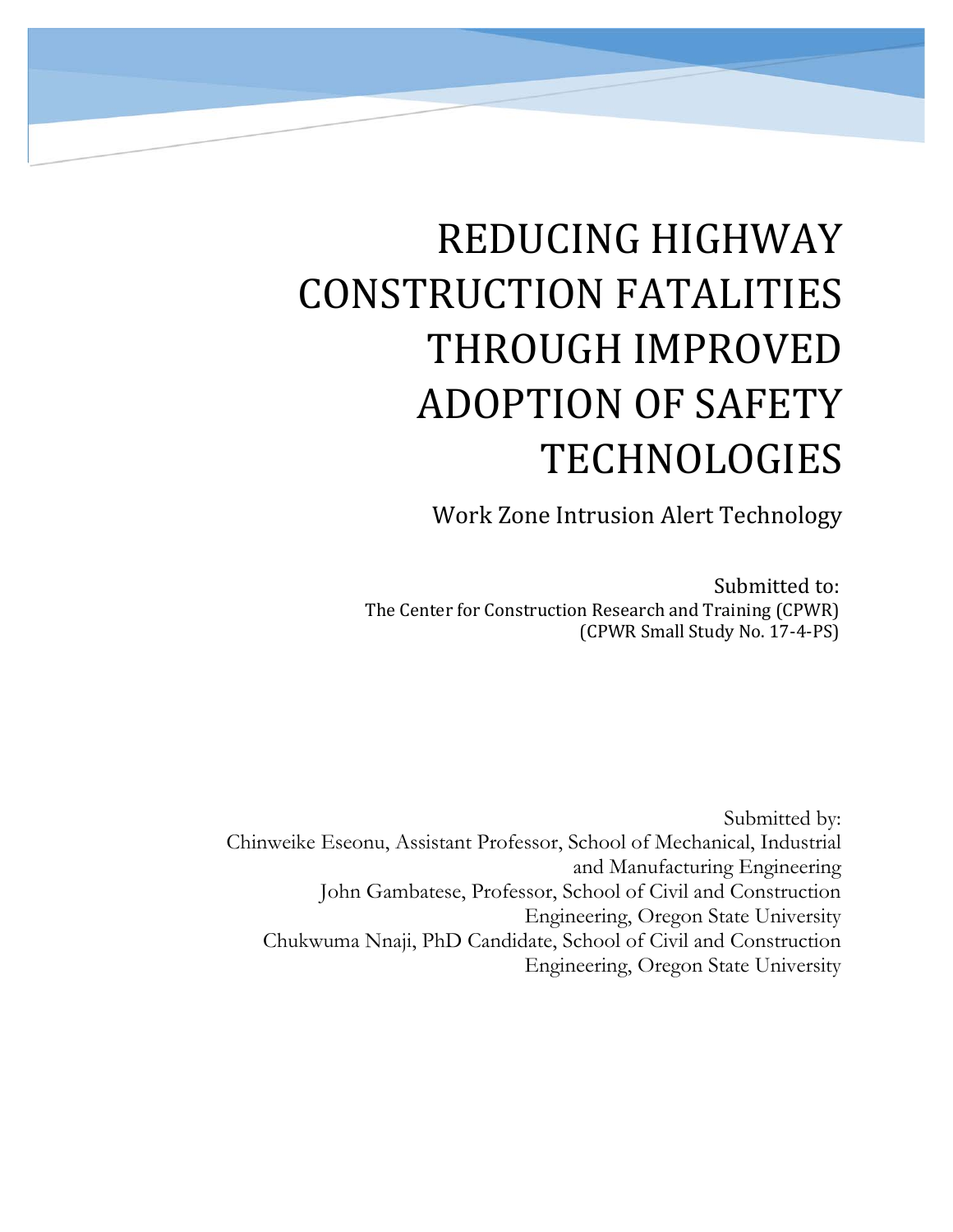# REDUCING HIGHWAY CONSTRUCTION FATALITIES THROUGH IMPROVED ADOPTION OF SAFETY TECHNOLOGIES

## Work Zone Intrusion Alert Technology

Submitted to:
The Center for Construction Research and Training (CPWR)
(CPWR Small Study No. 17-4-PS)

Submitted by:
Chinweike Eseonu, Assistant Professor, School of Mechanical, Industrial and Manufacturing Engineering
John Gambatese, Professor, School of Civil and Construction Engineering, Oregon State University
Chukwuma Nnaji, PhD Candidate, School of Civil and Construction Engineering, Oregon State University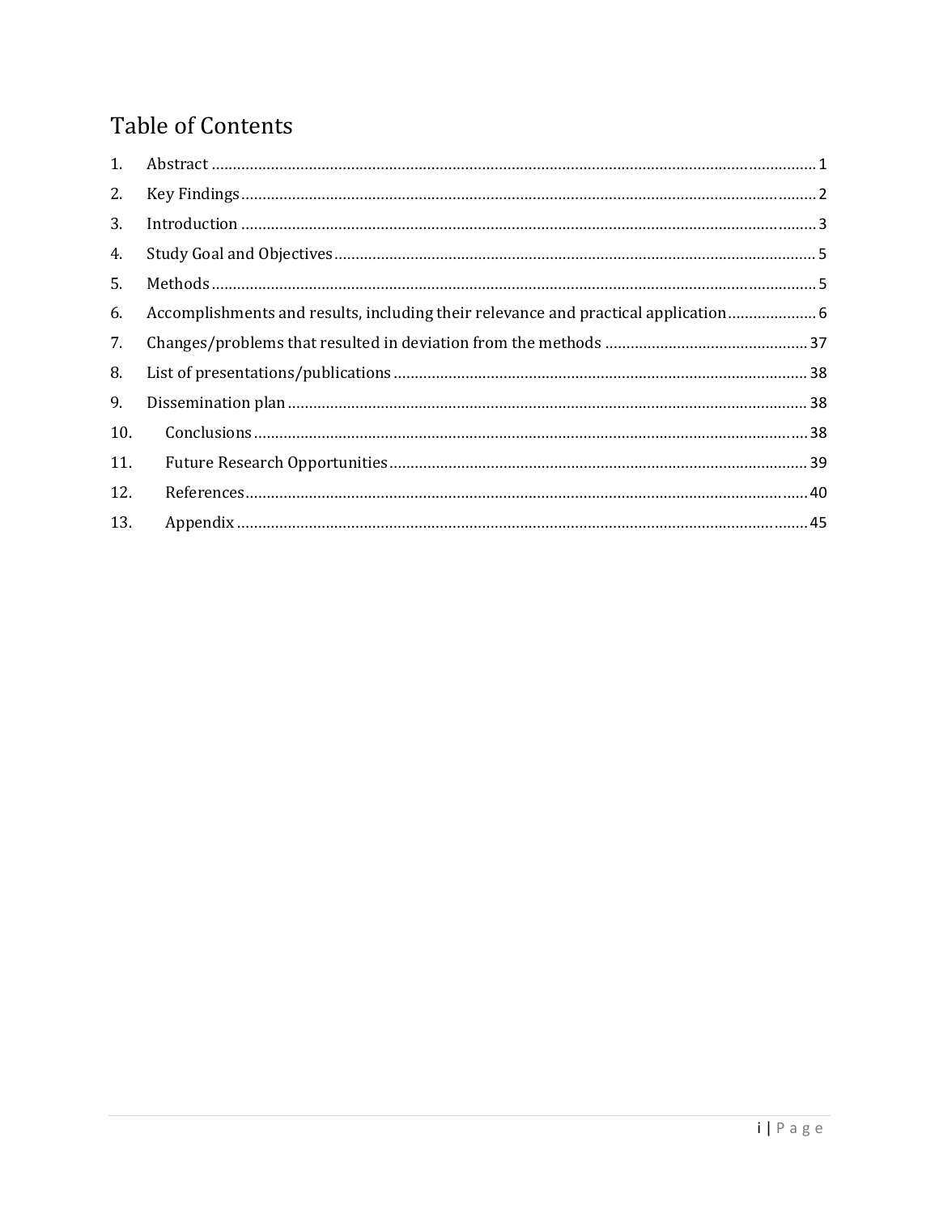# Table of Contents

1. Abstract ..... 1
2. Key Findings ..... 2
3. Introduction ..... 3
4. Study Goal and Objectives ..... 5
5. Methods ..... 5
6. Accomplishments and results, including their relevance and practical application ..... 6
7. Changes/problems that resulted in deviation from the methods ..... 37
8. List of presentations/publications ..... 38
9. Dissemination plan ..... 38
10. Conclusions ..... 38
11. Future Research Opportunities ..... 39
12. References ..... 40
13. Appendix ..... 45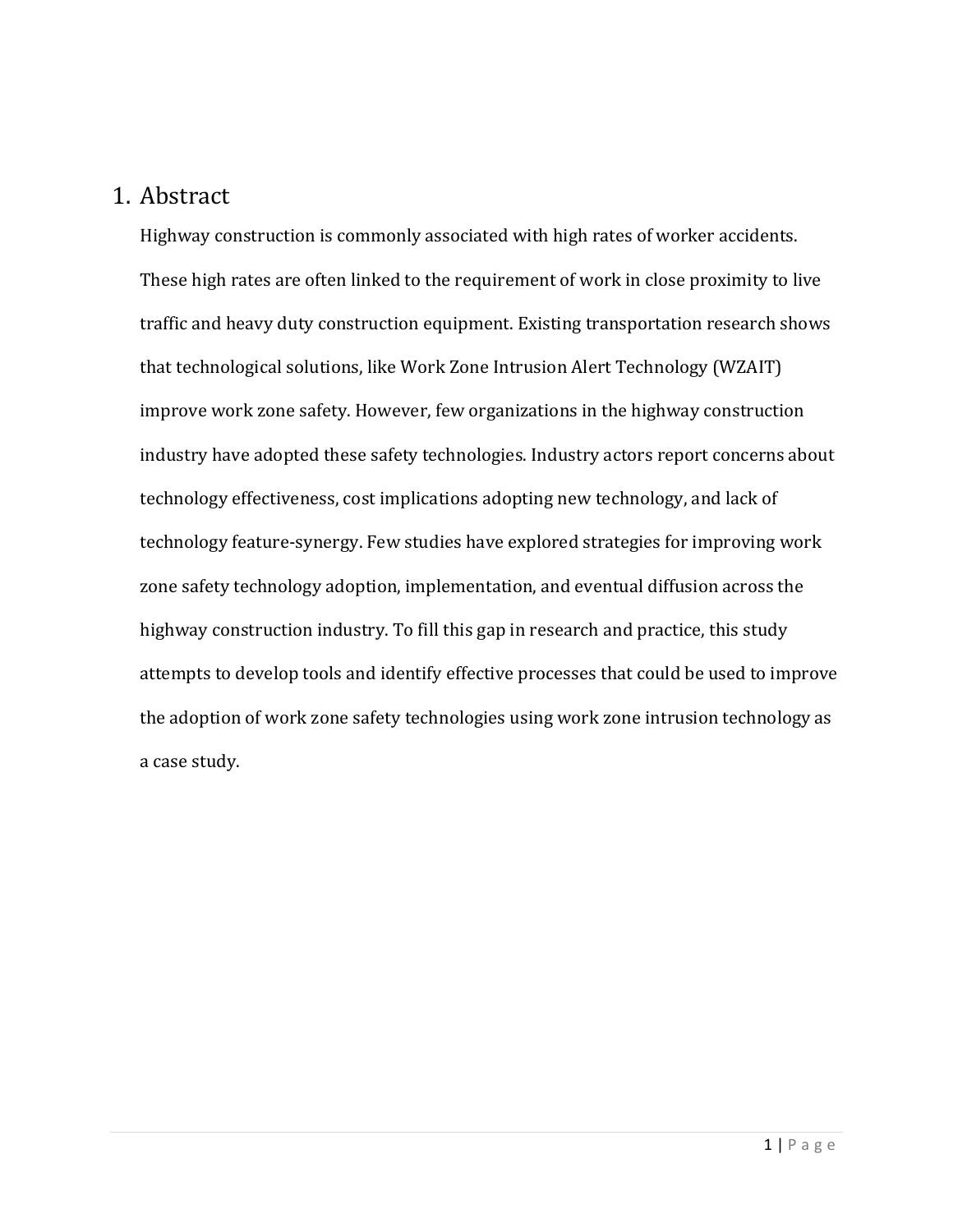# 1. Abstract

Highway construction is commonly associated with high rates of worker accidents. These high rates are often linked to the requirement of work in close proximity to live traffic and heavy duty construction equipment. Existing transportation research shows that technological solutions, like Work Zone Intrusion Alert Technology (WZAIT) improve work zone safety. However, few organizations in the highway construction industry have adopted these safety technologies. Industry actors report concerns about technology effectiveness, cost implications adopting new technology, and lack of technology feature-synergy. Few studies have explored strategies for improving work zone safety technology adoption, implementation, and eventual diffusion across the highway construction industry. To fill this gap in research and practice, this study attempts to develop tools and identify effective processes that could be used to improve the adoption of work zone safety technologies using work zone intrusion technology as a case study.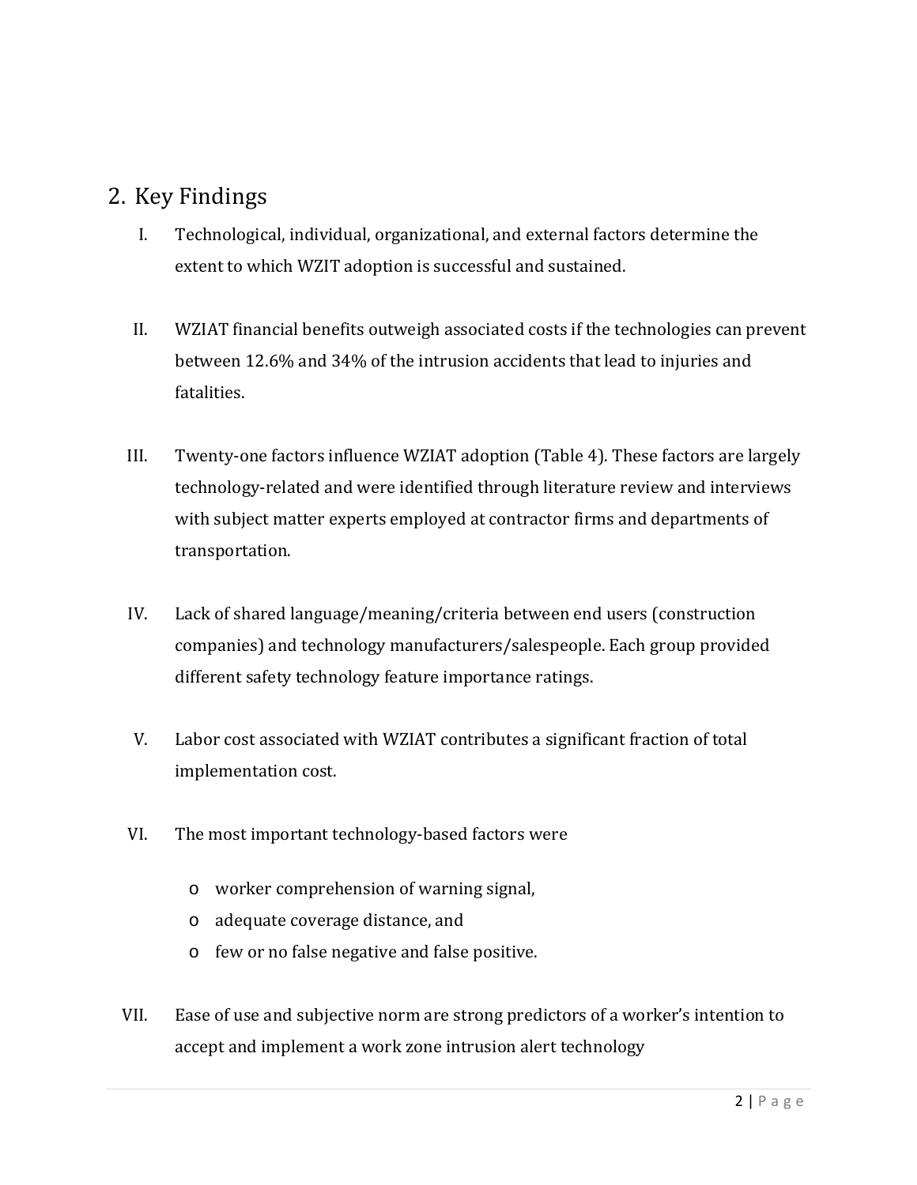## 2. Key Findings

I. Technological, individual, organizational, and external factors determine the extent to which WZIT adoption is successful and sustained.

II. WZIAT financial benefits outweigh associated costs if the technologies can prevent between 12.6% and 34% of the intrusion accidents that lead to injuries and fatalities.

III. Twenty-one factors influence WZIAT adoption (Table 4). These factors are largely technology-related and were identified through literature review and interviews with subject matter experts employed at contractor firms and departments of transportation.

IV. Lack of shared language/meaning/criteria between end users (construction companies) and technology manufacturers/salespeople. Each group provided different safety technology feature importance ratings.

V. Labor cost associated with WZIAT contributes a significant fraction of total implementation cost.

VI. The most important technology-based factors were

   - worker comprehension of warning signal,
   - adequate coverage distance, and
   - few or no false negative and false positive.

VII. Ease of use and subjective norm are strong predictors of a worker's intention to accept and implement a work zone intrusion alert technology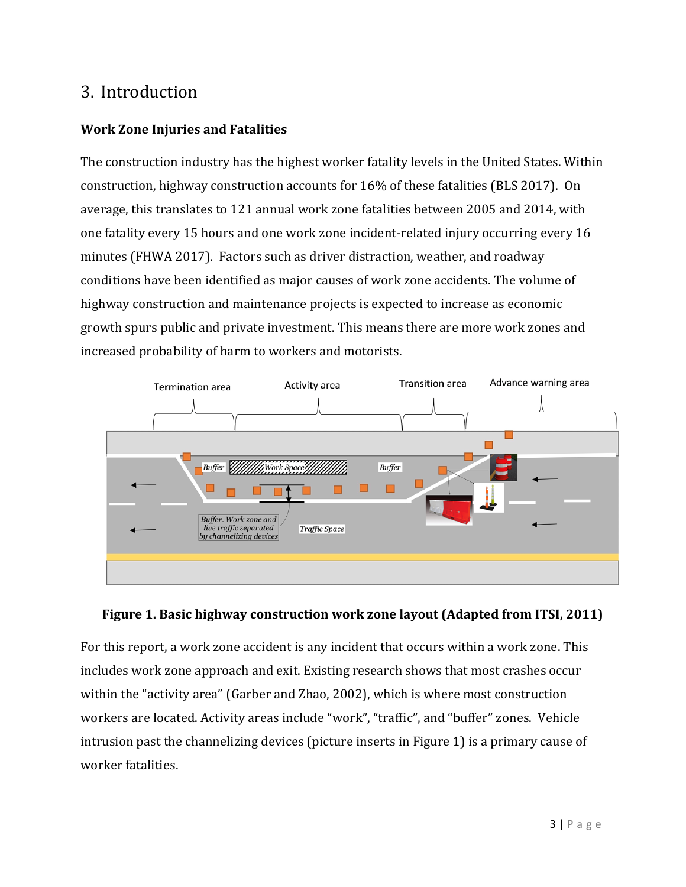# 3. Introduction

### Work Zone Injuries and Fatalities

The construction industry has the highest worker fatality levels in the United States. Within construction, highway construction accounts for 16% of these fatalities (BLS 2017). On average, this translates to 121 annual work zone fatalities between 2005 and 2014, with one fatality every 15 hours and one work zone incident-related injury occurring every 16 minutes (FHWA 2017). Factors such as driver distraction, weather, and roadway conditions have been identified as major causes of work zone accidents. The volume of highway construction and maintenance projects is expected to increase as economic growth spurs public and private investment. This means there are more work zones and increased probability of harm to workers and motorists.

**Figure 1. Basic highway construction work zone layout (Adapted from ITSI, 2011)**

For this report, a work zone accident is any incident that occurs within a work zone. This includes work zone approach and exit. Existing research shows that most crashes occur within the "activity area" (Garber and Zhao, 2002), which is where most construction workers are located. Activity areas include "work", "traffic", and "buffer" zones. Vehicle intrusion past the channelizing devices (picture inserts in Figure 1) is a primary cause of worker fatalities.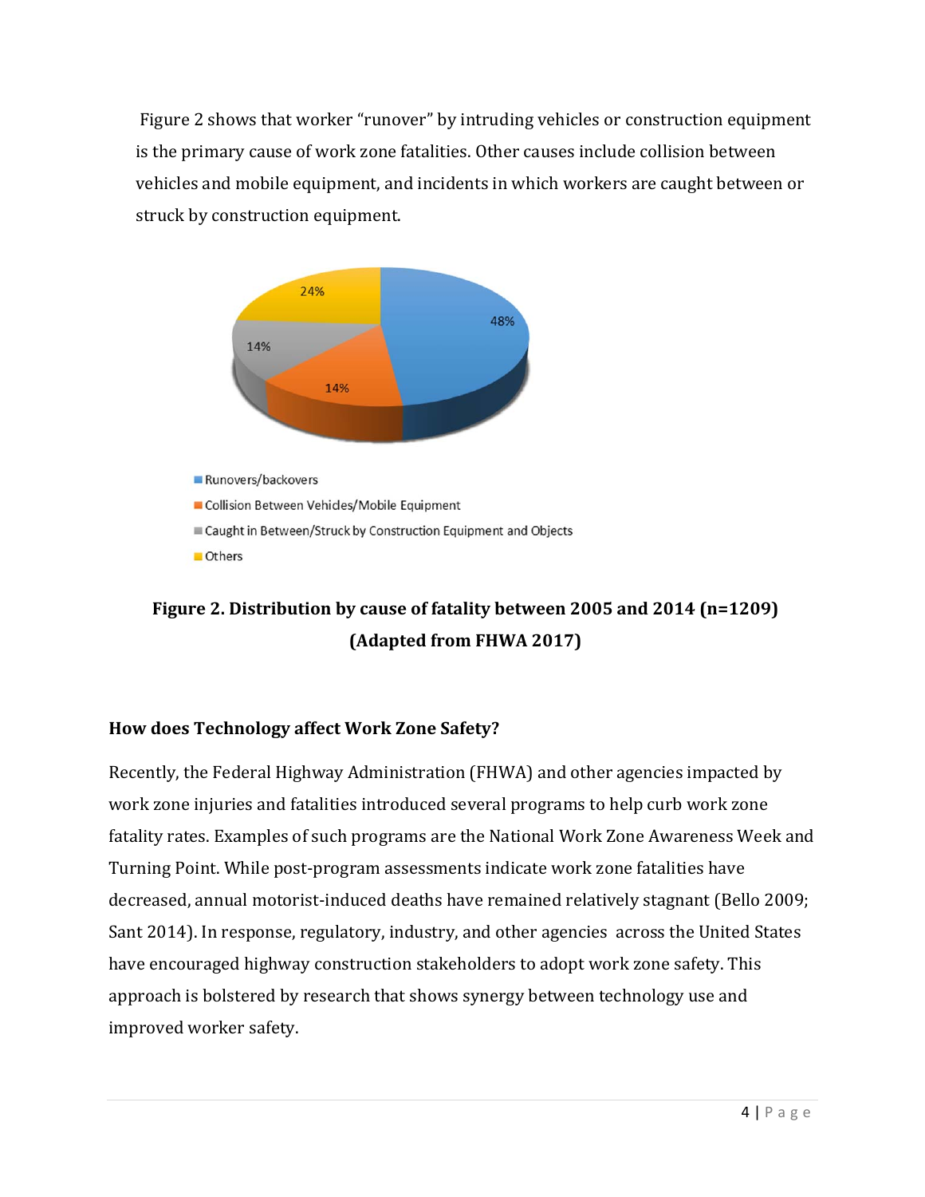Figure 2 shows that worker "runover" by intruding vehicles or construction equipment is the primary cause of work zone fatalities. Other causes include collision between vehicles and mobile equipment, and incidents in which workers are caught between or struck by construction equipment.

**Figure 2. Distribution by cause of fatality between 2005 and 2014 (n=1209) (Adapted from FHWA 2017)**

### How does Technology affect Work Zone Safety?

Recently, the Federal Highway Administration (FHWA) and other agencies impacted by work zone injuries and fatalities introduced several programs to help curb work zone fatality rates. Examples of such programs are the National Work Zone Awareness Week and Turning Point. While post-program assessments indicate work zone fatalities have decreased, annual motorist-induced deaths have remained relatively stagnant (Bello 2009; Sant 2014). In response, regulatory, industry, and other agencies across the United States have encouraged highway construction stakeholders to adopt work zone safety. This approach is bolstered by research that shows synergy between technology use and improved worker safety.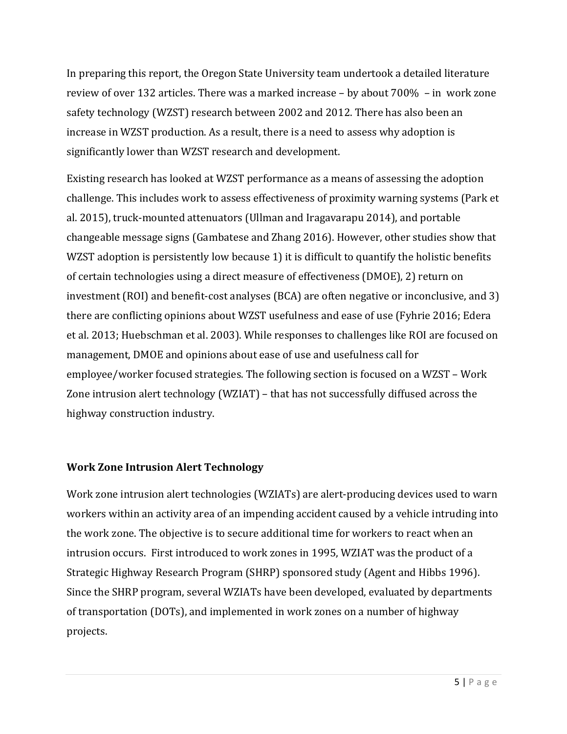In preparing this report, the Oregon State University team undertook a detailed literature review of over 132 articles. There was a marked increase – by about 700% – in work zone safety technology (WZST) research between 2002 and 2012. There has also been an increase in WZST production. As a result, there is a need to assess why adoption is significantly lower than WZST research and development.

Existing research has looked at WZST performance as a means of assessing the adoption challenge. This includes work to assess effectiveness of proximity warning systems (Park et al. 2015), truck-mounted attenuators (Ullman and Iragavarapu 2014), and portable changeable message signs (Gambatese and Zhang 2016). However, other studies show that WZST adoption is persistently low because 1) it is difficult to quantify the holistic benefits of certain technologies using a direct measure of effectiveness (DMOE), 2) return on investment (ROI) and benefit-cost analyses (BCA) are often negative or inconclusive, and 3) there are conflicting opinions about WZST usefulness and ease of use (Fyhrie 2016; Edera et al. 2013; Huebschman et al. 2003). While responses to challenges like ROI are focused on management, DMOE and opinions about ease of use and usefulness call for employee/worker focused strategies. The following section is focused on a WZST – Work Zone intrusion alert technology (WZIAT) – that has not successfully diffused across the highway construction industry.

## Work Zone Intrusion Alert Technology

Work zone intrusion alert technologies (WZIATs) are alert-producing devices used to warn workers within an activity area of an impending accident caused by a vehicle intruding into the work zone. The objective is to secure additional time for workers to react when an intrusion occurs. First introduced to work zones in 1995, WZIAT was the product of a Strategic Highway Research Program (SHRP) sponsored study (Agent and Hibbs 1996). Since the SHRP program, several WZIATs have been developed, evaluated by departments of transportation (DOTs), and implemented in work zones on a number of highway projects.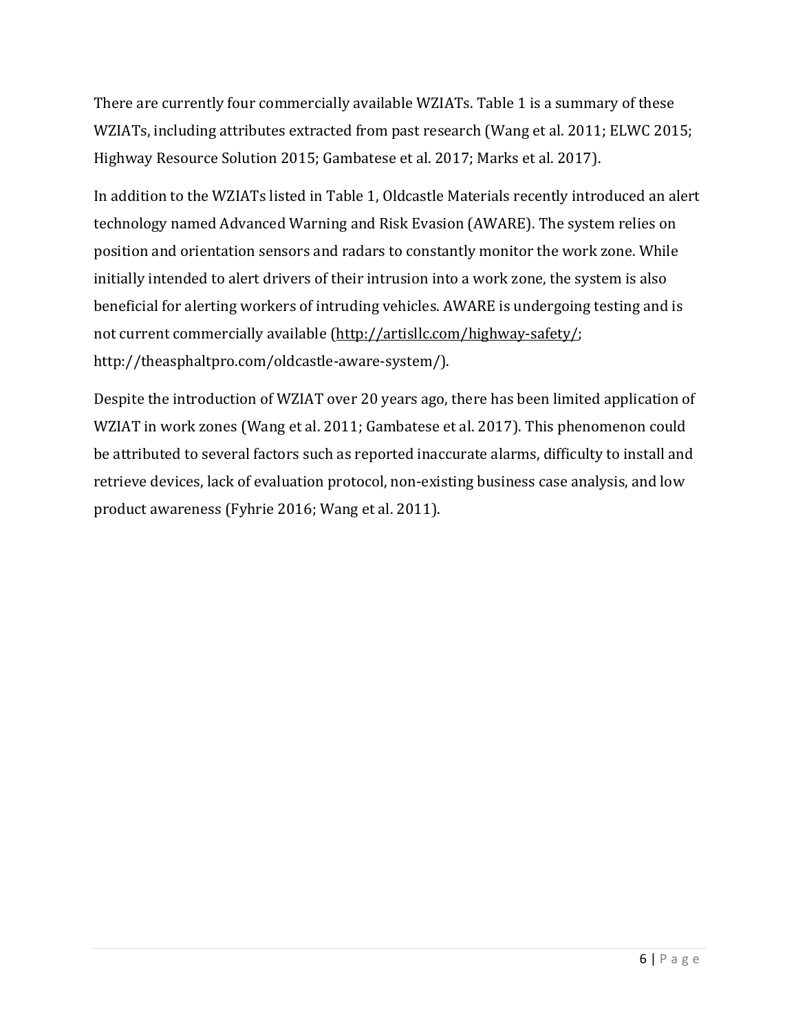There are currently four commercially available WZIATs. Table 1 is a summary of these WZIATs, including attributes extracted from past research (Wang et al. 2011; ELWC 2015; Highway Resource Solution 2015; Gambatese et al. 2017; Marks et al. 2017).

In addition to the WZIATs listed in Table 1, Oldcastle Materials recently introduced an alert technology named Advanced Warning and Risk Evasion (AWARE). The system relies on position and orientation sensors and radars to constantly monitor the work zone. While initially intended to alert drivers of their intrusion into a work zone, the system is also beneficial for alerting workers of intruding vehicles. AWARE is undergoing testing and is not current commercially available (http://artisllc.com/highway-safety/; http://theasphaltpro.com/oldcastle-aware-system/).

Despite the introduction of WZIAT over 20 years ago, there has been limited application of WZIAT in work zones (Wang et al. 2011; Gambatese et al. 2017). This phenomenon could be attributed to several factors such as reported inaccurate alarms, difficulty to install and retrieve devices, lack of evaluation protocol, non-existing business case analysis, and low product awareness (Fyhrie 2016; Wang et al. 2011).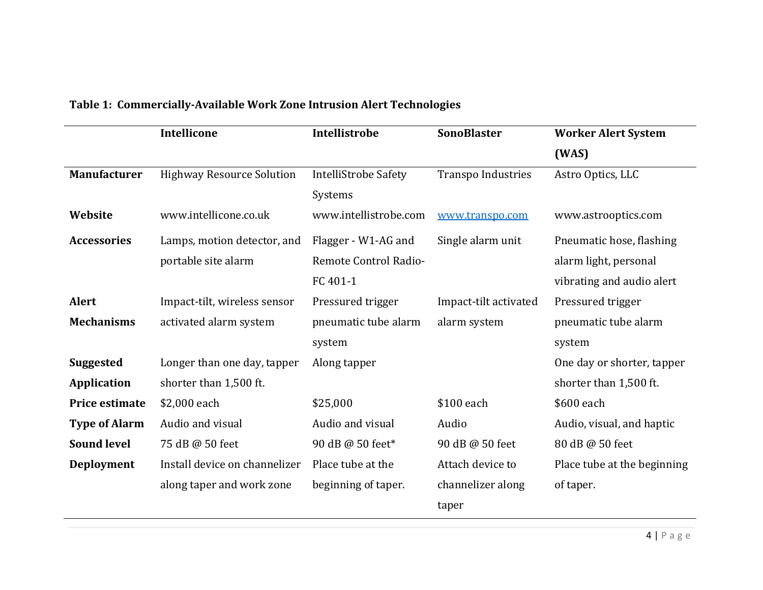**Table 1: Commercially-Available Work Zone Intrusion Alert Technologies**

| | Intellicone | Intellistrobe | SonoBlaster | Worker Alert System (WAS) |
|---|---|---|---|---|
| **Manufacturer** | Highway Resource Solution | IntelliStrobe Safety Systems | Transpo Industries | Astro Optics, LLC |
| **Website** | www.intellicone.co.uk | www.intellistrobe.com | www.transpo.com | www.astrooptics.com |
| **Accessories** | Lamps, motion detector, and portable site alarm | Flagger - W1-AG and Remote Control Radio-FC 401-1 | Single alarm unit | Pneumatic hose, flashing alarm light, personal vibrating and audio alert |
| **Alert Mechanisms** | Impact-tilt, wireless sensor activated alarm system | Pressured trigger pneumatic tube alarm system | Impact-tilt activated alarm system | Pressured trigger pneumatic tube alarm system |
| **Suggested Application** | Longer than one day, tapper shorter than 1,500 ft. | Along tapper | | One day or shorter, tapper shorter than 1,500 ft. |
| **Price estimate** | $2,000 each | $25,000 | $100 each | $600 each |
| **Type of Alarm** | Audio and visual | Audio and visual | Audio | Audio, visual, and haptic |
| **Sound level** | 75 dB @ 50 feet | 90 dB @ 50 feet* | 90 dB @ 50 feet | 80 dB @ 50 feet |
| **Deployment** | Install device on channelizer along taper and work zone | Place tube at the beginning of taper. | Attach device to channelizer along taper | Place tube at the beginning of taper. |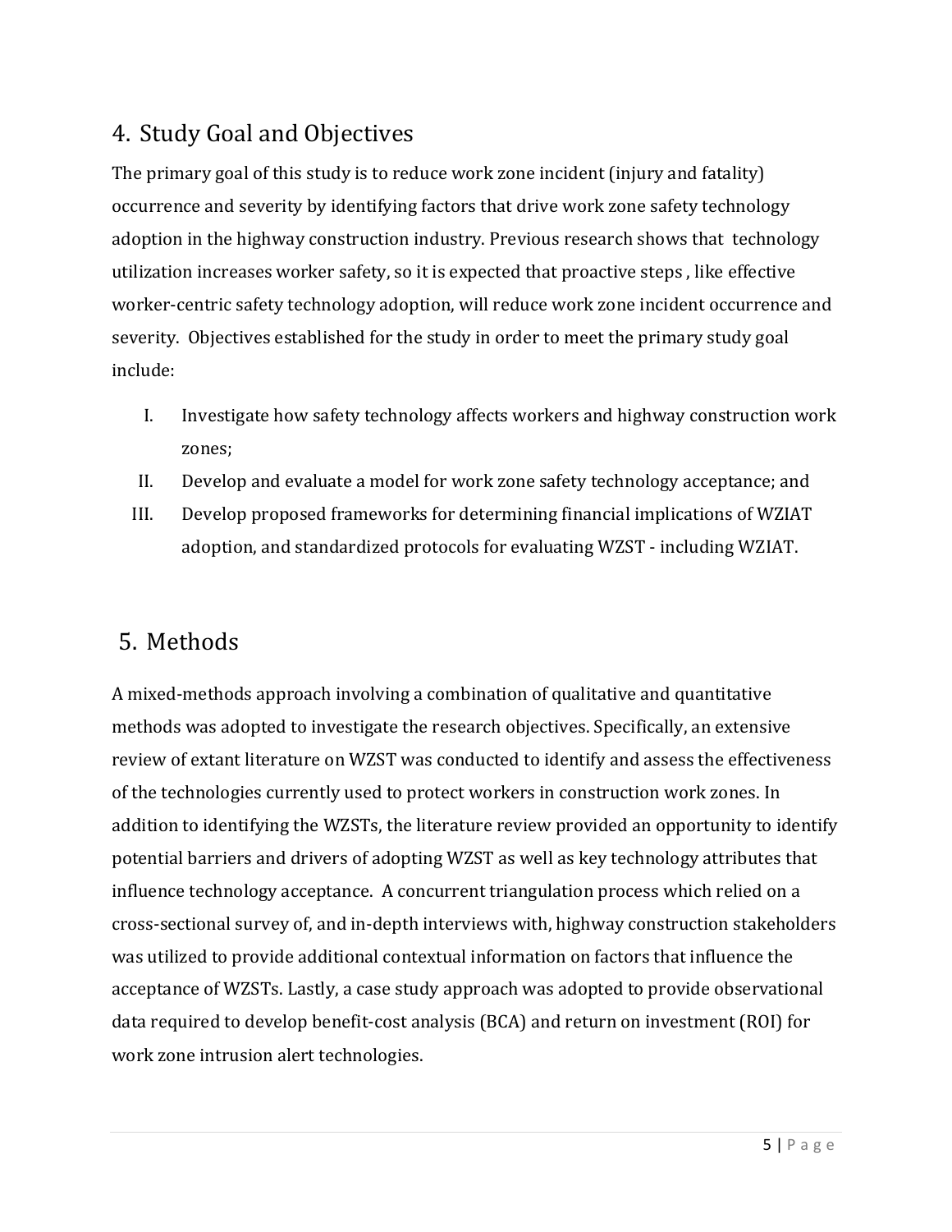## 4. Study Goal and Objectives

The primary goal of this study is to reduce work zone incident (injury and fatality) occurrence and severity by identifying factors that drive work zone safety technology adoption in the highway construction industry. Previous research shows that technology utilization increases worker safety, so it is expected that proactive steps , like effective worker-centric safety technology adoption, will reduce work zone incident occurrence and severity. Objectives established for the study in order to meet the primary study goal include:

I. Investigate how safety technology affects workers and highway construction work zones;
II. Develop and evaluate a model for work zone safety technology acceptance; and
III. Develop proposed frameworks for determining financial implications of WZIAT adoption, and standardized protocols for evaluating WZST - including WZIAT.

## 5. Methods

A mixed-methods approach involving a combination of qualitative and quantitative methods was adopted to investigate the research objectives. Specifically, an extensive review of extant literature on WZST was conducted to identify and assess the effectiveness of the technologies currently used to protect workers in construction work zones. In addition to identifying the WZSTs, the literature review provided an opportunity to identify potential barriers and drivers of adopting WZST as well as key technology attributes that influence technology acceptance. A concurrent triangulation process which relied on a cross-sectional survey of, and in-depth interviews with, highway construction stakeholders was utilized to provide additional contextual information on factors that influence the acceptance of WZSTs. Lastly, a case study approach was adopted to provide observational data required to develop benefit-cost analysis (BCA) and return on investment (ROI) for work zone intrusion alert technologies.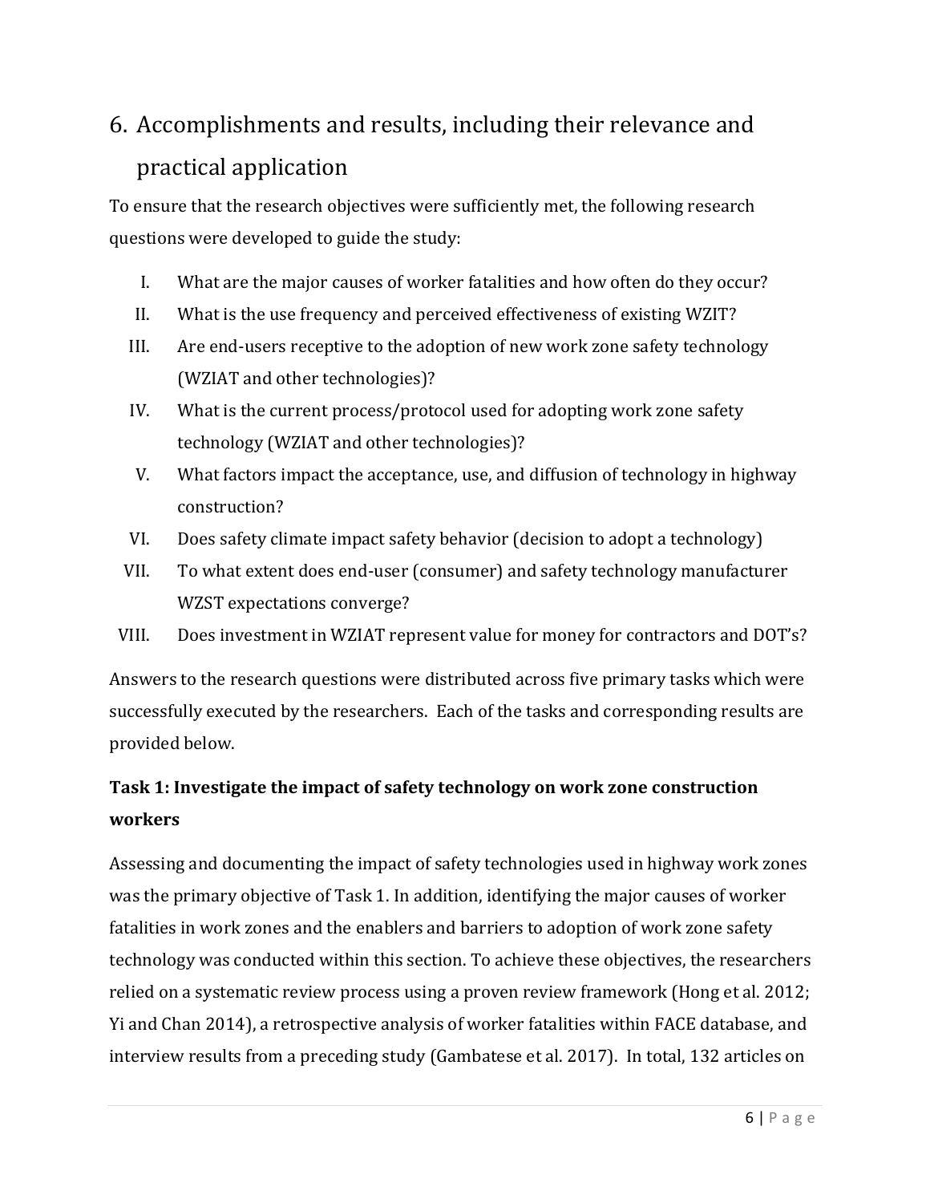## 6. Accomplishments and results, including their relevance and practical application

To ensure that the research objectives were sufficiently met, the following research questions were developed to guide the study:

I. What are the major causes of worker fatalities and how often do they occur?

II. What is the use frequency and perceived effectiveness of existing WZIT?

III. Are end-users receptive to the adoption of new work zone safety technology (WZIAT and other technologies)?

IV. What is the current process/protocol used for adopting work zone safety technology (WZIAT and other technologies)?

V. What factors impact the acceptance, use, and diffusion of technology in highway construction?

VI. Does safety climate impact safety behavior (decision to adopt a technology)

VII. To what extent does end-user (consumer) and safety technology manufacturer WZST expectations converge?

VIII. Does investment in WZIAT represent value for money for contractors and DOT's?

Answers to the research questions were distributed across five primary tasks which were successfully executed by the researchers. Each of the tasks and corresponding results are provided below.

**Task 1: Investigate the impact of safety technology on work zone construction workers**

Assessing and documenting the impact of safety technologies used in highway work zones was the primary objective of Task 1. In addition, identifying the major causes of worker fatalities in work zones and the enablers and barriers to adoption of work zone safety technology was conducted within this section. To achieve these objectives, the researchers relied on a systematic review process using a proven review framework (Hong et al. 2012; Yi and Chan 2014), a retrospective analysis of worker fatalities within FACE database, and interview results from a preceding study (Gambatese et al. 2017). In total, 132 articles on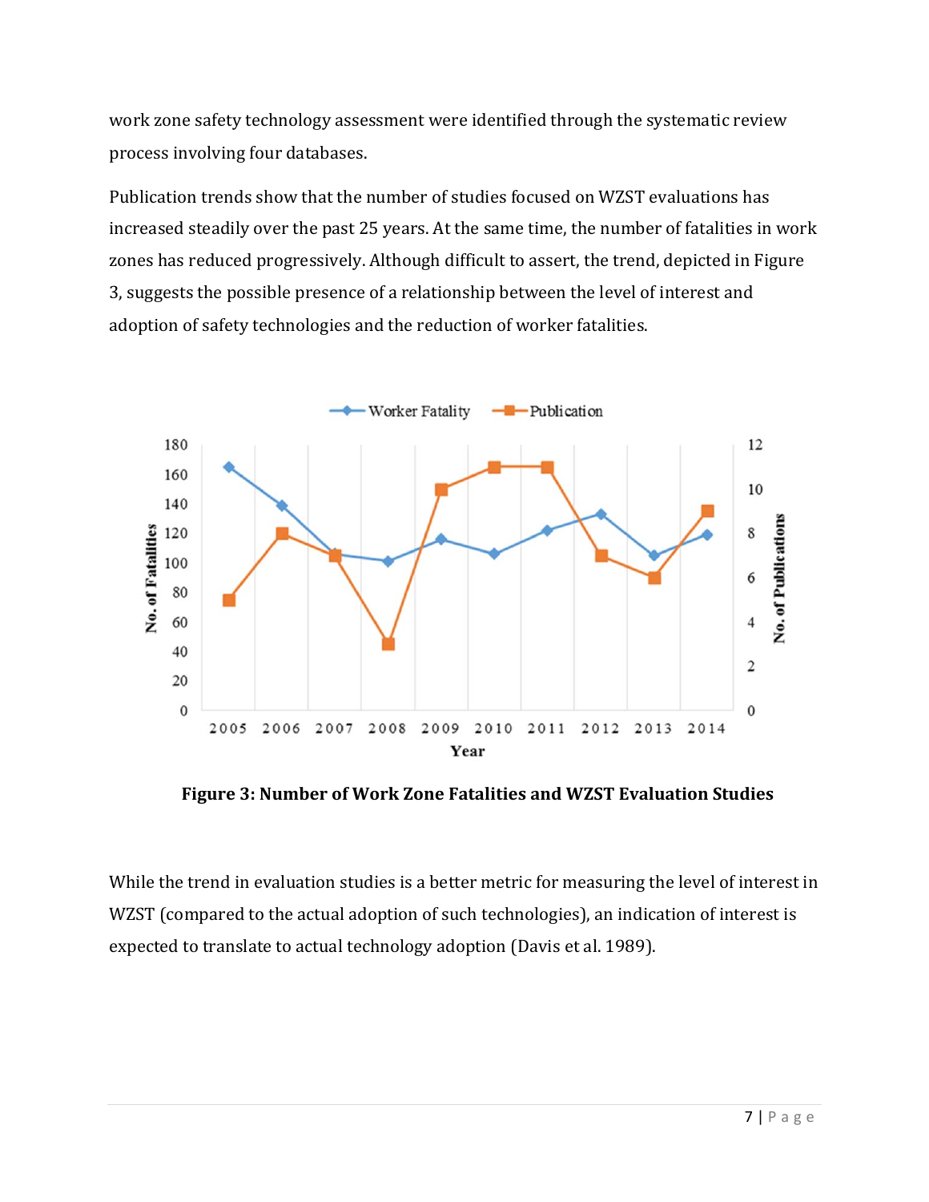work zone safety technology assessment were identified through the systematic review process involving four databases.

Publication trends show that the number of studies focused on WZST evaluations has increased steadily over the past 25 years. At the same time, the number of fatalities in work zones has reduced progressively. Although difficult to assert, the trend, depicted in Figure 3, suggests the possible presence of a relationship between the level of interest and adoption of safety technologies and the reduction of worker fatalities.

**Figure 3: Number of Work Zone Fatalities and WZST Evaluation Studies**

While the trend in evaluation studies is a better metric for measuring the level of interest in WZST (compared to the actual adoption of such technologies), an indication of interest is expected to translate to actual technology adoption (Davis et al. 1989).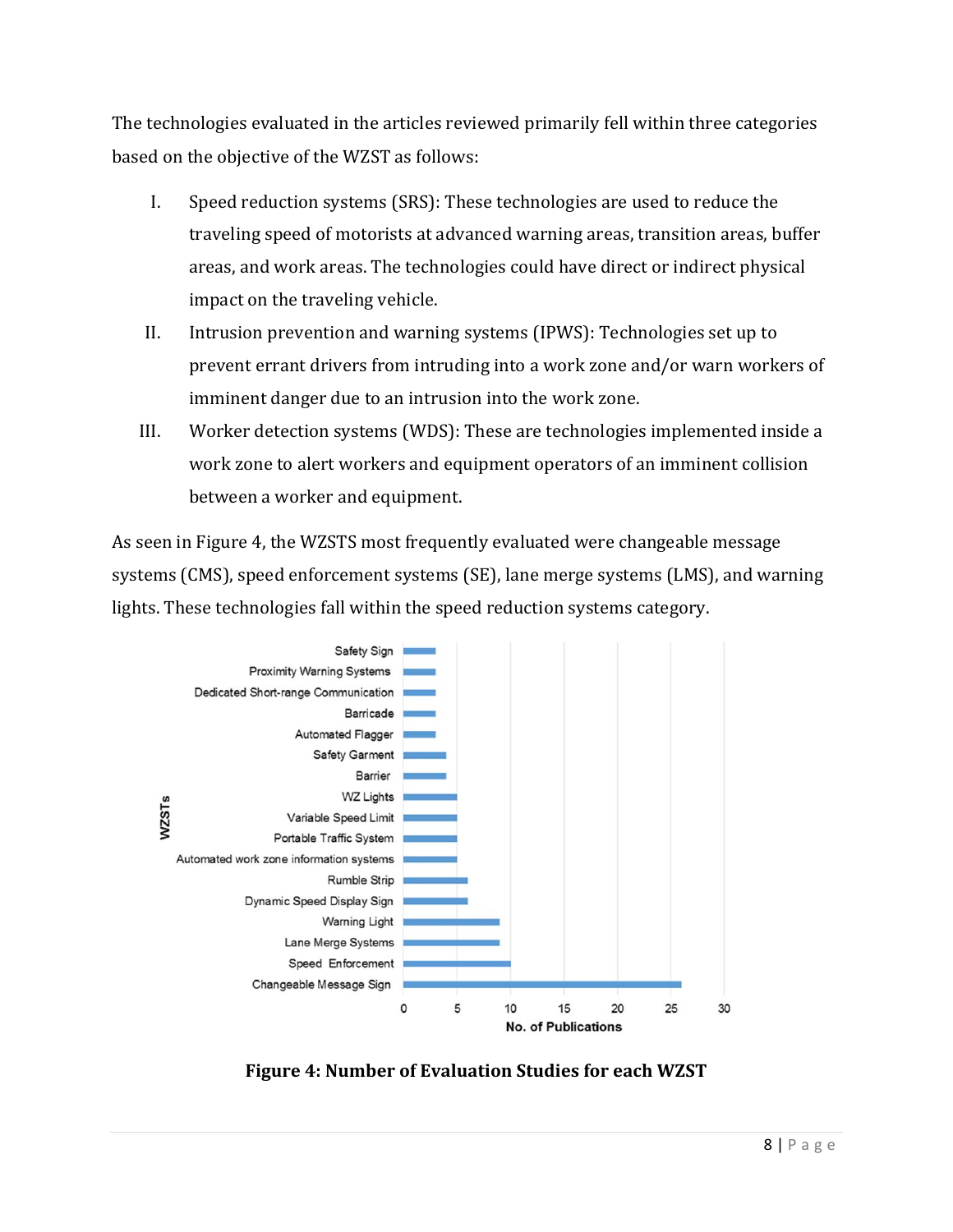The technologies evaluated in the articles reviewed primarily fell within three categories based on the objective of the WZST as follows:

I. Speed reduction systems (SRS): These technologies are used to reduce the traveling speed of motorists at advanced warning areas, transition areas, buffer areas, and work areas. The technologies could have direct or indirect physical impact on the traveling vehicle.

II. Intrusion prevention and warning systems (IPWS): Technologies set up to prevent errant drivers from intruding into a work zone and/or warn workers of imminent danger due to an intrusion into the work zone.

III. Worker detection systems (WDS): These are technologies implemented inside a work zone to alert workers and equipment operators of an imminent collision between a worker and equipment.

As seen in Figure 4, the WZSTS most frequently evaluated were changeable message systems (CMS), speed enforcement systems (SE), lane merge systems (LMS), and warning lights. These technologies fall within the speed reduction systems category.

**Figure 4: Number of Evaluation Studies for each WZST**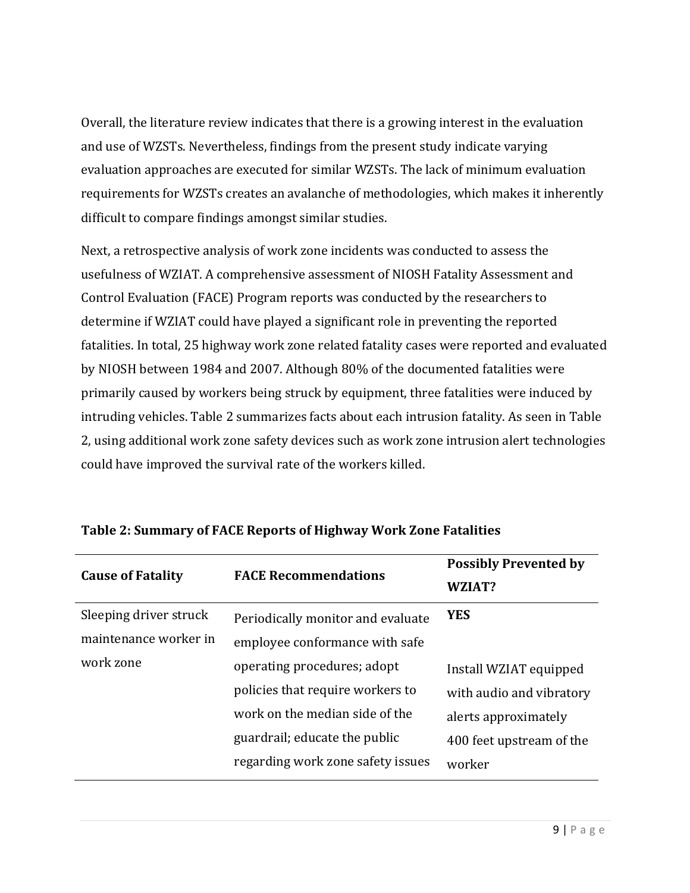Overall, the literature review indicates that there is a growing interest in the evaluation and use of WZSTs. Nevertheless, findings from the present study indicate varying evaluation approaches are executed for similar WZSTs. The lack of minimum evaluation requirements for WZSTs creates an avalanche of methodologies, which makes it inherently difficult to compare findings amongst similar studies.

Next, a retrospective analysis of work zone incidents was conducted to assess the usefulness of WZIAT. A comprehensive assessment of NIOSH Fatality Assessment and Control Evaluation (FACE) Program reports was conducted by the researchers to determine if WZIAT could have played a significant role in preventing the reported fatalities. In total, 25 highway work zone related fatality cases were reported and evaluated by NIOSH between 1984 and 2007. Although 80% of the documented fatalities were primarily caused by workers being struck by equipment, three fatalities were induced by intruding vehicles. Table 2 summarizes facts about each intrusion fatality. As seen in Table 2, using additional work zone safety devices such as work zone intrusion alert technologies could have improved the survival rate of the workers killed.

**Table 2: Summary of FACE Reports of Highway Work Zone Fatalities**

| Cause of Fatality | FACE Recommendations | Possibly Prevented by WZIAT? |
|---|---|---|
| Sleeping driver struck maintenance worker in work zone | Periodically monitor and evaluate employee conformance with safe operating procedures; adopt policies that require workers to work on the median side of the guardrail; educate the public regarding work zone safety issues | **YES**<br><br>Install WZIAT equipped with audio and vibratory alerts approximately 400 feet upstream of the worker |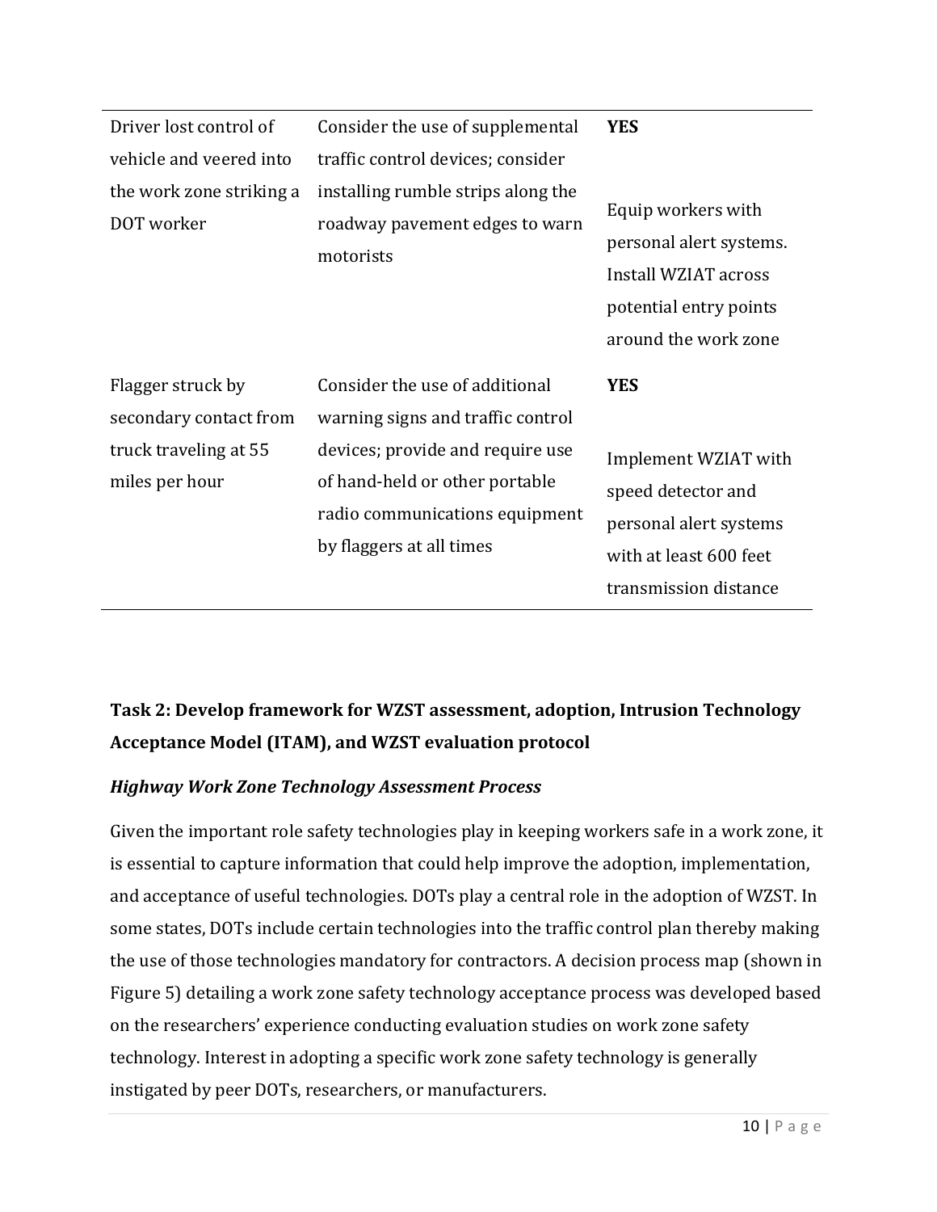| | | |
|---|---|---|
| Driver lost control of vehicle and veered into the work zone striking a DOT worker | Consider the use of supplemental traffic control devices; consider installing rumble strips along the roadway pavement edges to warn motorists | **YES**<br><br>Equip workers with personal alert systems. Install WZIAT across potential entry points around the work zone |
| Flagger struck by secondary contact from truck traveling at 55 miles per hour | Consider the use of additional warning signs and traffic control devices; provide and require use of hand-held or other portable radio communications equipment by flaggers at all times | **YES**<br><br>Implement WZIAT with speed detector and personal alert systems with at least 600 feet transmission distance |

## Task 2: Develop framework for WZST assessment, adoption, Intrusion Technology Acceptance Model (ITAM), and WZST evaluation protocol

### *Highway Work Zone Technology Assessment Process*

Given the important role safety technologies play in keeping workers safe in a work zone, it is essential to capture information that could help improve the adoption, implementation, and acceptance of useful technologies. DOTs play a central role in the adoption of WZST. In some states, DOTs include certain technologies into the traffic control plan thereby making the use of those technologies mandatory for contractors. A decision process map (shown in Figure 5) detailing a work zone safety technology acceptance process was developed based on the researchers' experience conducting evaluation studies on work zone safety technology. Interest in adopting a specific work zone safety technology is generally instigated by peer DOTs, researchers, or manufacturers.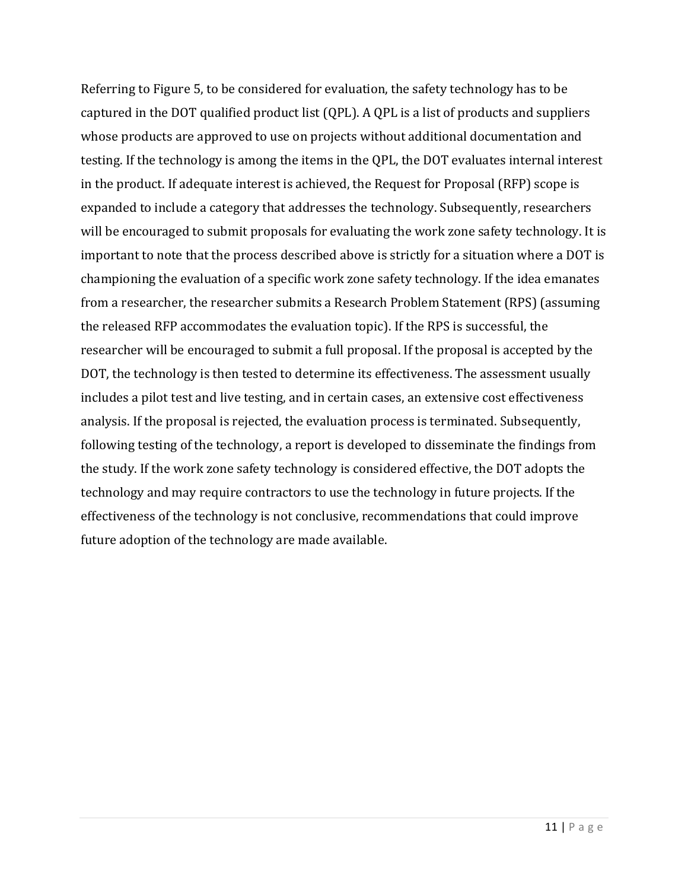Referring to Figure 5, to be considered for evaluation, the safety technology has to be captured in the DOT qualified product list (QPL). A QPL is a list of products and suppliers whose products are approved to use on projects without additional documentation and testing. If the technology is among the items in the QPL, the DOT evaluates internal interest in the product. If adequate interest is achieved, the Request for Proposal (RFP) scope is expanded to include a category that addresses the technology. Subsequently, researchers will be encouraged to submit proposals for evaluating the work zone safety technology. It is important to note that the process described above is strictly for a situation where a DOT is championing the evaluation of a specific work zone safety technology. If the idea emanates from a researcher, the researcher submits a Research Problem Statement (RPS) (assuming the released RFP accommodates the evaluation topic). If the RPS is successful, the researcher will be encouraged to submit a full proposal. If the proposal is accepted by the DOT, the technology is then tested to determine its effectiveness. The assessment usually includes a pilot test and live testing, and in certain cases, an extensive cost effectiveness analysis. If the proposal is rejected, the evaluation process is terminated. Subsequently, following testing of the technology, a report is developed to disseminate the findings from the study. If the work zone safety technology is considered effective, the DOT adopts the technology and may require contractors to use the technology in future projects. If the effectiveness of the technology is not conclusive, recommendations that could improve future adoption of the technology are made available.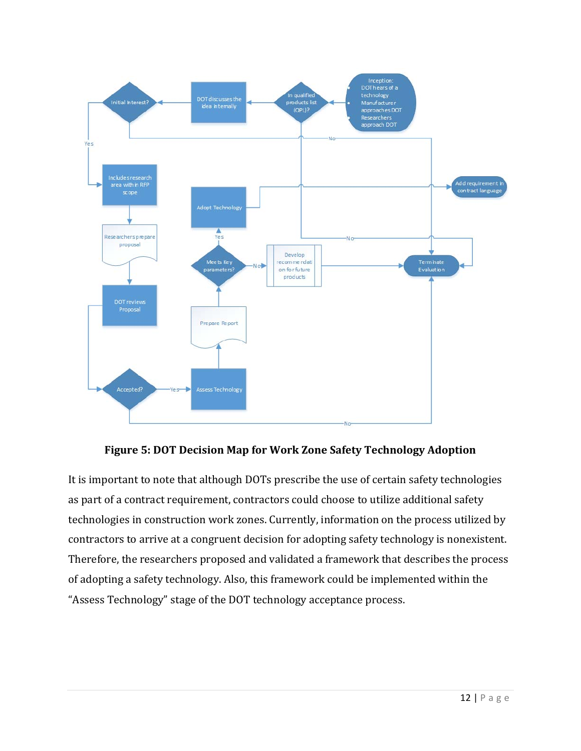**Figure 5: DOT Decision Map for Work Zone Safety Technology Adoption**

It is important to note that although DOTs prescribe the use of certain safety technologies as part of a contract requirement, contractors could choose to utilize additional safety technologies in construction work zones. Currently, information on the process utilized by contractors to arrive at a congruent decision for adopting safety technology is nonexistent. Therefore, the researchers proposed and validated a framework that describes the process of adopting a safety technology. Also, this framework could be implemented within the "Assess Technology" stage of the DOT technology acceptance process.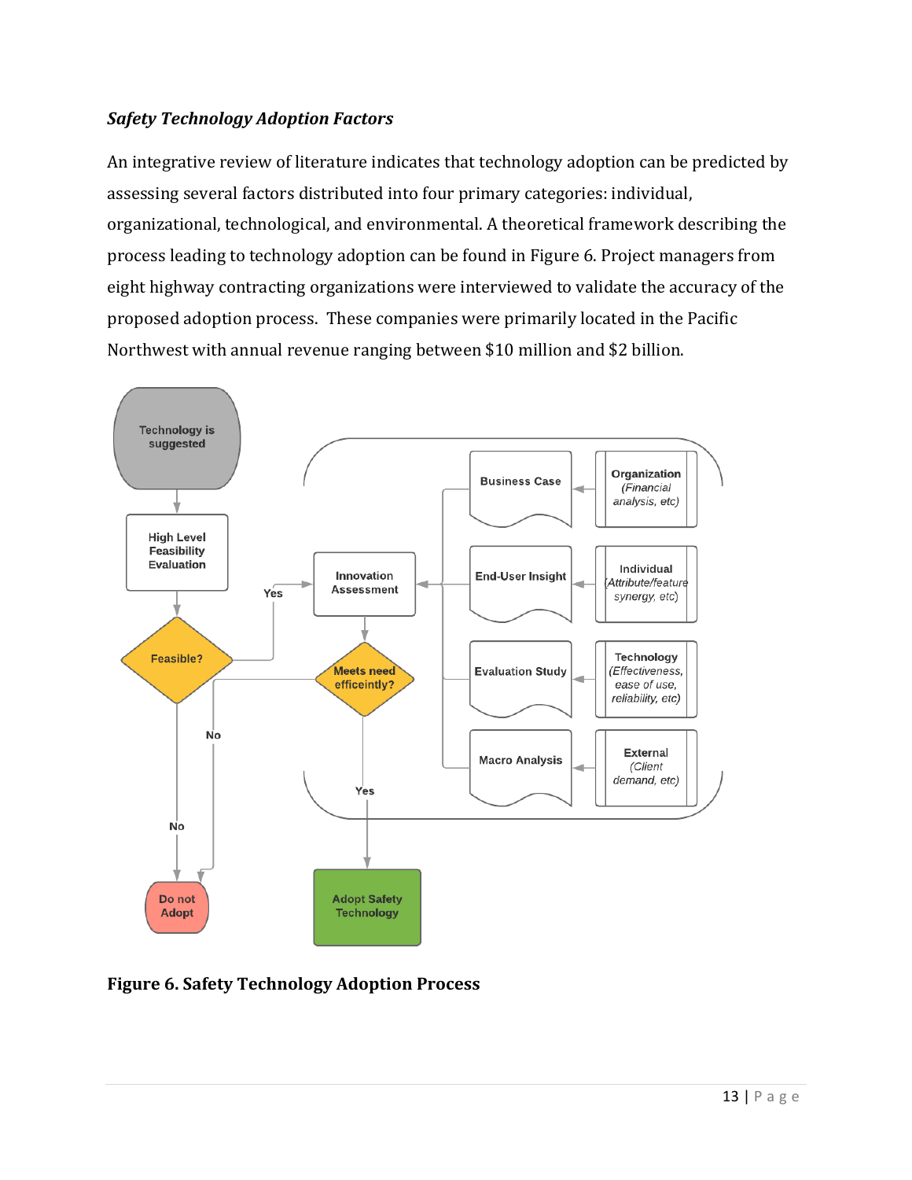### *Safety Technology Adoption Factors*

An integrative review of literature indicates that technology adoption can be predicted by assessing several factors distributed into four primary categories: individual, organizational, technological, and environmental. A theoretical framework describing the process leading to technology adoption can be found in Figure 6. Project managers from eight highway contracting organizations were interviewed to validate the accuracy of the proposed adoption process. These companies were primarily located in the Pacific Northwest with annual revenue ranging between $10 million and $2 billion.

**Figure 6. Safety Technology Adoption Process**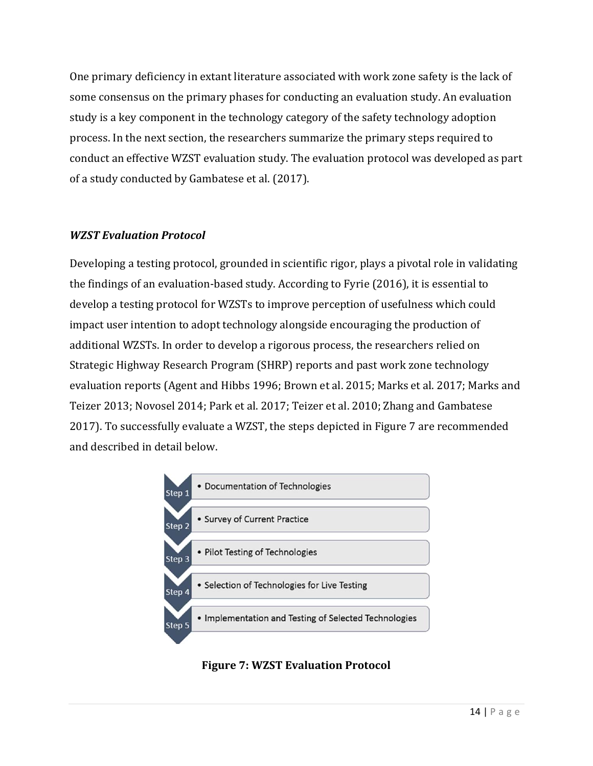One primary deficiency in extant literature associated with work zone safety is the lack of some consensus on the primary phases for conducting an evaluation study. An evaluation study is a key component in the technology category of the safety technology adoption process. In the next section, the researchers summarize the primary steps required to conduct an effective WZST evaluation study. The evaluation protocol was developed as part of a study conducted by Gambatese et al. (2017).

### *WZST Evaluation Protocol*

Developing a testing protocol, grounded in scientific rigor, plays a pivotal role in validating the findings of an evaluation-based study. According to Fyrie (2016), it is essential to develop a testing protocol for WZSTs to improve perception of usefulness which could impact user intention to adopt technology alongside encouraging the production of additional WZSTs. In order to develop a rigorous process, the researchers relied on Strategic Highway Research Program (SHRP) reports and past work zone technology evaluation reports (Agent and Hibbs 1996; Brown et al. 2015; Marks et al. 2017; Marks and Teizer 2013; Novosel 2014; Park et al. 2017; Teizer et al. 2010; Zhang and Gambatese 2017). To successfully evaluate a WZST, the steps depicted in Figure 7 are recommended and described in detail below.

- Step 1 • Documentation of Technologies
- Step 2 • Survey of Current Practice
- Step 3 • Pilot Testing of Technologies
- Step 4 • Selection of Technologies for Live Testing
- Step 5 • Implementation and Testing of Selected Technologies

**Figure 7: WZST Evaluation Protocol**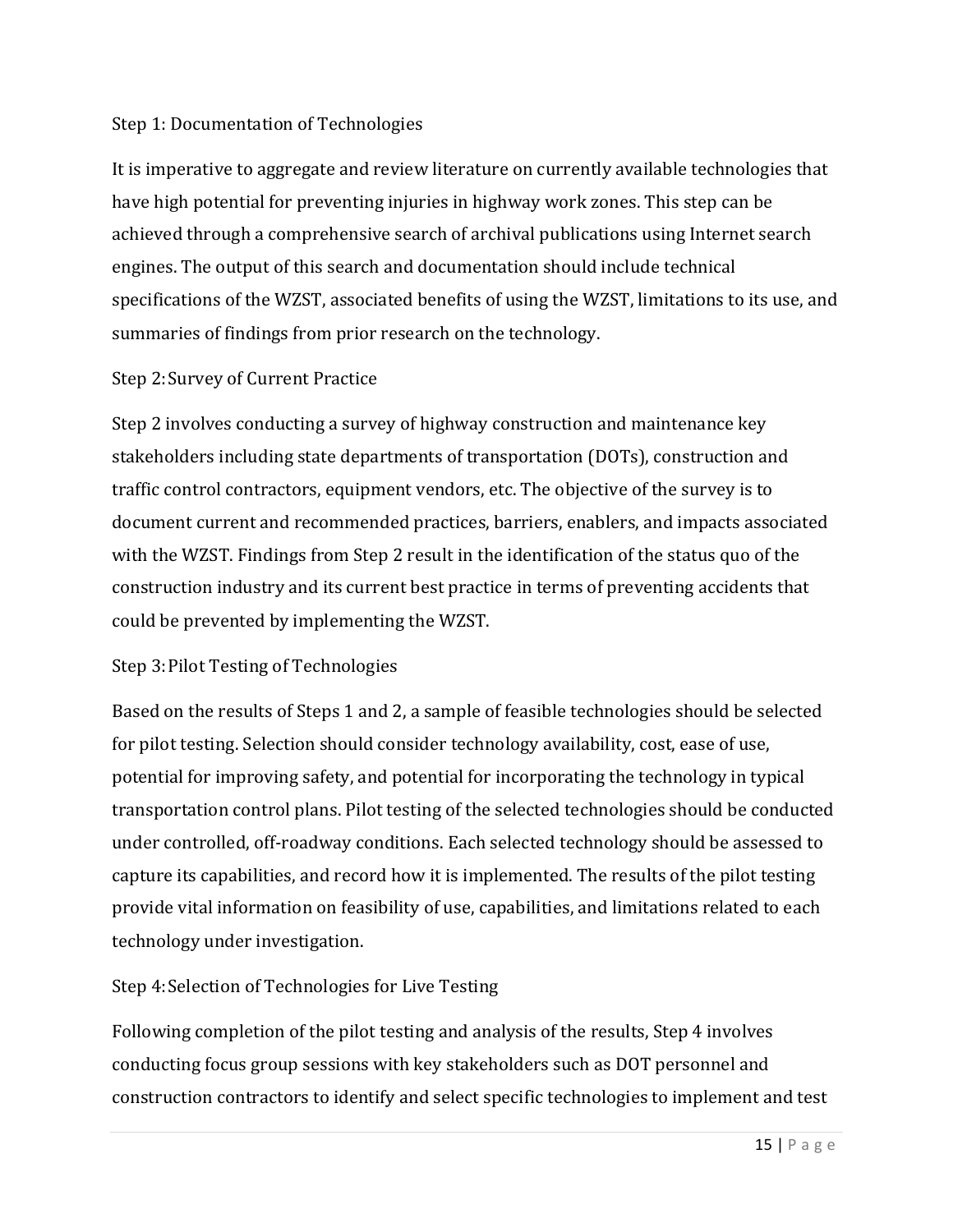Step 1: Documentation of Technologies

It is imperative to aggregate and review literature on currently available technologies that have high potential for preventing injuries in highway work zones. This step can be achieved through a comprehensive search of archival publications using Internet search engines. The output of this search and documentation should include technical specifications of the WZST, associated benefits of using the WZST, limitations to its use, and summaries of findings from prior research on the technology.

Step 2: Survey of Current Practice

Step 2 involves conducting a survey of highway construction and maintenance key stakeholders including state departments of transportation (DOTs), construction and traffic control contractors, equipment vendors, etc. The objective of the survey is to document current and recommended practices, barriers, enablers, and impacts associated with the WZST. Findings from Step 2 result in the identification of the status quo of the construction industry and its current best practice in terms of preventing accidents that could be prevented by implementing the WZST.

Step 3: Pilot Testing of Technologies

Based on the results of Steps 1 and 2, a sample of feasible technologies should be selected for pilot testing. Selection should consider technology availability, cost, ease of use, potential for improving safety, and potential for incorporating the technology in typical transportation control plans. Pilot testing of the selected technologies should be conducted under controlled, off-roadway conditions. Each selected technology should be assessed to capture its capabilities, and record how it is implemented. The results of the pilot testing provide vital information on feasibility of use, capabilities, and limitations related to each technology under investigation.

Step 4: Selection of Technologies for Live Testing

Following completion of the pilot testing and analysis of the results, Step 4 involves conducting focus group sessions with key stakeholders such as DOT personnel and construction contractors to identify and select specific technologies to implement and test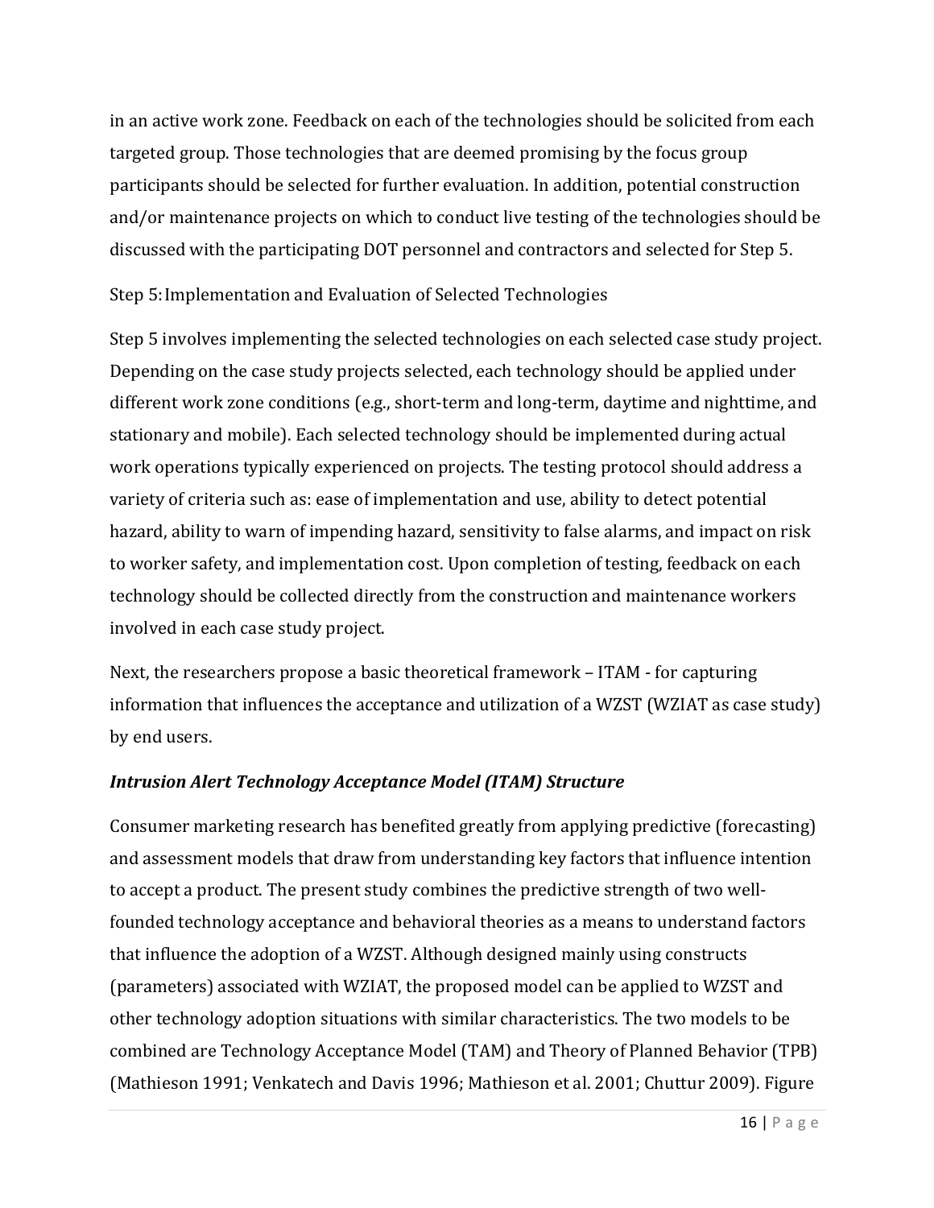in an active work zone. Feedback on each of the technologies should be solicited from each targeted group. Those technologies that are deemed promising by the focus group participants should be selected for further evaluation. In addition, potential construction and/or maintenance projects on which to conduct live testing of the technologies should be discussed with the participating DOT personnel and contractors and selected for Step 5.

Step 5: Implementation and Evaluation of Selected Technologies

Step 5 involves implementing the selected technologies on each selected case study project. Depending on the case study projects selected, each technology should be applied under different work zone conditions (e.g., short-term and long-term, daytime and nighttime, and stationary and mobile). Each selected technology should be implemented during actual work operations typically experienced on projects. The testing protocol should address a variety of criteria such as: ease of implementation and use, ability to detect potential hazard, ability to warn of impending hazard, sensitivity to false alarms, and impact on risk to worker safety, and implementation cost. Upon completion of testing, feedback on each technology should be collected directly from the construction and maintenance workers involved in each case study project.

Next, the researchers propose a basic theoretical framework – ITAM - for capturing information that influences the acceptance and utilization of a WZST (WZIAT as case study) by end users.

### *Intrusion Alert Technology Acceptance Model (ITAM) Structure*

Consumer marketing research has benefited greatly from applying predictive (forecasting) and assessment models that draw from understanding key factors that influence intention to accept a product. The present study combines the predictive strength of two well-founded technology acceptance and behavioral theories as a means to understand factors that influence the adoption of a WZST. Although designed mainly using constructs (parameters) associated with WZIAT, the proposed model can be applied to WZST and other technology adoption situations with similar characteristics. The two models to be combined are Technology Acceptance Model (TAM) and Theory of Planned Behavior (TPB) (Mathieson 1991; Venkatech and Davis 1996; Mathieson et al. 2001; Chuttur 2009). Figure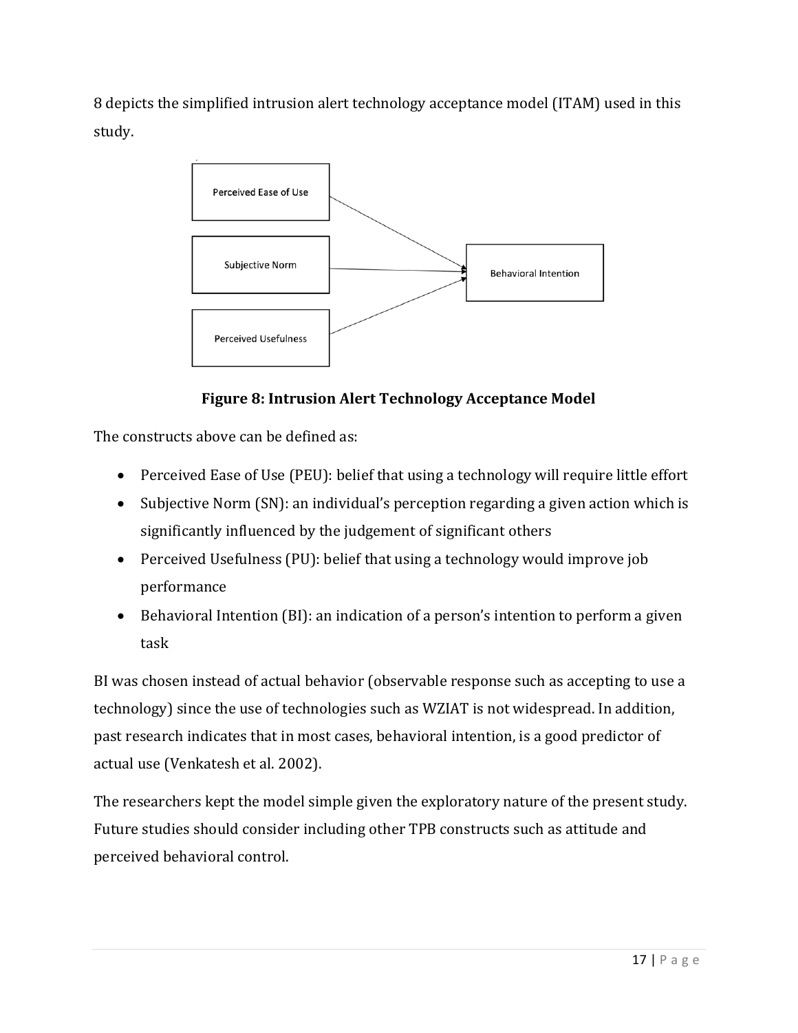8 depicts the simplified intrusion alert technology acceptance model (ITAM) used in this study.

**Figure 8: Intrusion Alert Technology Acceptance Model**

The constructs above can be defined as:

- Perceived Ease of Use (PEU): belief that using a technology will require little effort
- Subjective Norm (SN): an individual's perception regarding a given action which is significantly influenced by the judgement of significant others
- Perceived Usefulness (PU): belief that using a technology would improve job performance
- Behavioral Intention (BI): an indication of a person's intention to perform a given task

BI was chosen instead of actual behavior (observable response such as accepting to use a technology) since the use of technologies such as WZIAT is not widespread. In addition, past research indicates that in most cases, behavioral intention, is a good predictor of actual use (Venkatesh et al. 2002).

The researchers kept the model simple given the exploratory nature of the present study. Future studies should consider including other TPB constructs such as attitude and perceived behavioral control.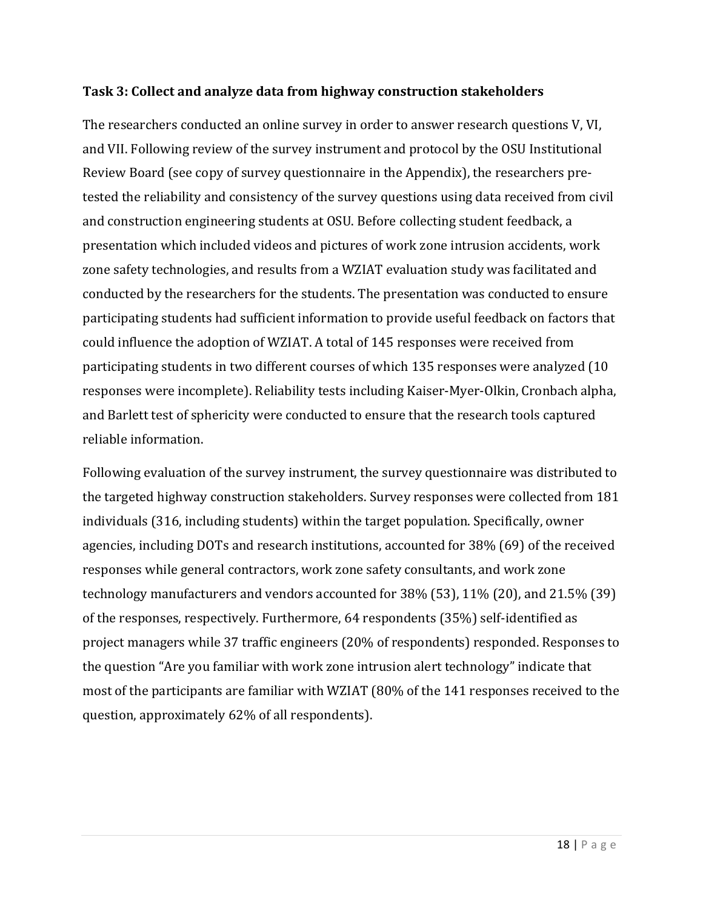### Task 3: Collect and analyze data from highway construction stakeholders

The researchers conducted an online survey in order to answer research questions V, VI, and VII. Following review of the survey instrument and protocol by the OSU Institutional Review Board (see copy of survey questionnaire in the Appendix), the researchers pre-tested the reliability and consistency of the survey questions using data received from civil and construction engineering students at OSU. Before collecting student feedback, a presentation which included videos and pictures of work zone intrusion accidents, work zone safety technologies, and results from a WZIAT evaluation study was facilitated and conducted by the researchers for the students. The presentation was conducted to ensure participating students had sufficient information to provide useful feedback on factors that could influence the adoption of WZIAT. A total of 145 responses were received from participating students in two different courses of which 135 responses were analyzed (10 responses were incomplete). Reliability tests including Kaiser-Myer-Olkin, Cronbach alpha, and Barlett test of sphericity were conducted to ensure that the research tools captured reliable information.

Following evaluation of the survey instrument, the survey questionnaire was distributed to the targeted highway construction stakeholders. Survey responses were collected from 181 individuals (316, including students) within the target population. Specifically, owner agencies, including DOTs and research institutions, accounted for 38% (69) of the received responses while general contractors, work zone safety consultants, and work zone technology manufacturers and vendors accounted for 38% (53), 11% (20), and 21.5% (39) of the responses, respectively. Furthermore, 64 respondents (35%) self-identified as project managers while 37 traffic engineers (20% of respondents) responded. Responses to the question "Are you familiar with work zone intrusion alert technology" indicate that most of the participants are familiar with WZIAT (80% of the 141 responses received to the question, approximately 62% of all respondents).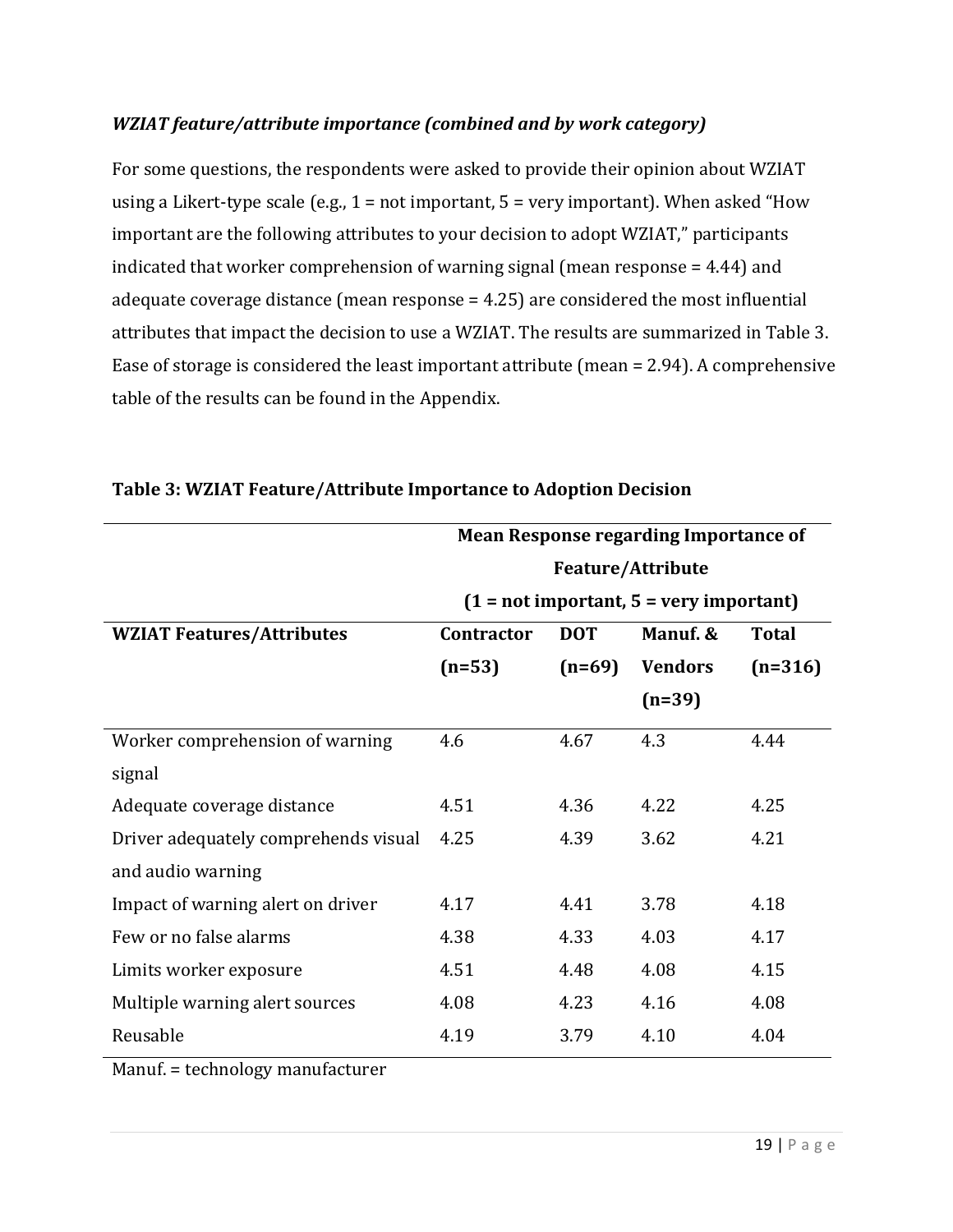*WZIAT feature/attribute importance (combined and by work category)*

For some questions, the respondents were asked to provide their opinion about WZIAT using a Likert-type scale (e.g., 1 = not important, 5 = very important). When asked "How important are the following attributes to your decision to adopt WZIAT," participants indicated that worker comprehension of warning signal (mean response = 4.44) and adequate coverage distance (mean response = 4.25) are considered the most influential attributes that impact the decision to use a WZIAT. The results are summarized in Table 3. Ease of storage is considered the least important attribute (mean = 2.94). A comprehensive table of the results can be found in the Appendix.

**Table 3: WZIAT Feature/Attribute Importance to Adoption Decision**

| | Mean Response regarding Importance of Feature/Attribute (1 = not important, 5 = very important) | | | |
|---|---|---|---|---|
| **WZIAT Features/Attributes** | **Contractor (n=53)** | **DOT (n=69)** | **Manuf. & Vendors (n=39)** | **Total (n=316)** |
| Worker comprehension of warning signal | 4.6 | 4.67 | 4.3 | 4.44 |
| Adequate coverage distance | 4.51 | 4.36 | 4.22 | 4.25 |
| Driver adequately comprehends visual and audio warning | 4.25 | 4.39 | 3.62 | 4.21 |
| Impact of warning alert on driver | 4.17 | 4.41 | 3.78 | 4.18 |
| Few or no false alarms | 4.38 | 4.33 | 4.03 | 4.17 |
| Limits worker exposure | 4.51 | 4.48 | 4.08 | 4.15 |
| Multiple warning alert sources | 4.08 | 4.23 | 4.16 | 4.08 |
| Reusable | 4.19 | 3.79 | 4.10 | 4.04 |

Manuf. = technology manufacturer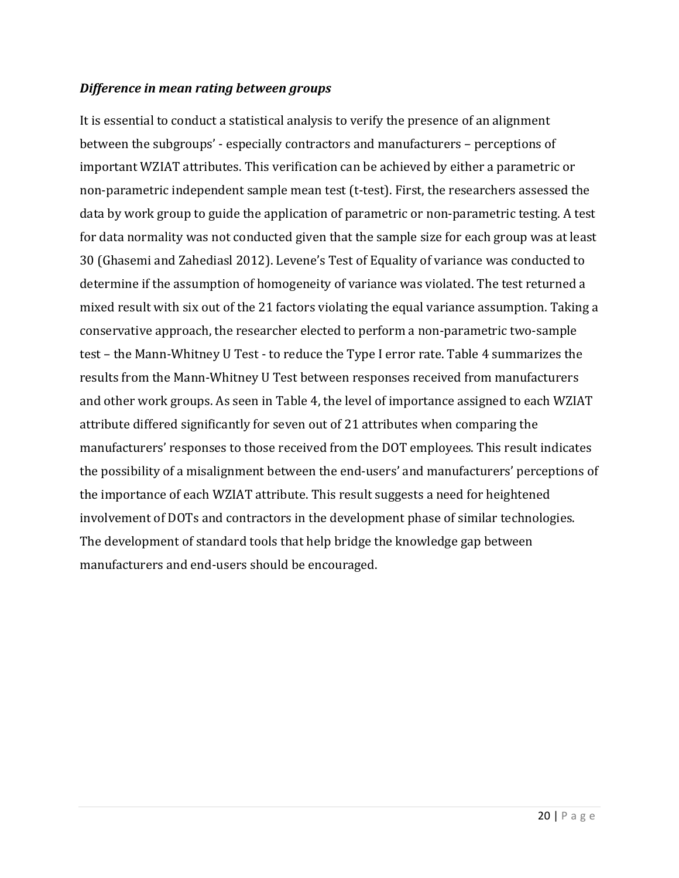***Difference in mean rating between groups***

It is essential to conduct a statistical analysis to verify the presence of an alignment between the subgroups' - especially contractors and manufacturers – perceptions of important WZIAT attributes. This verification can be achieved by either a parametric or non-parametric independent sample mean test (t-test). First, the researchers assessed the data by work group to guide the application of parametric or non-parametric testing. A test for data normality was not conducted given that the sample size for each group was at least 30 (Ghasemi and Zahediasl 2012). Levene's Test of Equality of variance was conducted to determine if the assumption of homogeneity of variance was violated. The test returned a mixed result with six out of the 21 factors violating the equal variance assumption. Taking a conservative approach, the researcher elected to perform a non-parametric two-sample test – the Mann-Whitney U Test - to reduce the Type I error rate. Table 4 summarizes the results from the Mann-Whitney U Test between responses received from manufacturers and other work groups. As seen in Table 4, the level of importance assigned to each WZIAT attribute differed significantly for seven out of 21 attributes when comparing the manufacturers' responses to those received from the DOT employees. This result indicates the possibility of a misalignment between the end-users' and manufacturers' perceptions of the importance of each WZIAT attribute. This result suggests a need for heightened involvement of DOTs and contractors in the development phase of similar technologies. The development of standard tools that help bridge the knowledge gap between manufacturers and end-users should be encouraged.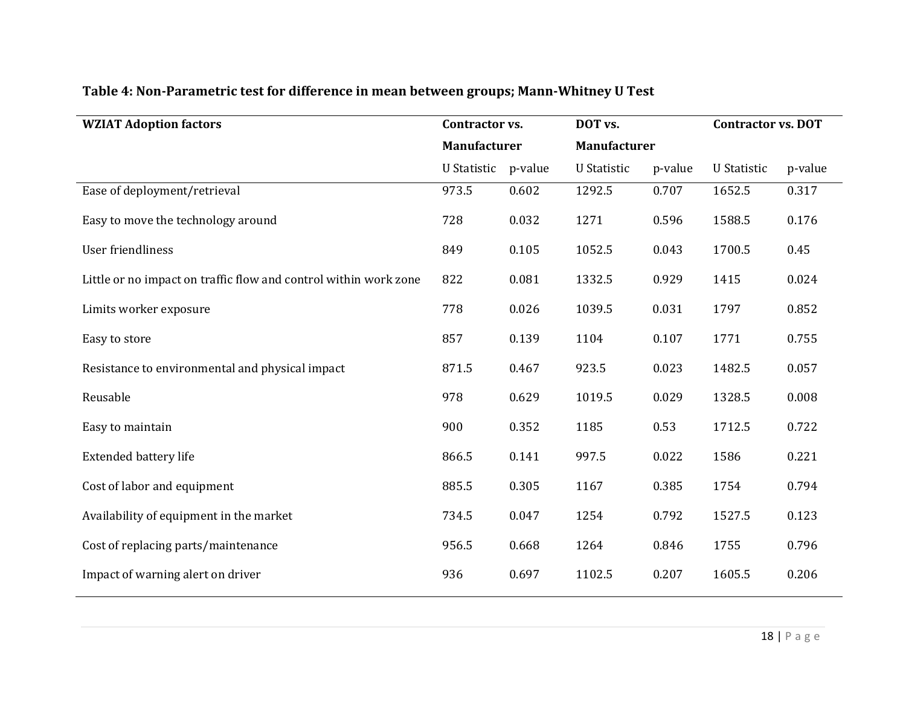**Table 4: Non-Parametric test for difference in mean between groups; Mann-Whitney U Test**

| WZIAT Adoption factors | Contractor vs. Manufacturer | | DOT vs. Manufacturer | | Contractor vs. DOT | |
|---|---|---|---|---|---|---|
| | U Statistic | p-value | U Statistic | p-value | U Statistic | p-value |
| Ease of deployment/retrieval | 973.5 | 0.602 | 1292.5 | 0.707 | 1652.5 | 0.317 |
| Easy to move the technology around | 728 | 0.032 | 1271 | 0.596 | 1588.5 | 0.176 |
| User friendliness | 849 | 0.105 | 1052.5 | 0.043 | 1700.5 | 0.45 |
| Little or no impact on traffic flow and control within work zone | 822 | 0.081 | 1332.5 | 0.929 | 1415 | 0.024 |
| Limits worker exposure | 778 | 0.026 | 1039.5 | 0.031 | 1797 | 0.852 |
| Easy to store | 857 | 0.139 | 1104 | 0.107 | 1771 | 0.755 |
| Resistance to environmental and physical impact | 871.5 | 0.467 | 923.5 | 0.023 | 1482.5 | 0.057 |
| Reusable | 978 | 0.629 | 1019.5 | 0.029 | 1328.5 | 0.008 |
| Easy to maintain | 900 | 0.352 | 1185 | 0.53 | 1712.5 | 0.722 |
| Extended battery life | 866.5 | 0.141 | 997.5 | 0.022 | 1586 | 0.221 |
| Cost of labor and equipment | 885.5 | 0.305 | 1167 | 0.385 | 1754 | 0.794 |
| Availability of equipment in the market | 734.5 | 0.047 | 1254 | 0.792 | 1527.5 | 0.123 |
| Cost of replacing parts/maintenance | 956.5 | 0.668 | 1264 | 0.846 | 1755 | 0.796 |
| Impact of warning alert on driver | 936 | 0.697 | 1102.5 | 0.207 | 1605.5 | 0.206 |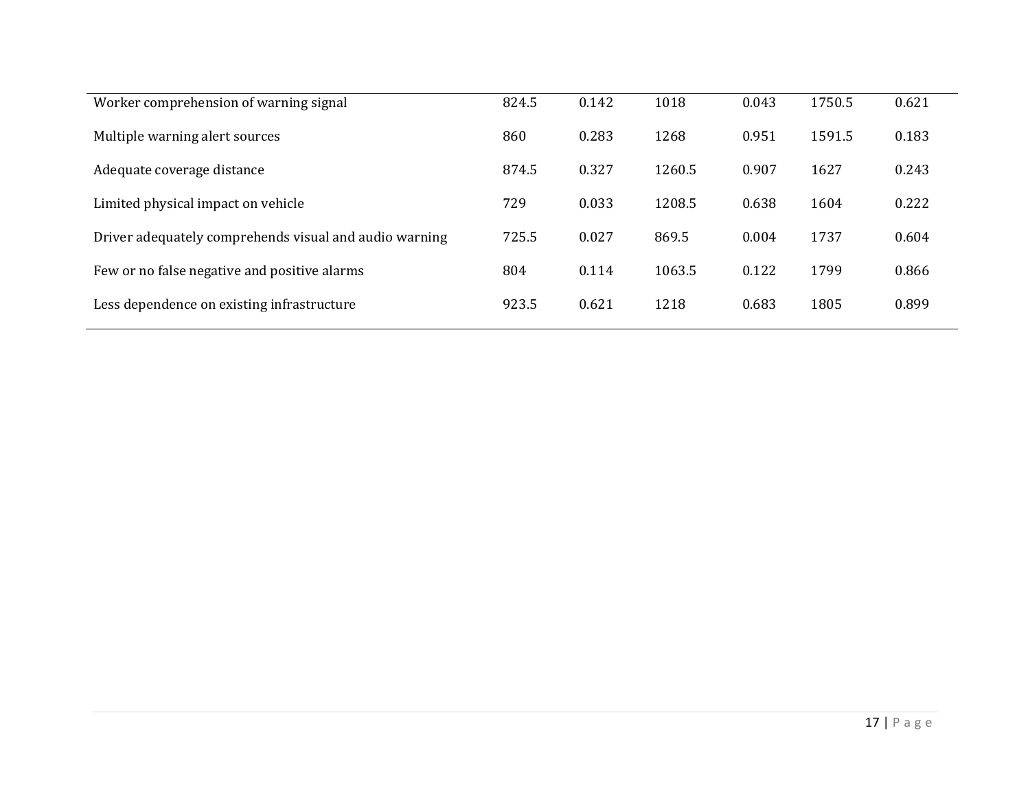| | | | | | | |
|---|---|---|---|---|---|---|
| Worker comprehension of warning signal | 824.5 | 0.142 | 1018 | 0.043 | 1750.5 | 0.621 |
| Multiple warning alert sources | 860 | 0.283 | 1268 | 0.951 | 1591.5 | 0.183 |
| Adequate coverage distance | 874.5 | 0.327 | 1260.5 | 0.907 | 1627 | 0.243 |
| Limited physical impact on vehicle | 729 | 0.033 | 1208.5 | 0.638 | 1604 | 0.222 |
| Driver adequately comprehends visual and audio warning | 725.5 | 0.027 | 869.5 | 0.004 | 1737 | 0.604 |
| Few or no false negative and positive alarms | 804 | 0.114 | 1063.5 | 0.122 | 1799 | 0.866 |
| Less dependence on existing infrastructure | 923.5 | 0.621 | 1218 | 0.683 | 1805 | 0.899 |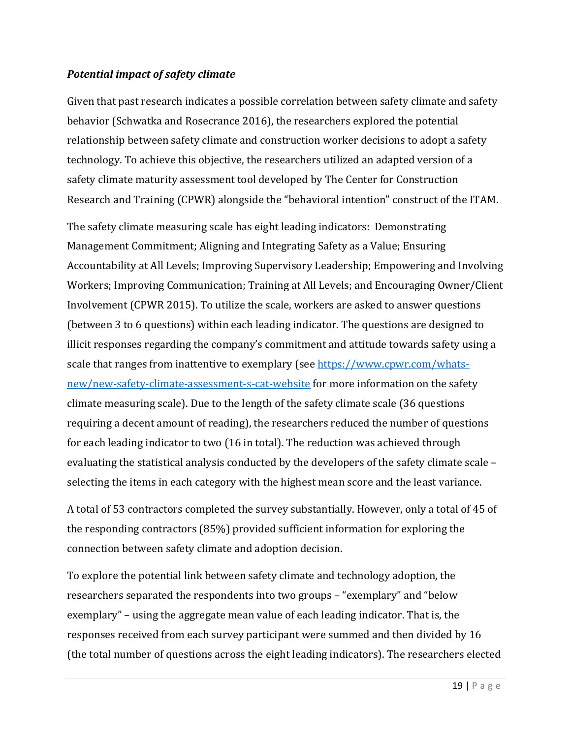### *Potential impact of safety climate*

Given that past research indicates a possible correlation between safety climate and safety behavior (Schwatka and Rosecrance 2016), the researchers explored the potential relationship between safety climate and construction worker decisions to adopt a safety technology. To achieve this objective, the researchers utilized an adapted version of a safety climate maturity assessment tool developed by The Center for Construction Research and Training (CPWR) alongside the "behavioral intention" construct of the ITAM.

The safety climate measuring scale has eight leading indicators: Demonstrating Management Commitment; Aligning and Integrating Safety as a Value; Ensuring Accountability at All Levels; Improving Supervisory Leadership; Empowering and Involving Workers; Improving Communication; Training at All Levels; and Encouraging Owner/Client Involvement (CPWR 2015). To utilize the scale, workers are asked to answer questions (between 3 to 6 questions) within each leading indicator. The questions are designed to illicit responses regarding the company's commitment and attitude towards safety using a scale that ranges from inattentive to exemplary (see [https://www.cpwr.com/whats-new/new-safety-climate-assessment-s-cat-website](https://www.cpwr.com/whats-new/new-safety-climate-assessment-s-cat-website) for more information on the safety climate measuring scale). Due to the length of the safety climate scale (36 questions requiring a decent amount of reading), the researchers reduced the number of questions for each leading indicator to two (16 in total). The reduction was achieved through evaluating the statistical analysis conducted by the developers of the safety climate scale – selecting the items in each category with the highest mean score and the least variance.

A total of 53 contractors completed the survey substantially. However, only a total of 45 of the responding contractors (85%) provided sufficient information for exploring the connection between safety climate and adoption decision.

To explore the potential link between safety climate and technology adoption, the researchers separated the respondents into two groups – "exemplary" and "below exemplary" – using the aggregate mean value of each leading indicator. That is, the responses received from each survey participant were summed and then divided by 16 (the total number of questions across the eight leading indicators). The researchers elected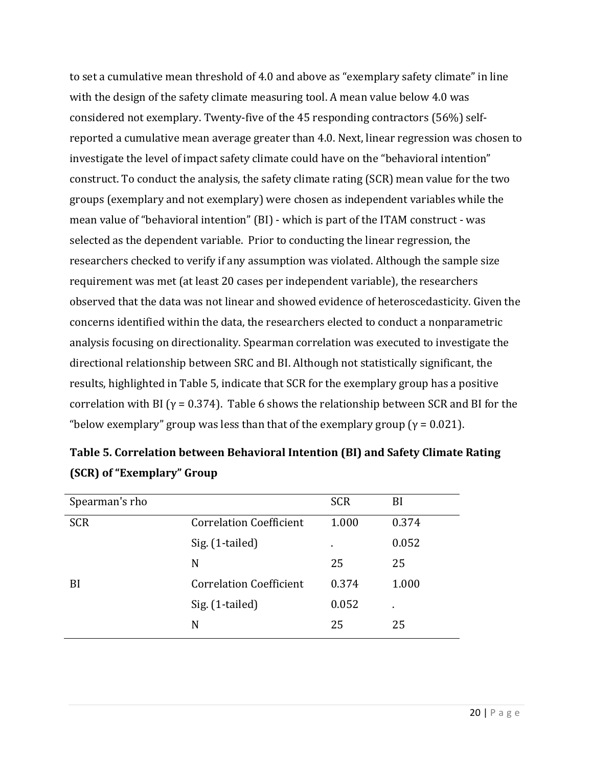to set a cumulative mean threshold of 4.0 and above as "exemplary safety climate" in line with the design of the safety climate measuring tool. A mean value below 4.0 was considered not exemplary. Twenty-five of the 45 responding contractors (56%) self-reported a cumulative mean average greater than 4.0. Next, linear regression was chosen to investigate the level of impact safety climate could have on the "behavioral intention" construct. To conduct the analysis, the safety climate rating (SCR) mean value for the two groups (exemplary and not exemplary) were chosen as independent variables while the mean value of "behavioral intention" (BI) - which is part of the ITAM construct - was selected as the dependent variable. Prior to conducting the linear regression, the researchers checked to verify if any assumption was violated. Although the sample size requirement was met (at least 20 cases per independent variable), the researchers observed that the data was not linear and showed evidence of heteroscedasticity. Given the concerns identified within the data, the researchers elected to conduct a nonparametric analysis focusing on directionality. Spearman correlation was executed to investigate the directional relationship between SRC and BI. Although not statistically significant, the results, highlighted in Table 5, indicate that SCR for the exemplary group has a positive correlation with BI ($\gamma = 0.374$). Table 6 shows the relationship between SCR and BI for the "below exemplary" group was less than that of the exemplary group ($\gamma = 0.021$).

**Table 5. Correlation between Behavioral Intention (BI) and Safety Climate Rating (SCR) of "Exemplary" Group**

| Spearman's rho | | SCR | BI |
|---|---|---|---|
| SCR | Correlation Coefficient | 1.000 | 0.374 |
| | Sig. (1-tailed) | . | 0.052 |
| | N | 25 | 25 |
| BI | Correlation Coefficient | 0.374 | 1.000 |
| | Sig. (1-tailed) | 0.052 | . |
| | N | 25 | 25 |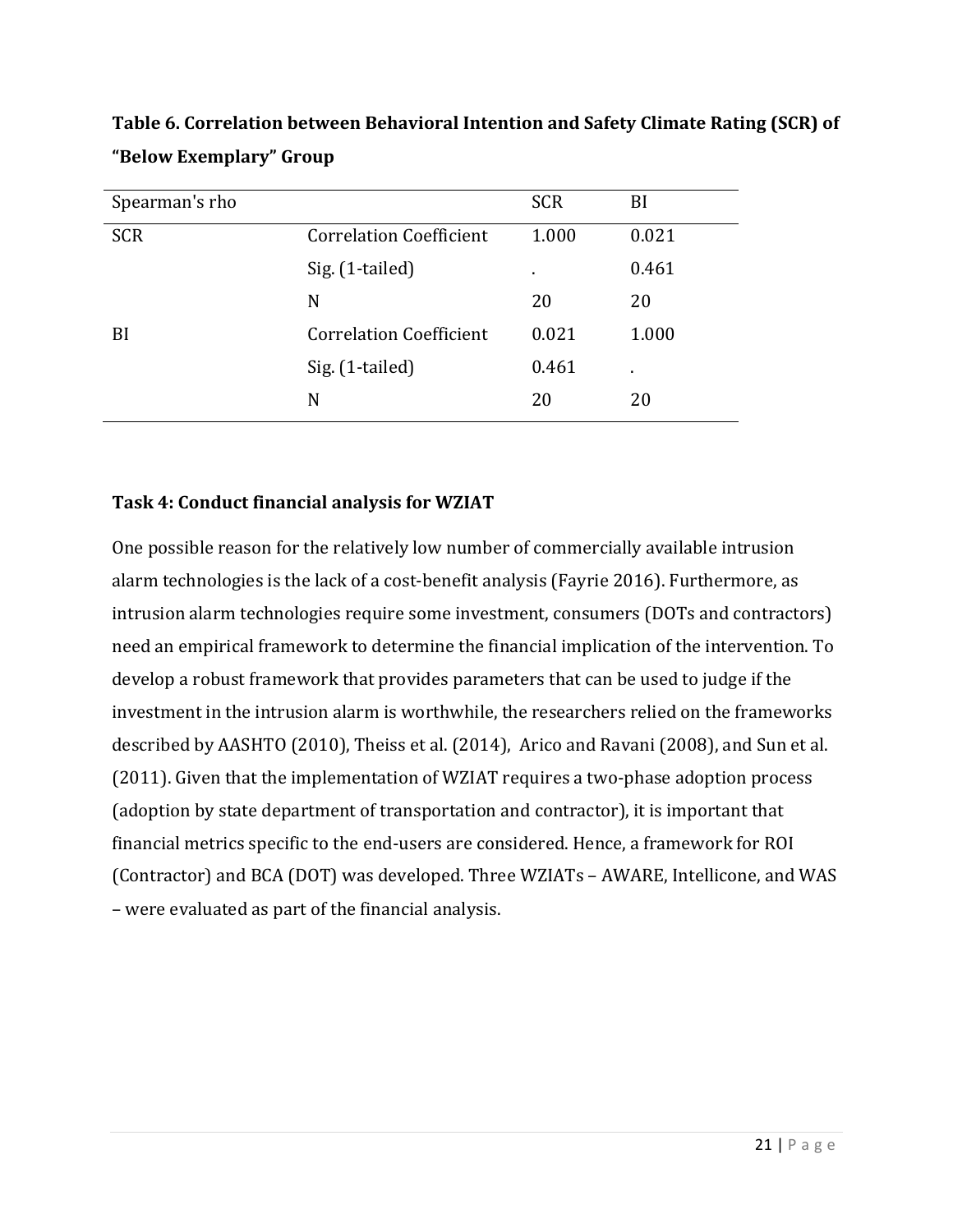**Table 6. Correlation between Behavioral Intention and Safety Climate Rating (SCR) of "Below Exemplary" Group**

| Spearman's rho | | SCR | BI |
|---|---|---|---|
| SCR | Correlation Coefficient | 1.000 | 0.021 |
| | Sig. (1-tailed) | . | 0.461 |
| | N | 20 | 20 |
| BI | Correlation Coefficient | 0.021 | 1.000 |
| | Sig. (1-tailed) | 0.461 | . |
| | N | 20 | 20 |

### Task 4: Conduct financial analysis for WZIAT

One possible reason for the relatively low number of commercially available intrusion alarm technologies is the lack of a cost-benefit analysis (Fayrie 2016). Furthermore, as intrusion alarm technologies require some investment, consumers (DOTs and contractors) need an empirical framework to determine the financial implication of the intervention. To develop a robust framework that provides parameters that can be used to judge if the investment in the intrusion alarm is worthwhile, the researchers relied on the frameworks described by AASHTO (2010), Theiss et al. (2014), Arico and Ravani (2008), and Sun et al. (2011). Given that the implementation of WZIAT requires a two-phase adoption process (adoption by state department of transportation and contractor), it is important that financial metrics specific to the end-users are considered. Hence, a framework for ROI (Contractor) and BCA (DOT) was developed. Three WZIATs – AWARE, Intellicone, and WAS – were evaluated as part of the financial analysis.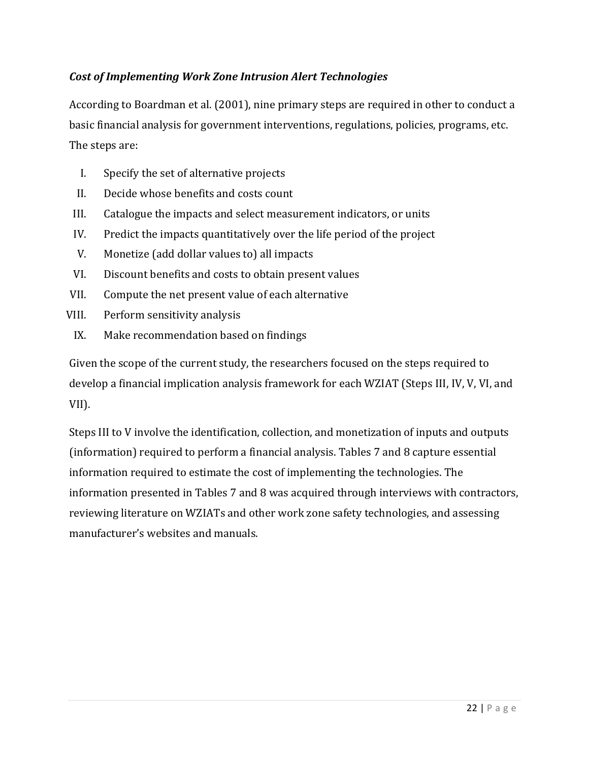### *Cost of Implementing Work Zone Intrusion Alert Technologies*

According to Boardman et al. (2001), nine primary steps are required in other to conduct a basic financial analysis for government interventions, regulations, policies, programs, etc. The steps are:

I. Specify the set of alternative projects
II. Decide whose benefits and costs count
III. Catalogue the impacts and select measurement indicators, or units
IV. Predict the impacts quantitatively over the life period of the project
V. Monetize (add dollar values to) all impacts
VI. Discount benefits and costs to obtain present values
VII. Compute the net present value of each alternative
VIII. Perform sensitivity analysis
IX. Make recommendation based on findings

Given the scope of the current study, the researchers focused on the steps required to develop a financial implication analysis framework for each WZIAT (Steps III, IV, V, VI, and VII).

Steps III to V involve the identification, collection, and monetization of inputs and outputs (information) required to perform a financial analysis. Tables 7 and 8 capture essential information required to estimate the cost of implementing the technologies. The information presented in Tables 7 and 8 was acquired through interviews with contractors, reviewing literature on WZIATs and other work zone safety technologies, and assessing manufacturer's websites and manuals.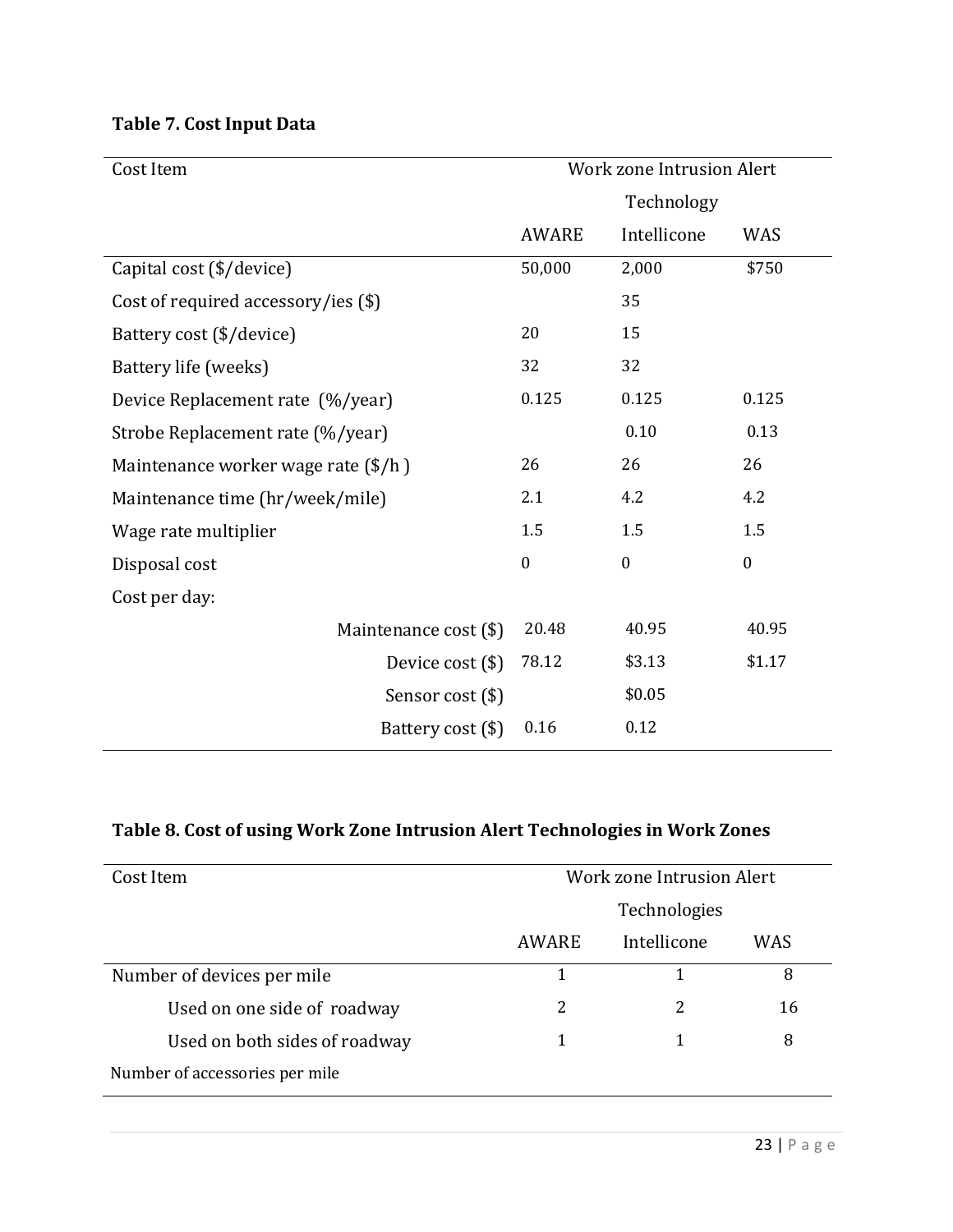**Table 7. Cost Input Data**

| Cost Item | Work zone Intrusion Alert Technology | | |
|---|---|---|---|
| | AWARE | Intellicone | WAS |
| Capital cost ($/device) | 50,000 | 2,000 | $750 |
| Cost of required accessory/ies ($) | | 35 | |
| Battery cost ($/device) | 20 | 15 | |
| Battery life (weeks) | 32 | 32 | |
| Device Replacement rate (%/year) | 0.125 | 0.125 | 0.125 |
| Strobe Replacement rate (%/year) | | 0.10 | 0.13 |
| Maintenance worker wage rate ($/h ) | 26 | 26 | 26 |
| Maintenance time (hr/week/mile) | 2.1 | 4.2 | 4.2 |
| Wage rate multiplier | 1.5 | 1.5 | 1.5 |
| Disposal cost | 0 | 0 | 0 |
| Cost per day: | | | |
| Maintenance cost ($) | 20.48 | 40.95 | 40.95 |
| Device cost ($) | 78.12 | $3.13 | $1.17 |
| Sensor cost ($) | | $0.05 | |
| Battery cost ($) | 0.16 | 0.12 | |

**Table 8. Cost of using Work Zone Intrusion Alert Technologies in Work Zones**

| Cost Item | Work zone Intrusion Alert Technologies | | |
|---|---|---|---|
| | AWARE | Intellicone | WAS |
| Number of devices per mile | 1 | 1 | 8 |
| Used on one side of roadway | 2 | 2 | 16 |
| Used on both sides of roadway | 1 | 1 | 8 |
| Number of accessories per mile | | | |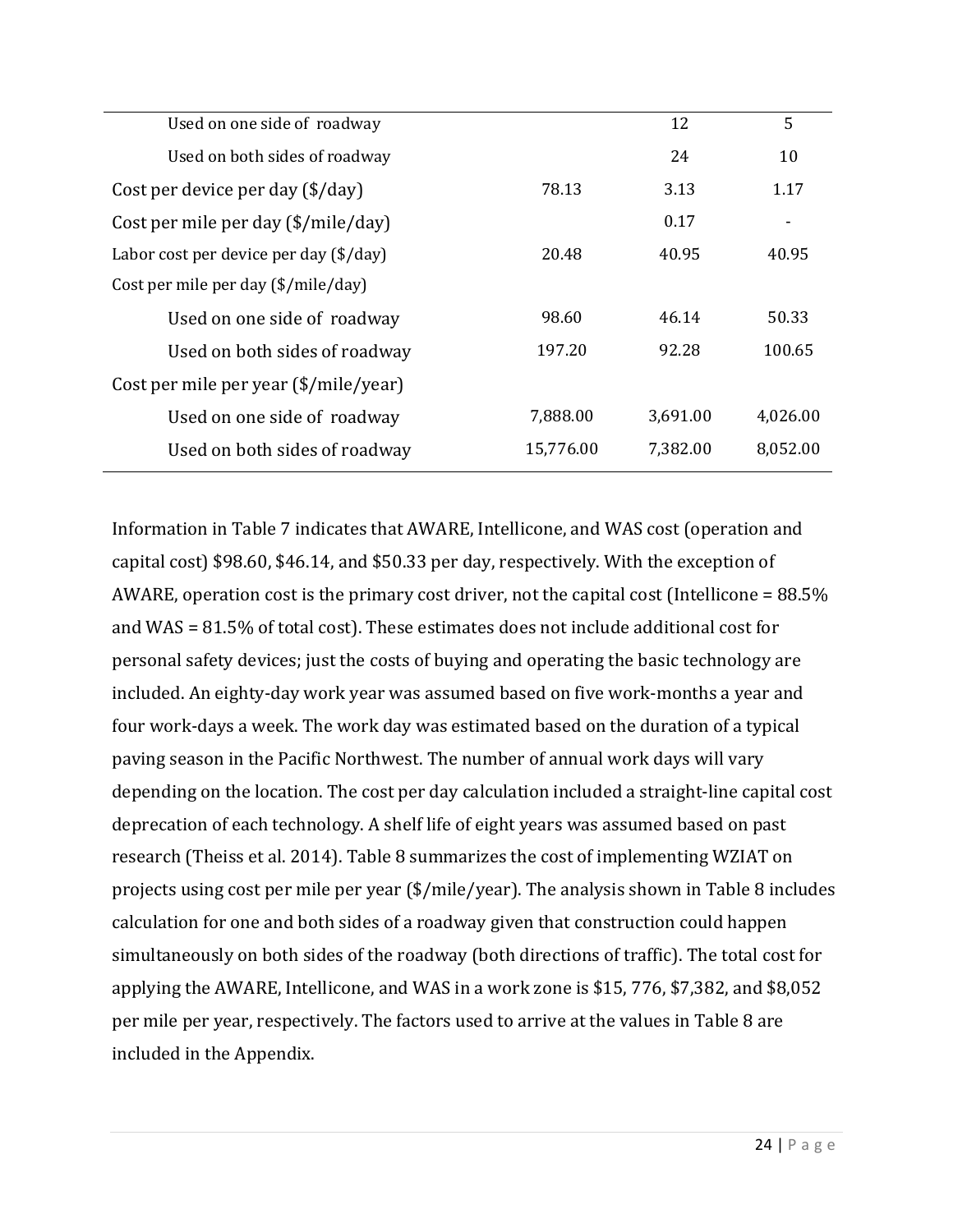| | | | |
|---|---|---|---|
| Used on one side of roadway | | 12 | 5 |
| Used on both sides of roadway | | 24 | 10 |
| Cost per device per day ($/day) | 78.13 | 3.13 | 1.17 |
| Cost per mile per day ($/mile/day) | | 0.17 | - |
| Labor cost per device per day ($/day) | 20.48 | 40.95 | 40.95 |
| Cost per mile per day ($/mile/day) | | | |
| Used on one side of roadway | 98.60 | 46.14 | 50.33 |
| Used on both sides of roadway | 197.20 | 92.28 | 100.65 |
| Cost per mile per year ($/mile/year) | | | |
| Used on one side of roadway | 7,888.00 | 3,691.00 | 4,026.00 |
| Used on both sides of roadway | 15,776.00 | 7,382.00 | 8,052.00 |

Information in Table 7 indicates that AWARE, Intellicone, and WAS cost (operation and capital cost) $98.60, $46.14, and $50.33 per day, respectively. With the exception of AWARE, operation cost is the primary cost driver, not the capital cost (Intellicone = 88.5% and WAS = 81.5% of total cost). These estimates does not include additional cost for personal safety devices; just the costs of buying and operating the basic technology are included. An eighty-day work year was assumed based on five work-months a year and four work-days a week. The work day was estimated based on the duration of a typical paving season in the Pacific Northwest. The number of annual work days will vary depending on the location. The cost per day calculation included a straight-line capital cost deprecation of each technology. A shelf life of eight years was assumed based on past research (Theiss et al. 2014). Table 8 summarizes the cost of implementing WZIAT on projects using cost per mile per year ($/mile/year). The analysis shown in Table 8 includes calculation for one and both sides of a roadway given that construction could happen simultaneously on both sides of the roadway (both directions of traffic). The total cost for applying the AWARE, Intellicone, and WAS in a work zone is $15, 776, $7,382, and $8,052 per mile per year, respectively. The factors used to arrive at the values in Table 8 are included in the Appendix.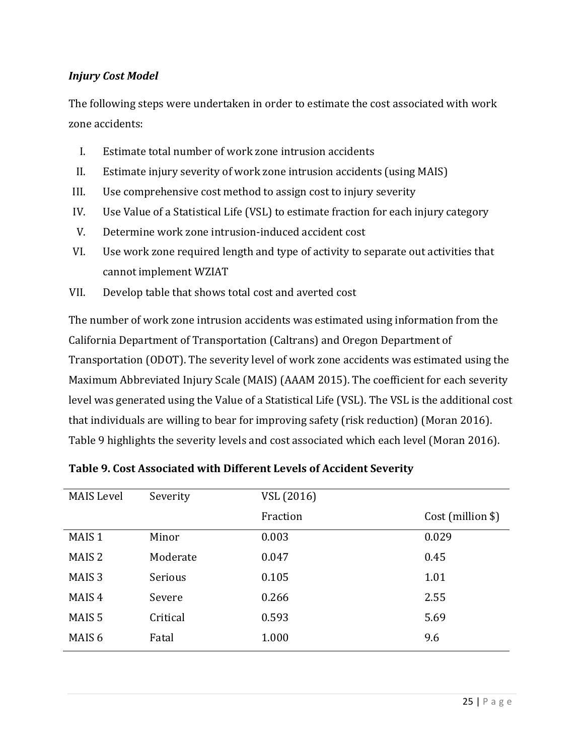### *Injury Cost Model*

The following steps were undertaken in order to estimate the cost associated with work zone accidents:

I. Estimate total number of work zone intrusion accidents
II. Estimate injury severity of work zone intrusion accidents (using MAIS)
III. Use comprehensive cost method to assign cost to injury severity
IV. Use Value of a Statistical Life (VSL) to estimate fraction for each injury category
V. Determine work zone intrusion-induced accident cost
VI. Use work zone required length and type of activity to separate out activities that cannot implement WZIAT
VII. Develop table that shows total cost and averted cost

The number of work zone intrusion accidents was estimated using information from the California Department of Transportation (Caltrans) and Oregon Department of Transportation (ODOT). The severity level of work zone accidents was estimated using the Maximum Abbreviated Injury Scale (MAIS) (AAAM 2015). The coefficient for each severity level was generated using the Value of a Statistical Life (VSL). The VSL is the additional cost that individuals are willing to bear for improving safety (risk reduction) (Moran 2016). Table 9 highlights the severity levels and cost associated which each level (Moran 2016).

**Table 9. Cost Associated with Different Levels of Accident Severity**

| MAIS Level | Severity | VSL (2016) | |
|---|---|---|---|
| | | Fraction | Cost (million $) |
| MAIS 1 | Minor | 0.003 | 0.029 |
| MAIS 2 | Moderate | 0.047 | 0.45 |
| MAIS 3 | Serious | 0.105 | 1.01 |
| MAIS 4 | Severe | 0.266 | 2.55 |
| MAIS 5 | Critical | 0.593 | 5.69 |
| MAIS 6 | Fatal | 1.000 | 9.6 |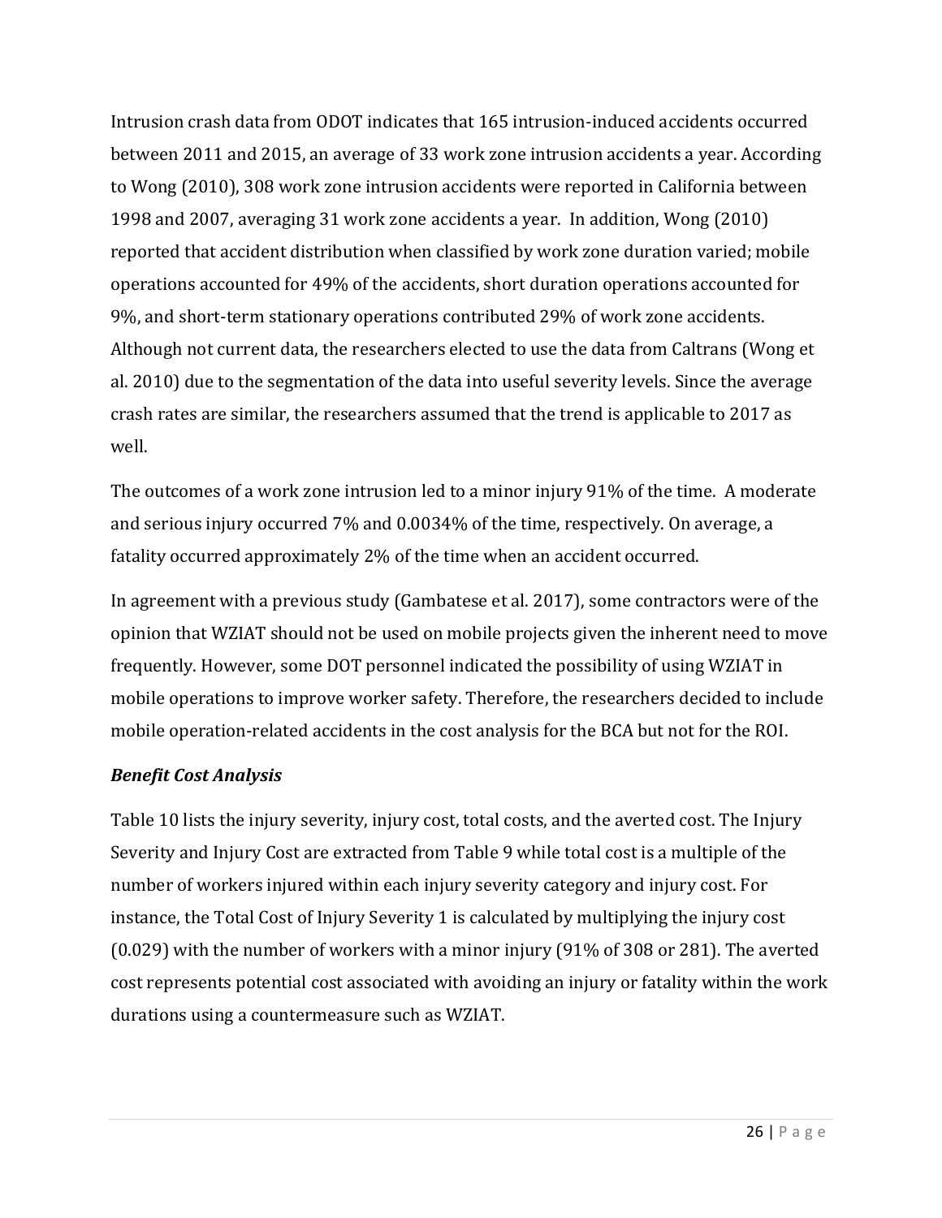Intrusion crash data from ODOT indicates that 165 intrusion-induced accidents occurred between 2011 and 2015, an average of 33 work zone intrusion accidents a year. According to Wong (2010), 308 work zone intrusion accidents were reported in California between 1998 and 2007, averaging 31 work zone accidents a year. In addition, Wong (2010) reported that accident distribution when classified by work zone duration varied; mobile operations accounted for 49% of the accidents, short duration operations accounted for 9%, and short-term stationary operations contributed 29% of work zone accidents. Although not current data, the researchers elected to use the data from Caltrans (Wong et al. 2010) due to the segmentation of the data into useful severity levels. Since the average crash rates are similar, the researchers assumed that the trend is applicable to 2017 as well.

The outcomes of a work zone intrusion led to a minor injury 91% of the time. A moderate and serious injury occurred 7% and 0.0034% of the time, respectively. On average, a fatality occurred approximately 2% of the time when an accident occurred.

In agreement with a previous study (Gambatese et al. 2017), some contractors were of the opinion that WZIAT should not be used on mobile projects given the inherent need to move frequently. However, some DOT personnel indicated the possibility of using WZIAT in mobile operations to improve worker safety. Therefore, the researchers decided to include mobile operation-related accidents in the cost analysis for the BCA but not for the ROI.

### *Benefit Cost Analysis*

Table 10 lists the injury severity, injury cost, total costs, and the averted cost. The Injury Severity and Injury Cost are extracted from Table 9 while total cost is a multiple of the number of workers injured within each injury severity category and injury cost. For instance, the Total Cost of Injury Severity 1 is calculated by multiplying the injury cost (0.029) with the number of workers with a minor injury (91% of 308 or 281). The averted cost represents potential cost associated with avoiding an injury or fatality within the work durations using a countermeasure such as WZIAT.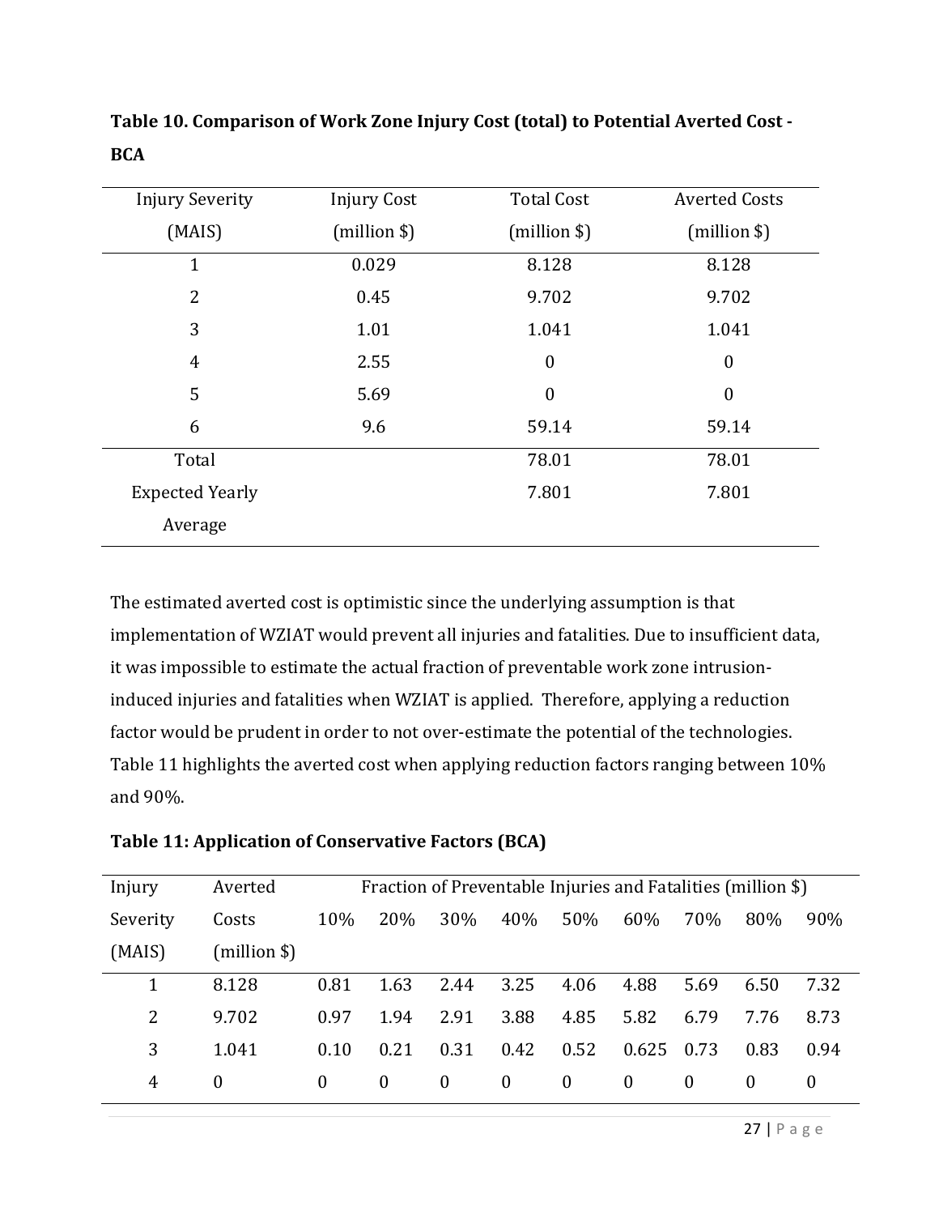**Table 10. Comparison of Work Zone Injury Cost (total) to Potential Averted Cost - BCA**

| Injury Severity (MAIS) | Injury Cost (million $) | Total Cost (million $) | Averted Costs (million $) |
|---|---|---|---|
| 1 | 0.029 | 8.128 | 8.128 |
| 2 | 0.45 | 9.702 | 9.702 |
| 3 | 1.01 | 1.041 | 1.041 |
| 4 | 2.55 | 0 | 0 |
| 5 | 5.69 | 0 | 0 |
| 6 | 9.6 | 59.14 | 59.14 |
| Total | | 78.01 | 78.01 |
| Expected Yearly Average | | 7.801 | 7.801 |

The estimated averted cost is optimistic since the underlying assumption is that implementation of WZIAT would prevent all injuries and fatalities. Due to insufficient data, it was impossible to estimate the actual fraction of preventable work zone intrusion-induced injuries and fatalities when WZIAT is applied. Therefore, applying a reduction factor would be prudent in order to not over-estimate the potential of the technologies. Table 11 highlights the averted cost when applying reduction factors ranging between 10% and 90%.

**Table 11: Application of Conservative Factors (BCA)**

| Injury Severity (MAIS) | Averted Costs (million $) | Fraction of Preventable Injuries and Fatalities (million $) | | | | | | | | |
|---|---|---|---|---|---|---|---|---|---|---|
| | | 10% | 20% | 30% | 40% | 50% | 60% | 70% | 80% | 90% |
| 1 | 8.128 | 0.81 | 1.63 | 2.44 | 3.25 | 4.06 | 4.88 | 5.69 | 6.50 | 7.32 |
| 2 | 9.702 | 0.97 | 1.94 | 2.91 | 3.88 | 4.85 | 5.82 | 6.79 | 7.76 | 8.73 |
| 3 | 1.041 | 0.10 | 0.21 | 0.31 | 0.42 | 0.52 | 0.625 | 0.73 | 0.83 | 0.94 |
| 4 | 0 | 0 | 0 | 0 | 0 | 0 | 0 | 0 | 0 | 0 |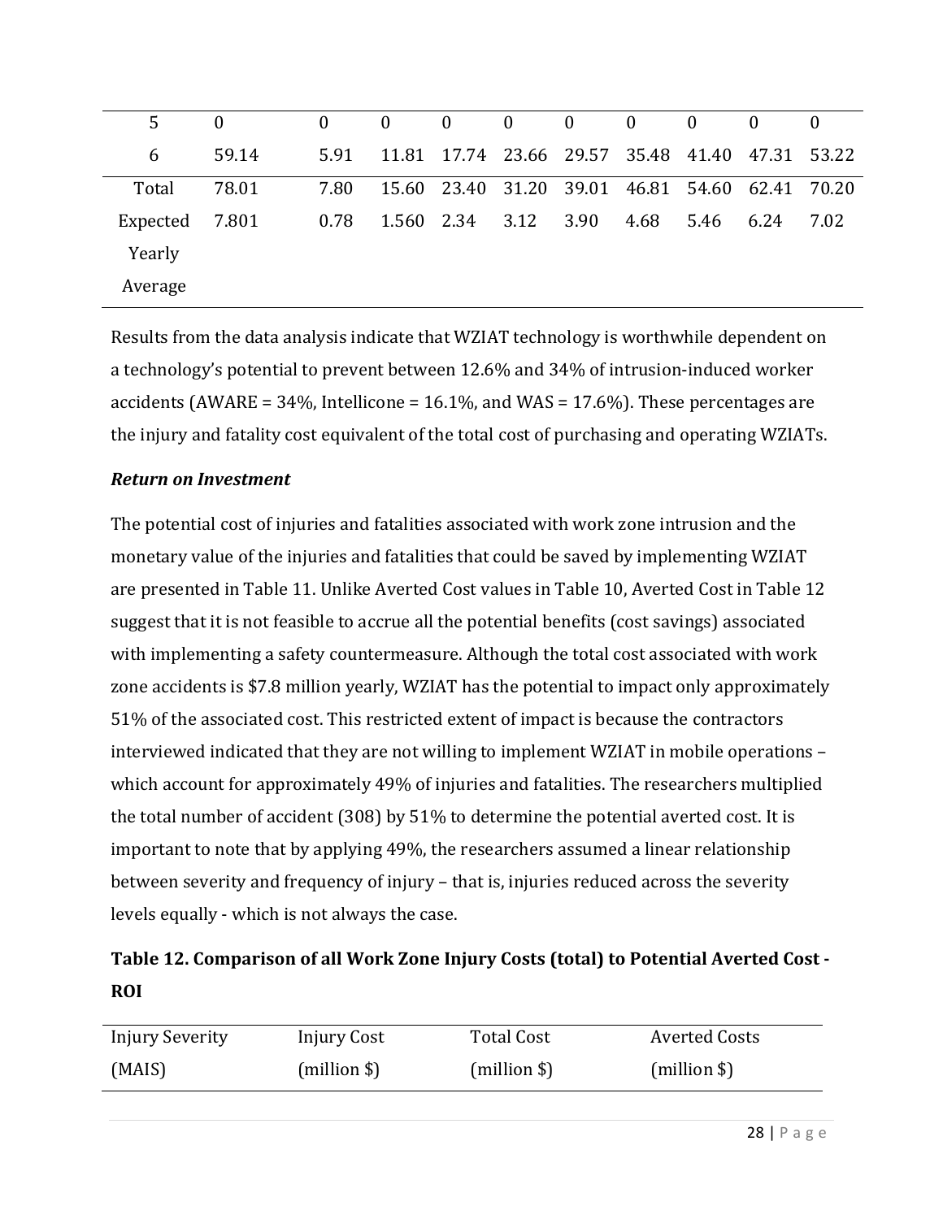| 5 | 0 | 0 | 0 | 0 | 0 | 0 | 0 | 0 | 0 | 0 |
|---|---|---|---|---|---|---|---|---|---|---|
| 6 | 59.14 | 5.91 | 11.81 | 17.74 | 23.66 | 29.57 | 35.48 | 41.40 | 47.31 | 53.22 |
| Total | 78.01 | 7.80 | 15.60 | 23.40 | 31.20 | 39.01 | 46.81 | 54.60 | 62.41 | 70.20 |
| Expected Yearly Average | 7.801 | 0.78 | 1.560 | 2.34 | 3.12 | 3.90 | 4.68 | 5.46 | 6.24 | 7.02 |

Results from the data analysis indicate that WZIAT technology is worthwhile dependent on a technology's potential to prevent between 12.6% and 34% of intrusion-induced worker accidents (AWARE = 34%, Intellicone = 16.1%, and WAS = 17.6%). These percentages are the injury and fatality cost equivalent of the total cost of purchasing and operating WZIATs.

### *Return on Investment*

The potential cost of injuries and fatalities associated with work zone intrusion and the monetary value of the injuries and fatalities that could be saved by implementing WZIAT are presented in Table 11. Unlike Averted Cost values in Table 10, Averted Cost in Table 12 suggest that it is not feasible to accrue all the potential benefits (cost savings) associated with implementing a safety countermeasure. Although the total cost associated with work zone accidents is $7.8 million yearly, WZIAT has the potential to impact only approximately 51% of the associated cost. This restricted extent of impact is because the contractors interviewed indicated that they are not willing to implement WZIAT in mobile operations – which account for approximately 49% of injuries and fatalities. The researchers multiplied the total number of accident (308) by 51% to determine the potential averted cost. It is important to note that by applying 49%, the researchers assumed a linear relationship between severity and frequency of injury – that is, injuries reduced across the severity levels equally - which is not always the case.

**Table 12. Comparison of all Work Zone Injury Costs (total) to Potential Averted Cost - ROI**

| Injury Severity (MAIS) | Injury Cost (million $) | Total Cost (million $) | Averted Costs (million $) |
|---|---|---|---|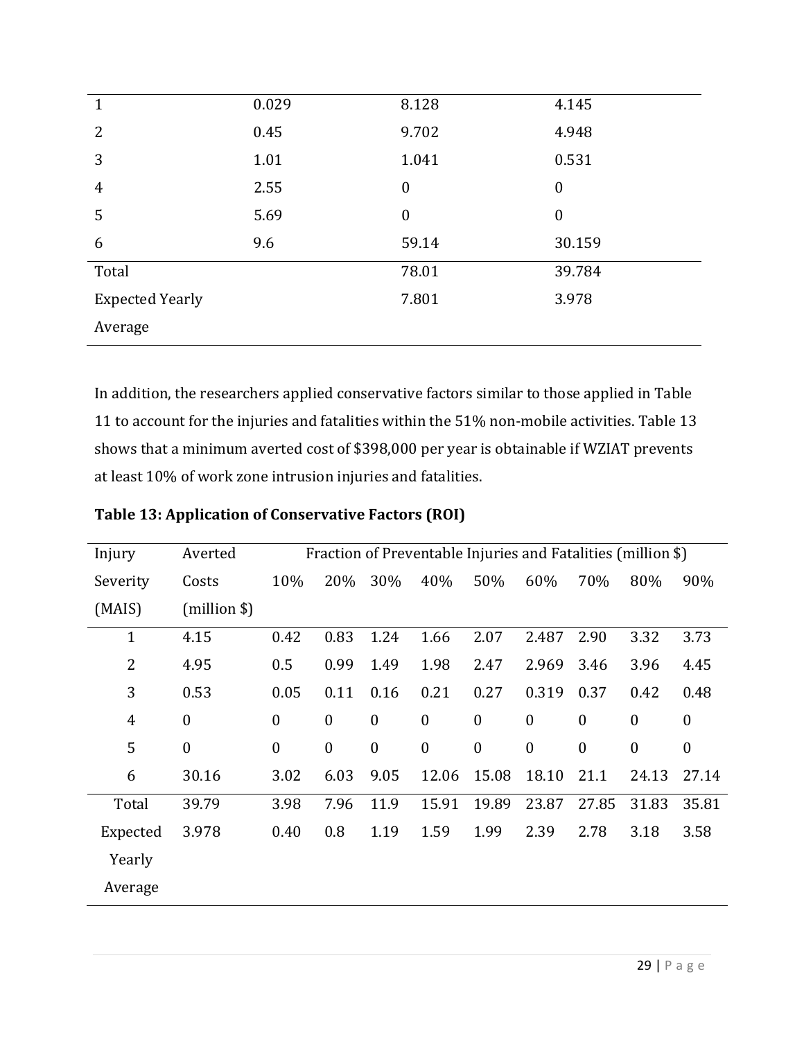| | | | |
|---|---|---|---|
| 1 | 0.029 | 8.128 | 4.145 |
| 2 | 0.45 | 9.702 | 4.948 |
| 3 | 1.01 | 1.041 | 0.531 |
| 4 | 2.55 | 0 | 0 |
| 5 | 5.69 | 0 | 0 |
| 6 | 9.6 | 59.14 | 30.159 |
| Total | | 78.01 | 39.784 |
| Expected Yearly Average | | 7.801 | 3.978 |

In addition, the researchers applied conservative factors similar to those applied in Table 11 to account for the injuries and fatalities within the 51% non-mobile activities. Table 13 shows that a minimum averted cost of $398,000 per year is obtainable if WZIAT prevents at least 10% of work zone intrusion injuries and fatalities.

**Table 13: Application of Conservative Factors (ROI)**

| Injury Severity (MAIS) | Averted Costs (million $) | Fraction of Preventable Injuries and Fatalities (million $) | | | | | | | | |
|---|---|---|---|---|---|---|---|---|---|---|
| | | 10% | 20% | 30% | 40% | 50% | 60% | 70% | 80% | 90% |
| 1 | 4.15 | 0.42 | 0.83 | 1.24 | 1.66 | 2.07 | 2.487 | 2.90 | 3.32 | 3.73 |
| 2 | 4.95 | 0.5 | 0.99 | 1.49 | 1.98 | 2.47 | 2.969 | 3.46 | 3.96 | 4.45 |
| 3 | 0.53 | 0.05 | 0.11 | 0.16 | 0.21 | 0.27 | 0.319 | 0.37 | 0.42 | 0.48 |
| 4 | 0 | 0 | 0 | 0 | 0 | 0 | 0 | 0 | 0 | 0 |
| 5 | 0 | 0 | 0 | 0 | 0 | 0 | 0 | 0 | 0 | 0 |
| 6 | 30.16 | 3.02 | 6.03 | 9.05 | 12.06 | 15.08 | 18.10 | 21.1 | 24.13 | 27.14 |
| Total | 39.79 | 3.98 | 7.96 | 11.9 | 15.91 | 19.89 | 23.87 | 27.85 | 31.83 | 35.81 |
| Expected Yearly Average | 3.978 | 0.40 | 0.8 | 1.19 | 1.59 | 1.99 | 2.39 | 2.78 | 3.18 | 3.58 |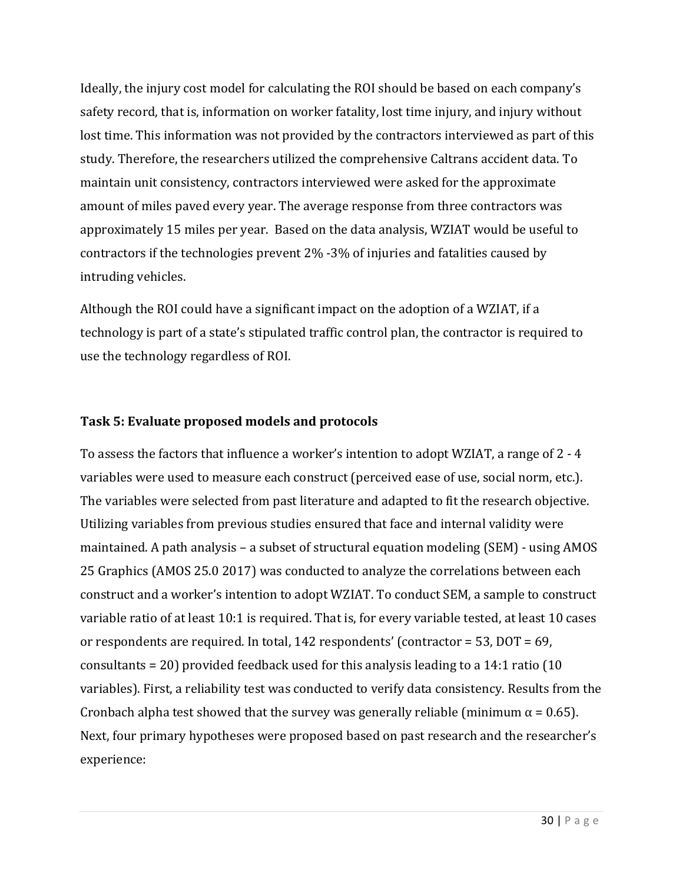Ideally, the injury cost model for calculating the ROI should be based on each company's safety record, that is, information on worker fatality, lost time injury, and injury without lost time. This information was not provided by the contractors interviewed as part of this study. Therefore, the researchers utilized the comprehensive Caltrans accident data. To maintain unit consistency, contractors interviewed were asked for the approximate amount of miles paved every year. The average response from three contractors was approximately 15 miles per year. Based on the data analysis, WZIAT would be useful to contractors if the technologies prevent 2% -3% of injuries and fatalities caused by intruding vehicles.

Although the ROI could have a significant impact on the adoption of a WZIAT, if a technology is part of a state's stipulated traffic control plan, the contractor is required to use the technology regardless of ROI.

### Task 5: Evaluate proposed models and protocols

To assess the factors that influence a worker's intention to adopt WZIAT, a range of 2 - 4 variables were used to measure each construct (perceived ease of use, social norm, etc.). The variables were selected from past literature and adapted to fit the research objective. Utilizing variables from previous studies ensured that face and internal validity were maintained. A path analysis – a subset of structural equation modeling (SEM) - using AMOS 25 Graphics (AMOS 25.0 2017) was conducted to analyze the correlations between each construct and a worker's intention to adopt WZIAT. To conduct SEM, a sample to construct variable ratio of at least 10:1 is required. That is, for every variable tested, at least 10 cases or respondents are required. In total, 142 respondents' (contractor = 53, DOT = 69, consultants = 20) provided feedback used for this analysis leading to a 14:1 ratio (10 variables). First, a reliability test was conducted to verify data consistency. Results from the Cronbach alpha test showed that the survey was generally reliable (minimum $\alpha = 0.65$). Next, four primary hypotheses were proposed based on past research and the researcher's experience: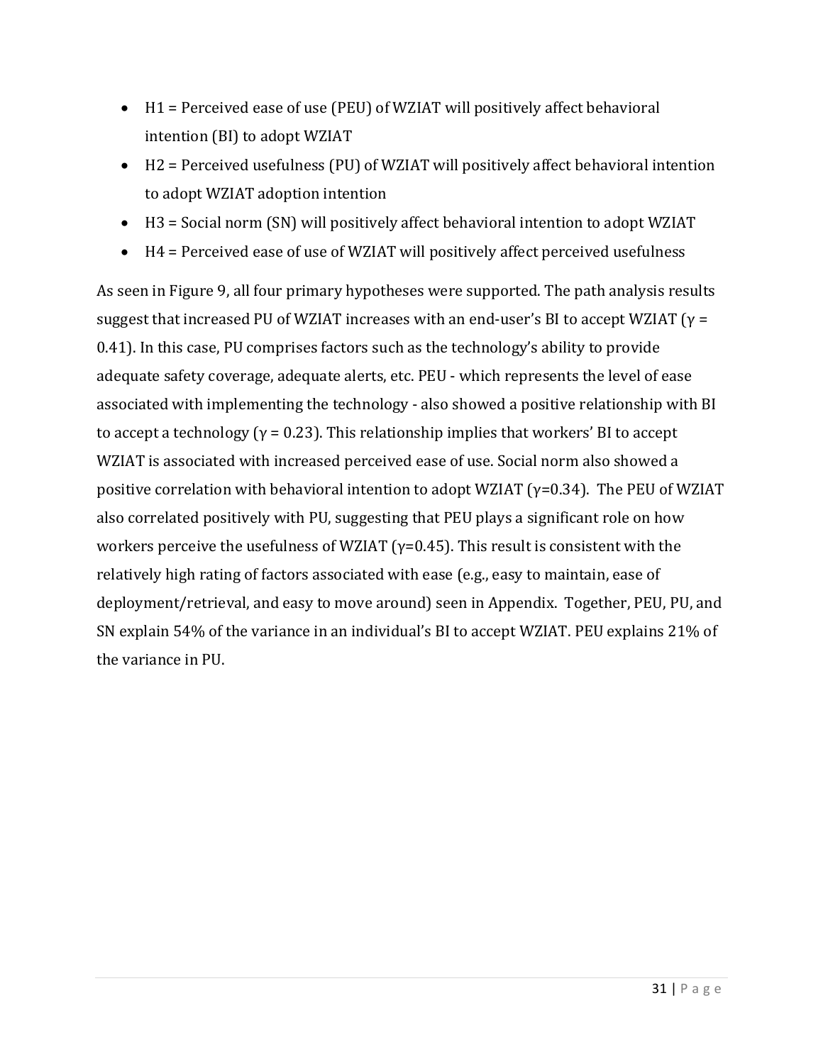- H1 = Perceived ease of use (PEU) of WZIAT will positively affect behavioral intention (BI) to adopt WZIAT
- H2 = Perceived usefulness (PU) of WZIAT will positively affect behavioral intention to adopt WZIAT adoption intention
- H3 = Social norm (SN) will positively affect behavioral intention to adopt WZIAT
- H4 = Perceived ease of use of WZIAT will positively affect perceived usefulness

As seen in Figure 9, all four primary hypotheses were supported. The path analysis results suggest that increased PU of WZIAT increases with an end-user's BI to accept WZIAT ($\gamma$ = 0.41). In this case, PU comprises factors such as the technology's ability to provide adequate safety coverage, adequate alerts, etc. PEU - which represents the level of ease associated with implementing the technology - also showed a positive relationship with BI to accept a technology ($\gamma$ = 0.23). This relationship implies that workers' BI to accept WZIAT is associated with increased perceived ease of use. Social norm also showed a positive correlation with behavioral intention to adopt WZIAT ($\gamma$=0.34). The PEU of WZIAT also correlated positively with PU, suggesting that PEU plays a significant role on how workers perceive the usefulness of WZIAT ($\gamma$=0.45). This result is consistent with the relatively high rating of factors associated with ease (e.g., easy to maintain, ease of deployment/retrieval, and easy to move around) seen in Appendix. Together, PEU, PU, and SN explain 54% of the variance in an individual's BI to accept WZIAT. PEU explains 21% of the variance in PU.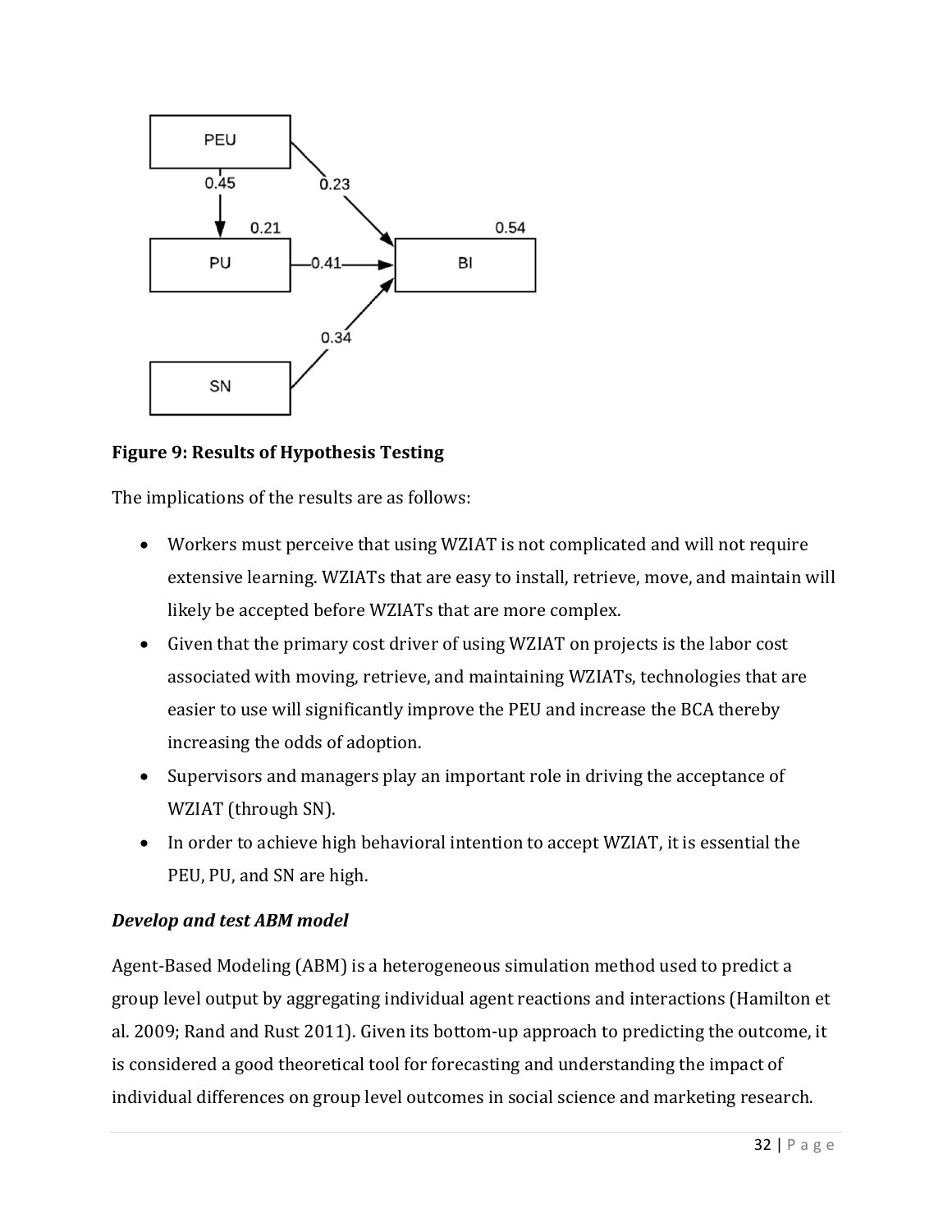**Figure 9: Results of Hypothesis Testing**

The implications of the results are as follows:

- Workers must perceive that using WZIAT is not complicated and will not require extensive learning. WZIATs that are easy to install, retrieve, move, and maintain will likely be accepted before WZIATs that are more complex.
- Given that the primary cost driver of using WZIAT on projects is the labor cost associated with moving, retrieve, and maintaining WZIATs, technologies that are easier to use will significantly improve the PEU and increase the BCA thereby increasing the odds of adoption.
- Supervisors and managers play an important role in driving the acceptance of WZIAT (through SN).
- In order to achieve high behavioral intention to accept WZIAT, it is essential the PEU, PU, and SN are high.

***Develop and test ABM model***

Agent-Based Modeling (ABM) is a heterogeneous simulation method used to predict a group level output by aggregating individual agent reactions and interactions (Hamilton et al. 2009; Rand and Rust 2011). Given its bottom-up approach to predicting the outcome, it is considered a good theoretical tool for forecasting and understanding the impact of individual differences on group level outcomes in social science and marketing research.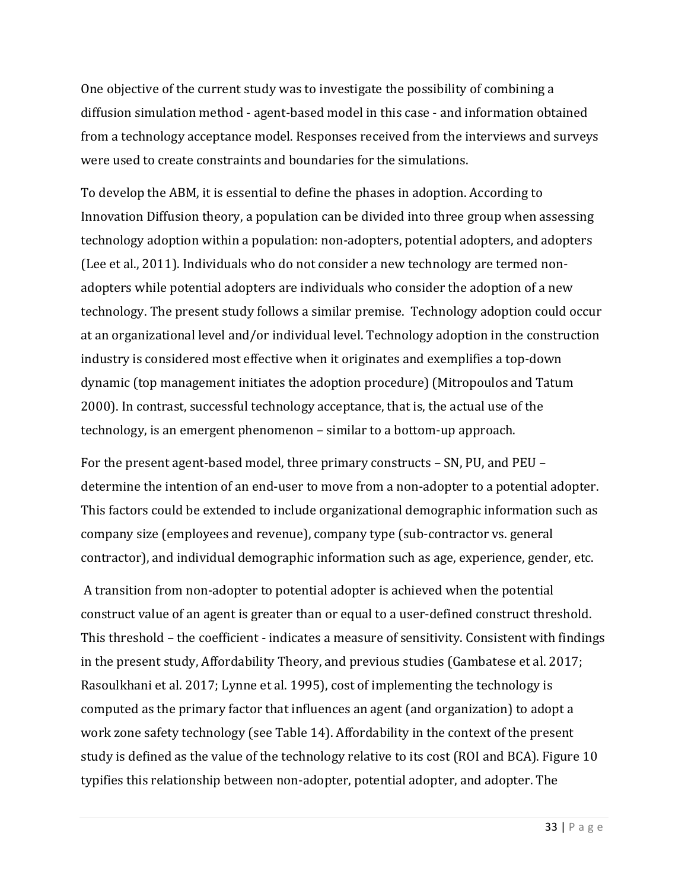One objective of the current study was to investigate the possibility of combining a diffusion simulation method - agent-based model in this case - and information obtained from a technology acceptance model. Responses received from the interviews and surveys were used to create constraints and boundaries for the simulations.

To develop the ABM, it is essential to define the phases in adoption. According to Innovation Diffusion theory, a population can be divided into three group when assessing technology adoption within a population: non-adopters, potential adopters, and adopters (Lee et al., 2011). Individuals who do not consider a new technology are termed non-adopters while potential adopters are individuals who consider the adoption of a new technology. The present study follows a similar premise. Technology adoption could occur at an organizational level and/or individual level. Technology adoption in the construction industry is considered most effective when it originates and exemplifies a top-down dynamic (top management initiates the adoption procedure) (Mitropoulos and Tatum 2000). In contrast, successful technology acceptance, that is, the actual use of the technology, is an emergent phenomenon – similar to a bottom-up approach.

For the present agent-based model, three primary constructs – SN, PU, and PEU – determine the intention of an end-user to move from a non-adopter to a potential adopter. This factors could be extended to include organizational demographic information such as company size (employees and revenue), company type (sub-contractor vs. general contractor), and individual demographic information such as age, experience, gender, etc.

A transition from non-adopter to potential adopter is achieved when the potential construct value of an agent is greater than or equal to a user-defined construct threshold. This threshold – the coefficient - indicates a measure of sensitivity. Consistent with findings in the present study, Affordability Theory, and previous studies (Gambatese et al. 2017; Rasoulkhani et al. 2017; Lynne et al. 1995), cost of implementing the technology is computed as the primary factor that influences an agent (and organization) to adopt a work zone safety technology (see Table 14). Affordability in the context of the present study is defined as the value of the technology relative to its cost (ROI and BCA). Figure 10 typifies this relationship between non-adopter, potential adopter, and adopter. The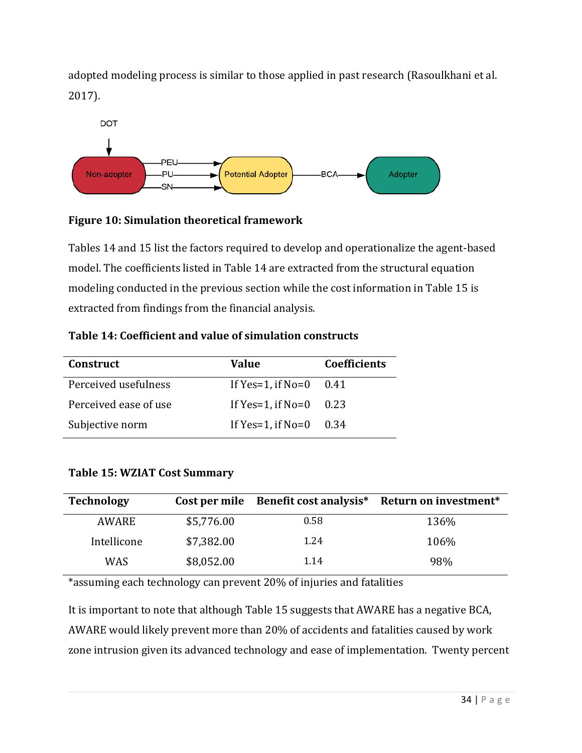adopted modeling process is similar to those applied in past research (Rasoulkhani et al. 2017).

**Figure 10: Simulation theoretical framework**

Tables 14 and 15 list the factors required to develop and operationalize the agent-based model. The coefficients listed in Table 14 are extracted from the structural equation modeling conducted in the previous section while the cost information in Table 15 is extracted from findings from the financial analysis.

**Table 14: Coefficient and value of simulation constructs**

| Construct | Value | Coefficients |
| --- | --- | --- |
| Perceived usefulness | If Yes=1, if No=0 | 0.41 |
| Perceived ease of use | If Yes=1, if No=0 | 0.23 |
| Subjective norm | If Yes=1, if No=0 | 0.34 |

**Table 15: WZIAT Cost Summary**

| Technology | Cost per mile | Benefit cost analysis* | Return on investment* |
| --- | --- | --- | --- |
| AWARE | $5,776.00 | 0.58 | 136% |
| Intellicone | $7,382.00 | 1.24 | 106% |
| WAS | $8,052.00 | 1.14 | 98% |

*assuming each technology can prevent 20% of injuries and fatalities

It is important to note that although Table 15 suggests that AWARE has a negative BCA, AWARE would likely prevent more than 20% of accidents and fatalities caused by work zone intrusion given its advanced technology and ease of implementation. Twenty percent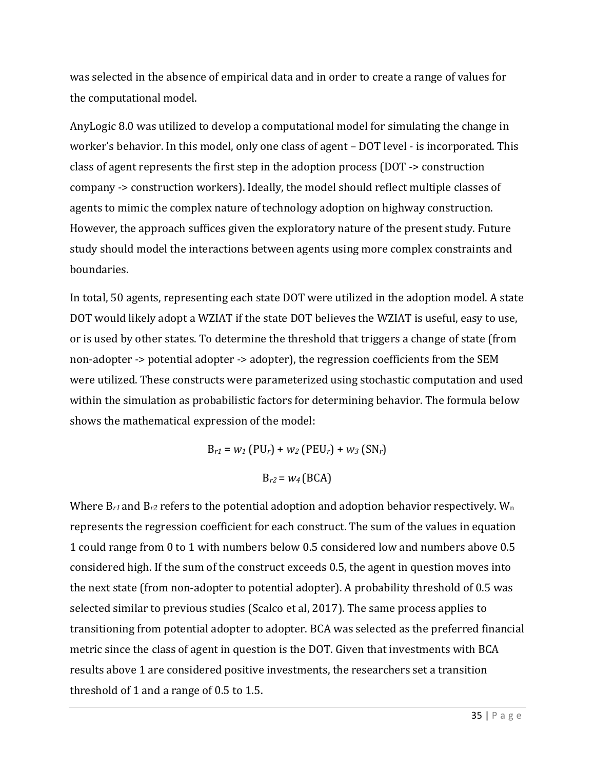was selected in the absence of empirical data and in order to create a range of values for the computational model.

AnyLogic 8.0 was utilized to develop a computational model for simulating the change in worker's behavior. In this model, only one class of agent – DOT level - is incorporated. This class of agent represents the first step in the adoption process (DOT -> construction company -> construction workers). Ideally, the model should reflect multiple classes of agents to mimic the complex nature of technology adoption on highway construction. However, the approach suffices given the exploratory nature of the present study. Future study should model the interactions between agents using more complex constraints and boundaries.

In total, 50 agents, representing each state DOT were utilized in the adoption model. A state DOT would likely adopt a WZIAT if the state DOT believes the WZIAT is useful, easy to use, or is used by other states. To determine the threshold that triggers a change of state (from non-adopter -> potential adopter -> adopter), the regression coefficients from the SEM were utilized. These constructs were parameterized using stochastic computation and used within the simulation as probabilistic factors for determining behavior. The formula below shows the mathematical expression of the model:

$$B_{r1} = w_1\,(PU_r) + w_2\,(PEU_r) + w_3\,(SN_r)$$

$$B_{r2} = w_4\,(BCA)$$

Where $B_{r1}$ and $B_{r2}$ refers to the potential adoption and adoption behavior respectively. $W_n$ represents the regression coefficient for each construct. The sum of the values in equation 1 could range from 0 to 1 with numbers below 0.5 considered low and numbers above 0.5 considered high. If the sum of the construct exceeds 0.5, the agent in question moves into the next state (from non-adopter to potential adopter). A probability threshold of 0.5 was selected similar to previous studies (Scalco et al, 2017). The same process applies to transitioning from potential adopter to adopter. BCA was selected as the preferred financial metric since the class of agent in question is the DOT. Given that investments with BCA results above 1 are considered positive investments, the researchers set a transition threshold of 1 and a range of 0.5 to 1.5.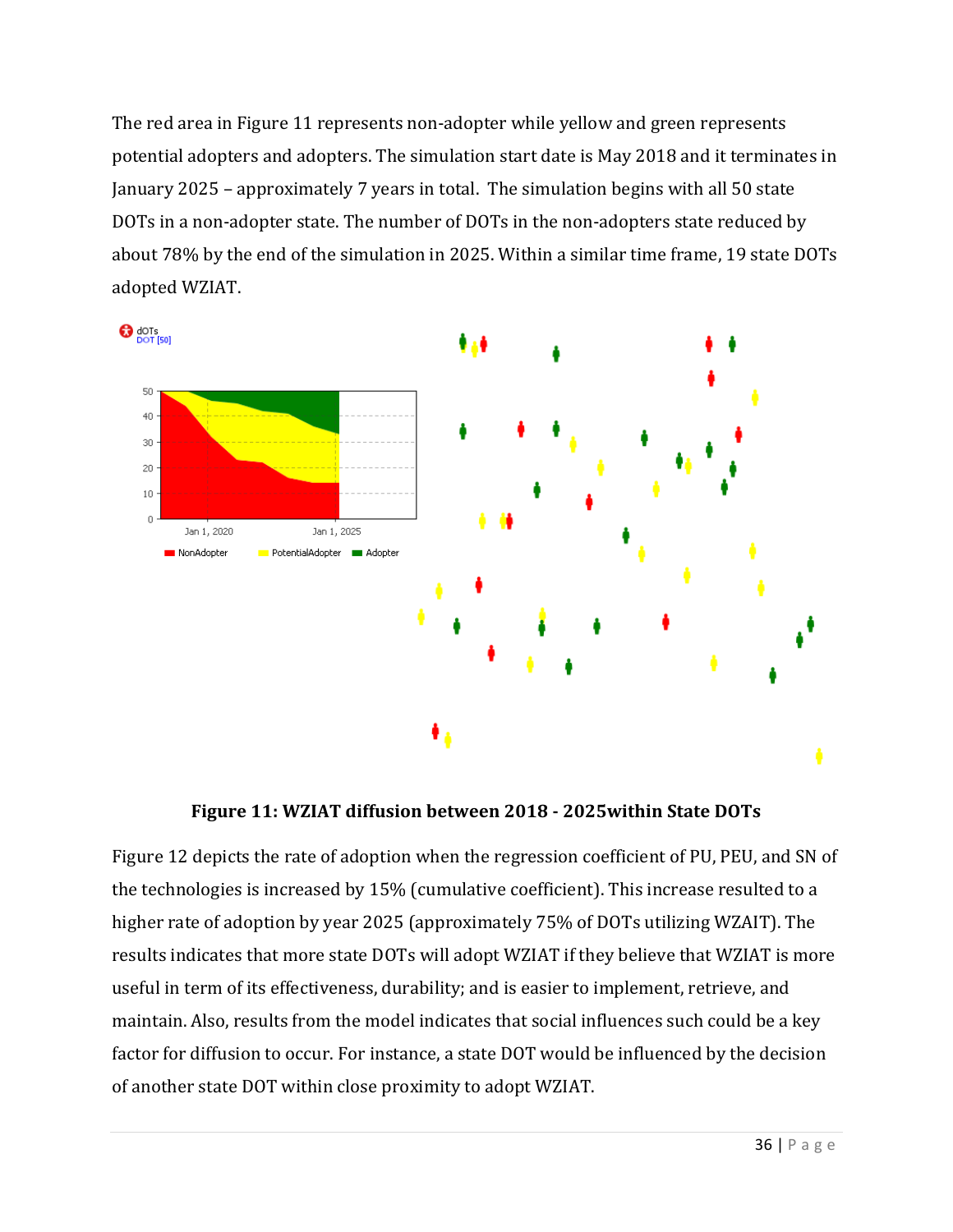The red area in Figure 11 represents non-adopter while yellow and green represents potential adopters and adopters. The simulation start date is May 2018 and it terminates in January 2025 – approximately 7 years in total. The simulation begins with all 50 state DOTs in a non-adopter state. The number of DOTs in the non-adopters state reduced by about 78% by the end of the simulation in 2025. Within a similar time frame, 19 state DOTs adopted WZIAT.

**Figure 11: WZIAT diffusion between 2018 - 2025within State DOTs**

Figure 12 depicts the rate of adoption when the regression coefficient of PU, PEU, and SN of the technologies is increased by 15% (cumulative coefficient). This increase resulted to a higher rate of adoption by year 2025 (approximately 75% of DOTs utilizing WZAIT). The results indicates that more state DOTs will adopt WZIAT if they believe that WZIAT is more useful in term of its effectiveness, durability; and is easier to implement, retrieve, and maintain. Also, results from the model indicates that social influences such could be a key factor for diffusion to occur. For instance, a state DOT would be influenced by the decision of another state DOT within close proximity to adopt WZIAT.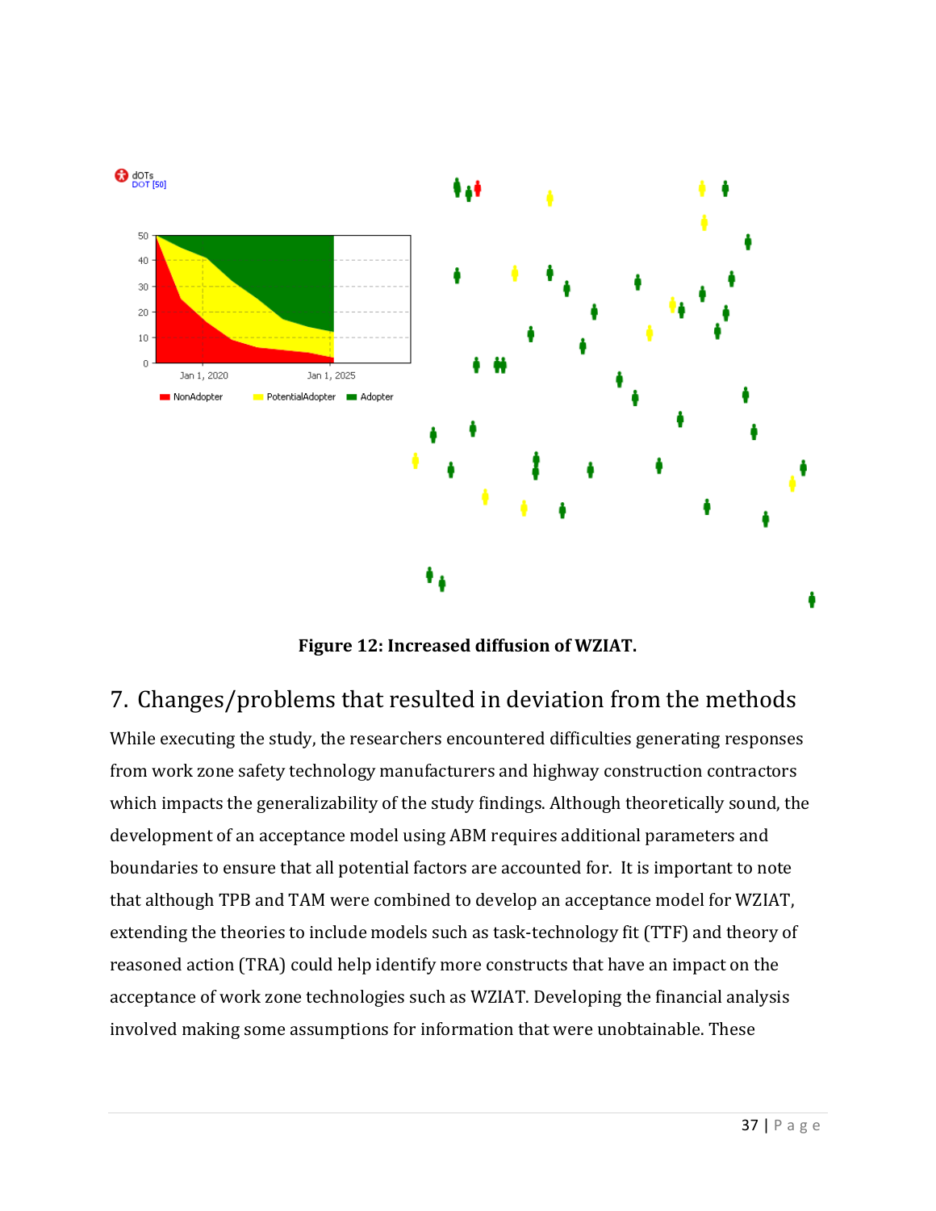Figure 12: Increased diffusion of WZIAT.

## 7. Changes/problems that resulted in deviation from the methods

While executing the study, the researchers encountered difficulties generating responses from work zone safety technology manufacturers and highway construction contractors which impacts the generalizability of the study findings. Although theoretically sound, the development of an acceptance model using ABM requires additional parameters and boundaries to ensure that all potential factors are accounted for. It is important to note that although TPB and TAM were combined to develop an acceptance model for WZIAT, extending the theories to include models such as task-technology fit (TTF) and theory of reasoned action (TRA) could help identify more constructs that have an impact on the acceptance of work zone technologies such as WZIAT. Developing the financial analysis involved making some assumptions for information that were unobtainable. These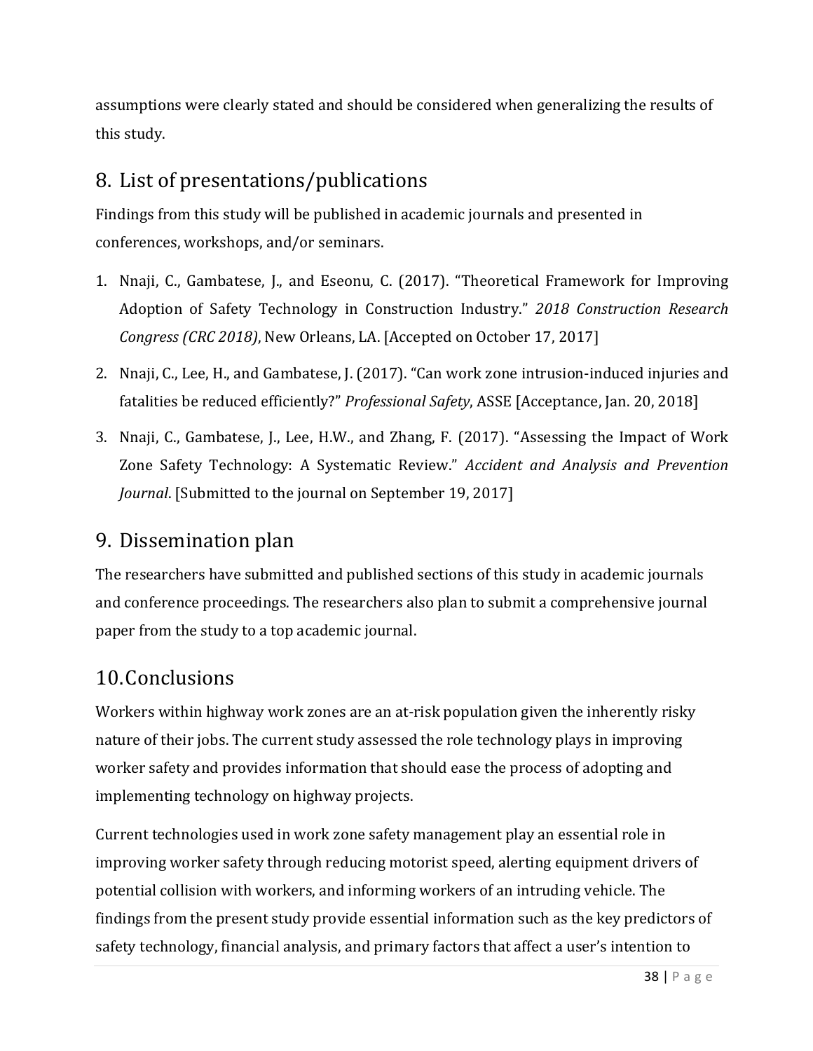assumptions were clearly stated and should be considered when generalizing the results of this study.

## 8. List of presentations/publications

Findings from this study will be published in academic journals and presented in conferences, workshops, and/or seminars.

1. Nnaji, C., Gambatese, J., and Eseonu, C. (2017). "Theoretical Framework for Improving Adoption of Safety Technology in Construction Industry." *2018 Construction Research Congress (CRC 2018)*, New Orleans, LA. [Accepted on October 17, 2017]
2. Nnaji, C., Lee, H., and Gambatese, J. (2017). "Can work zone intrusion-induced injuries and fatalities be reduced efficiently?" *Professional Safety*, ASSE [Acceptance, Jan. 20, 2018]
3. Nnaji, C., Gambatese, J., Lee, H.W., and Zhang, F. (2017). "Assessing the Impact of Work Zone Safety Technology: A Systematic Review." *Accident and Analysis and Prevention Journal*. [Submitted to the journal on September 19, 2017]

## 9. Dissemination plan

The researchers have submitted and published sections of this study in academic journals and conference proceedings. The researchers also plan to submit a comprehensive journal paper from the study to a top academic journal.

## 10. Conclusions

Workers within highway work zones are an at-risk population given the inherently risky nature of their jobs. The current study assessed the role technology plays in improving worker safety and provides information that should ease the process of adopting and implementing technology on highway projects.

Current technologies used in work zone safety management play an essential role in improving worker safety through reducing motorist speed, alerting equipment drivers of potential collision with workers, and informing workers of an intruding vehicle. The findings from the present study provide essential information such as the key predictors of safety technology, financial analysis, and primary factors that affect a user's intention to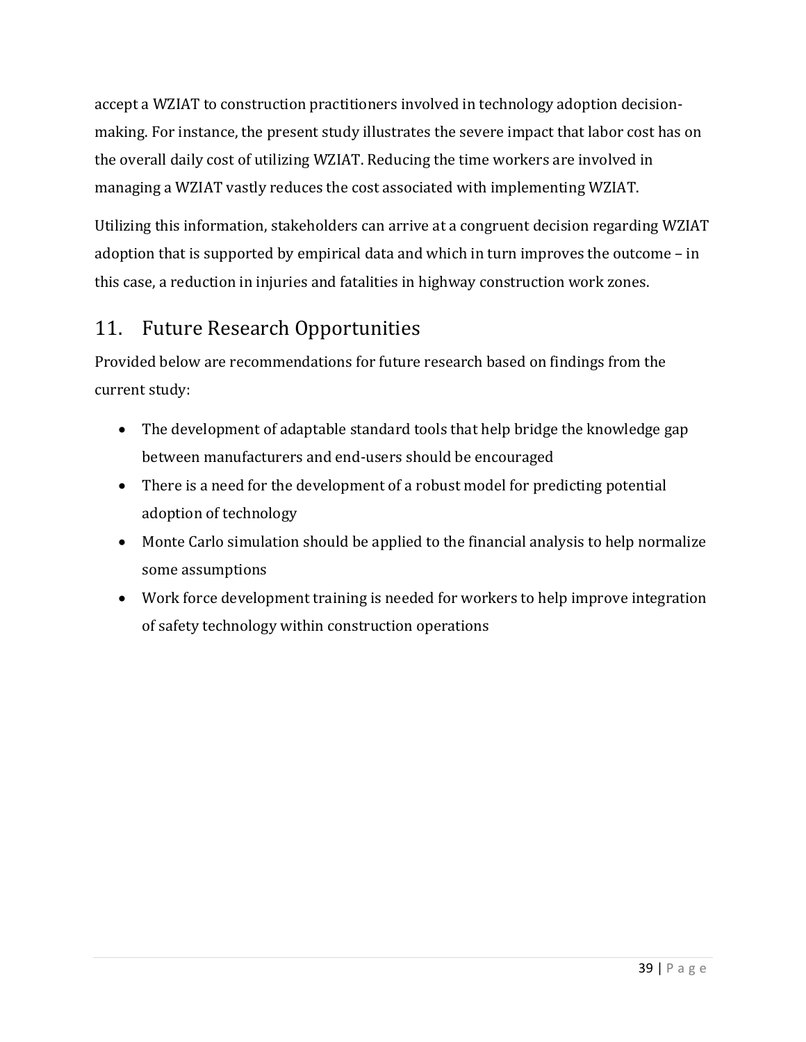accept a WZIAT to construction practitioners involved in technology adoption decision-making. For instance, the present study illustrates the severe impact that labor cost has on the overall daily cost of utilizing WZIAT. Reducing the time workers are involved in managing a WZIAT vastly reduces the cost associated with implementing WZIAT.

Utilizing this information, stakeholders can arrive at a congruent decision regarding WZIAT adoption that is supported by empirical data and which in turn improves the outcome – in this case, a reduction in injuries and fatalities in highway construction work zones.

## 11. Future Research Opportunities

Provided below are recommendations for future research based on findings from the current study:

- The development of adaptable standard tools that help bridge the knowledge gap between manufacturers and end-users should be encouraged
- There is a need for the development of a robust model for predicting potential adoption of technology
- Monte Carlo simulation should be applied to the financial analysis to help normalize some assumptions
- Work force development training is needed for workers to help improve integration of safety technology within construction operations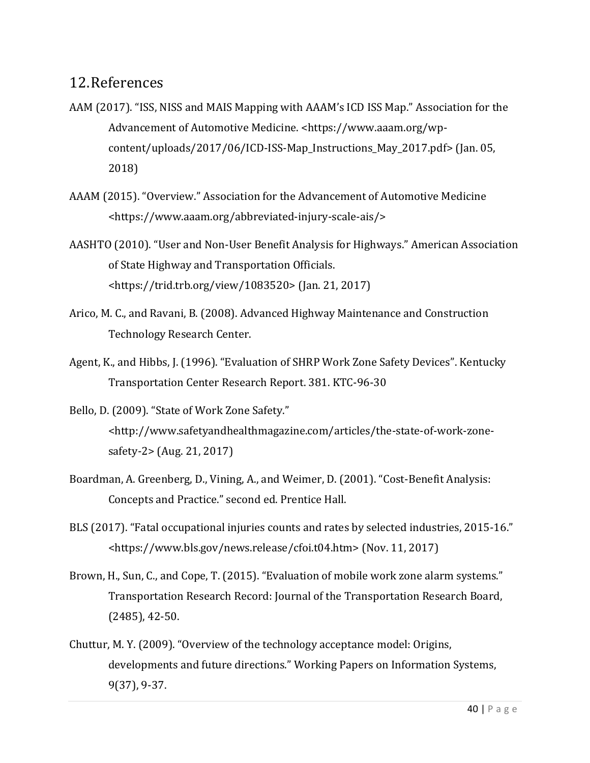# 12. References

AAM (2017). “ISS, NISS and MAIS Mapping with AAAM’s ICD ISS Map.” Association for the Advancement of Automotive Medicine. <https://www.aaam.org/wp-content/uploads/2017/06/ICD-ISS-Map_Instructions_May_2017.pdf> (Jan. 05, 2018)

AAAM (2015). “Overview.” Association for the Advancement of Automotive Medicine <https://www.aaam.org/abbreviated-injury-scale-ais/>

AASHTO (2010). “User and Non-User Benefit Analysis for Highways.” American Association of State Highway and Transportation Officials. <https://trid.trb.org/view/1083520> (Jan. 21, 2017)

Arico, M. C., and Ravani, B. (2008). Advanced Highway Maintenance and Construction Technology Research Center.

Agent, K., and Hibbs, J. (1996). “Evaluation of SHRP Work Zone Safety Devices”. Kentucky Transportation Center Research Report. 381. KTC-96-30

Bello, D. (2009). “State of Work Zone Safety.” <http://www.safetyandhealthmagazine.com/articles/the-state-of-work-zone-safety-2> (Aug. 21, 2017)

Boardman, A. Greenberg, D., Vining, A., and Weimer, D. (2001). “Cost-Benefit Analysis: Concepts and Practice.” second ed. Prentice Hall.

BLS (2017). “Fatal occupational injuries counts and rates by selected industries, 2015-16.” <https://www.bls.gov/news.release/cfoi.t04.htm> (Nov. 11, 2017)

Brown, H., Sun, C., and Cope, T. (2015). “Evaluation of mobile work zone alarm systems.” Transportation Research Record: Journal of the Transportation Research Board, (2485), 42-50.

Chuttur, M. Y. (2009). “Overview of the technology acceptance model: Origins, developments and future directions.” Working Papers on Information Systems, 9(37), 9-37.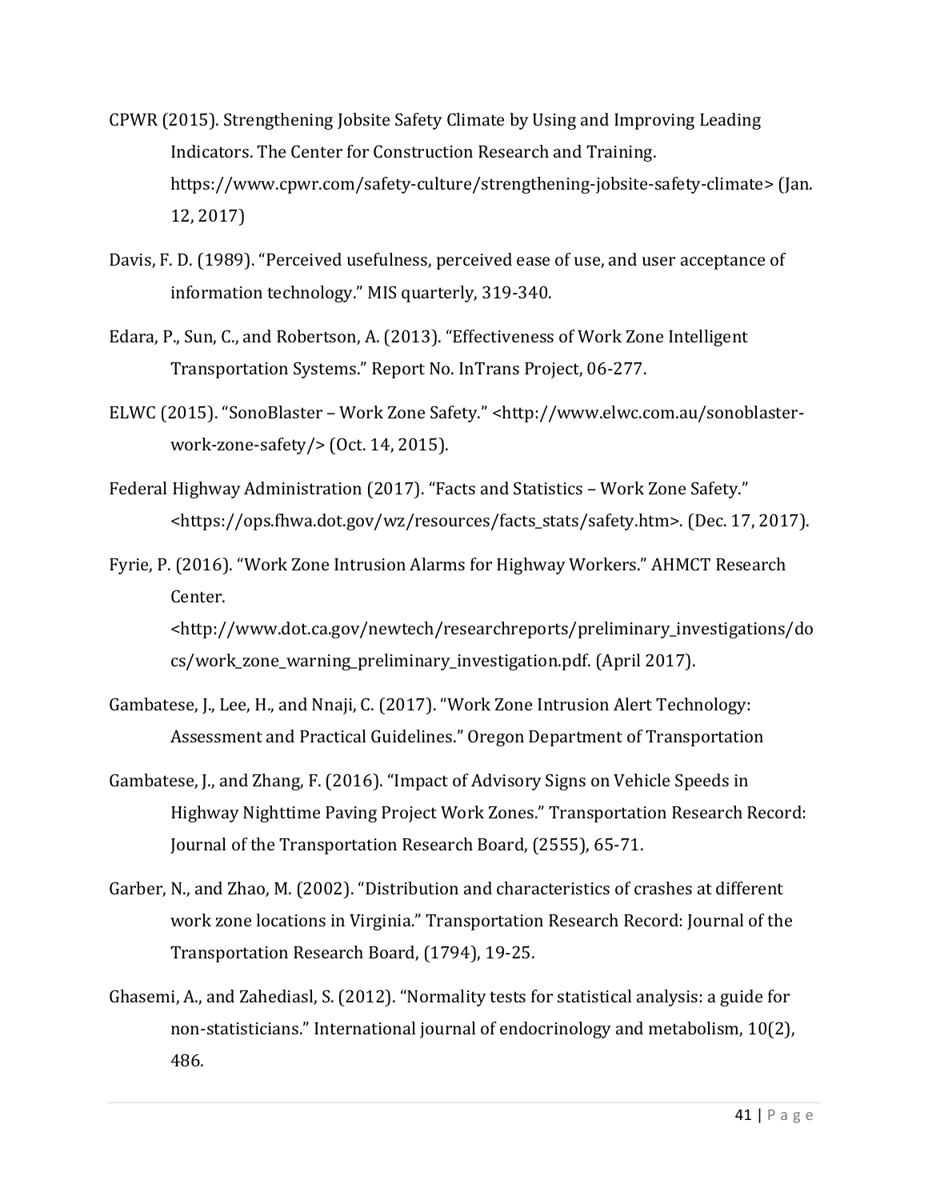CPWR (2015). Strengthening Jobsite Safety Climate by Using and Improving Leading Indicators. The Center for Construction Research and Training. https://www.cpwr.com/safety-culture/strengthening-jobsite-safety-climate> (Jan. 12, 2017)

Davis, F. D. (1989). "Perceived usefulness, perceived ease of use, and user acceptance of information technology." MIS quarterly, 319-340.

Edara, P., Sun, C., and Robertson, A. (2013). "Effectiveness of Work Zone Intelligent Transportation Systems." Report No. InTrans Project, 06-277.

ELWC (2015). "SonoBlaster – Work Zone Safety." <http://www.elwc.com.au/sonoblaster-work-zone-safety/> (Oct. 14, 2015).

Federal Highway Administration (2017). "Facts and Statistics – Work Zone Safety." <https://ops.fhwa.dot.gov/wz/resources/facts_stats/safety.htm>. (Dec. 17, 2017).

Fyrie, P. (2016). "Work Zone Intrusion Alarms for Highway Workers." AHMCT Research Center. <http://www.dot.ca.gov/newtech/researchreports/preliminary_investigations/docs/work_zone_warning_preliminary_investigation.pdf. (April 2017).

Gambatese, J., Lee, H., and Nnaji, C. (2017). "Work Zone Intrusion Alert Technology: Assessment and Practical Guidelines." Oregon Department of Transportation

Gambatese, J., and Zhang, F. (2016). "Impact of Advisory Signs on Vehicle Speeds in Highway Nighttime Paving Project Work Zones." Transportation Research Record: Journal of the Transportation Research Board, (2555), 65-71.

Garber, N., and Zhao, M. (2002). "Distribution and characteristics of crashes at different work zone locations in Virginia." Transportation Research Record: Journal of the Transportation Research Board, (1794), 19-25.

Ghasemi, A., and Zahediasl, S. (2012). "Normality tests for statistical analysis: a guide for non-statisticians." International journal of endocrinology and metabolism, 10(2), 486.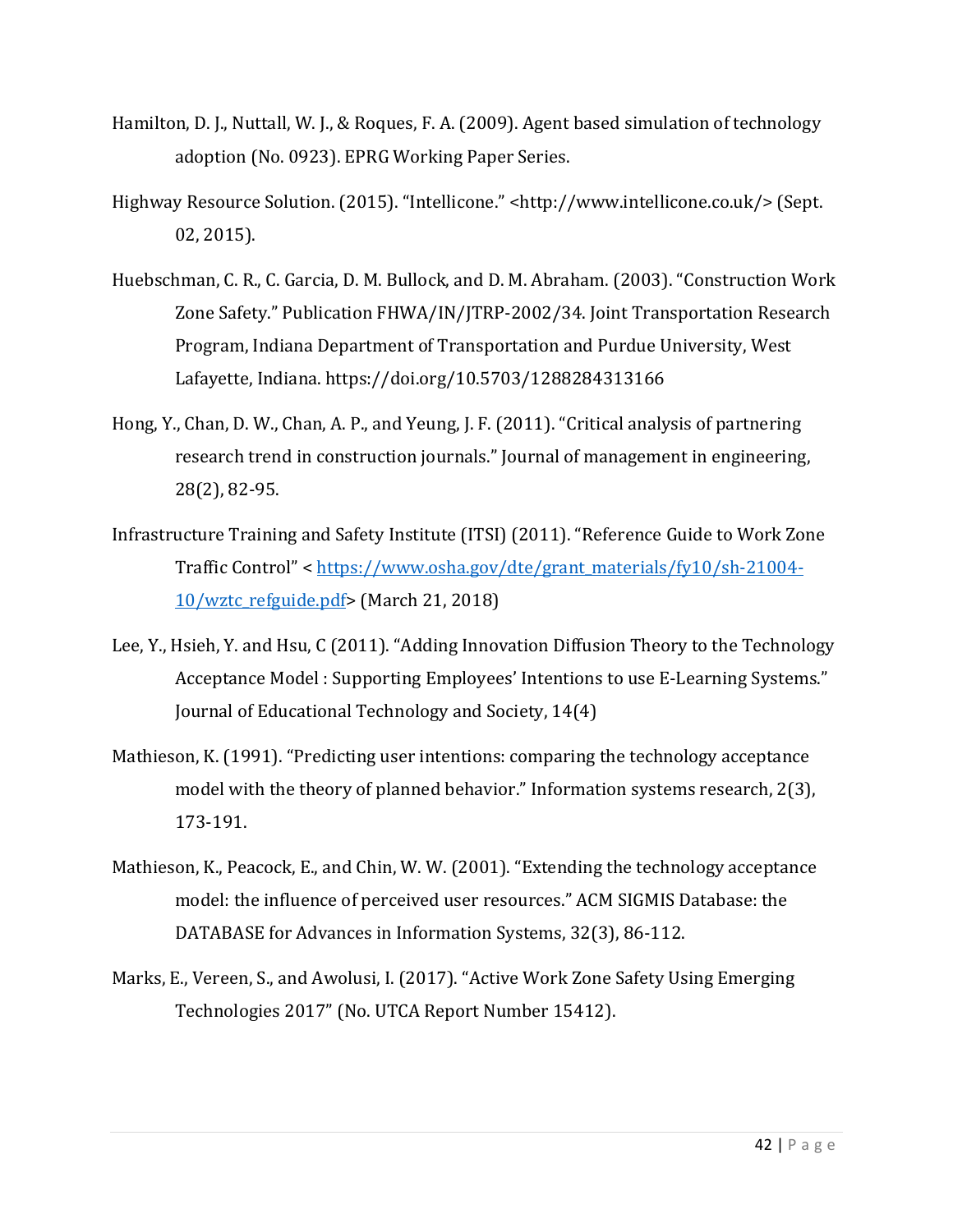Hamilton, D. J., Nuttall, W. J., & Roques, F. A. (2009). Agent based simulation of technology adoption (No. 0923). EPRG Working Paper Series.

Highway Resource Solution. (2015). "Intellicone." <http://www.intellicone.co.uk/> (Sept. 02, 2015).

Huebschman, C. R., C. Garcia, D. M. Bullock, and D. M. Abraham. (2003). "Construction Work Zone Safety." Publication FHWA/IN/JTRP-2002/34. Joint Transportation Research Program, Indiana Department of Transportation and Purdue University, West Lafayette, Indiana. https://doi.org/10.5703/1288284313166

Hong, Y., Chan, D. W., Chan, A. P., and Yeung, J. F. (2011). "Critical analysis of partnering research trend in construction journals." Journal of management in engineering, 28(2), 82-95.

Infrastructure Training and Safety Institute (ITSI) (2011). "Reference Guide to Work Zone Traffic Control" < https://www.osha.gov/dte/grant_materials/fy10/sh-21004-10/wztc_refguide.pdf> (March 21, 2018)

Lee, Y., Hsieh, Y. and Hsu, C (2011). "Adding Innovation Diffusion Theory to the Technology Acceptance Model : Supporting Employees' Intentions to use E-Learning Systems." Journal of Educational Technology and Society, 14(4)

Mathieson, K. (1991). "Predicting user intentions: comparing the technology acceptance model with the theory of planned behavior." Information systems research, 2(3), 173-191.

Mathieson, K., Peacock, E., and Chin, W. W. (2001). "Extending the technology acceptance model: the influence of perceived user resources." ACM SIGMIS Database: the DATABASE for Advances in Information Systems, 32(3), 86-112.

Marks, E., Vereen, S., and Awolusi, I. (2017). "Active Work Zone Safety Using Emerging Technologies 2017" (No. UTCA Report Number 15412).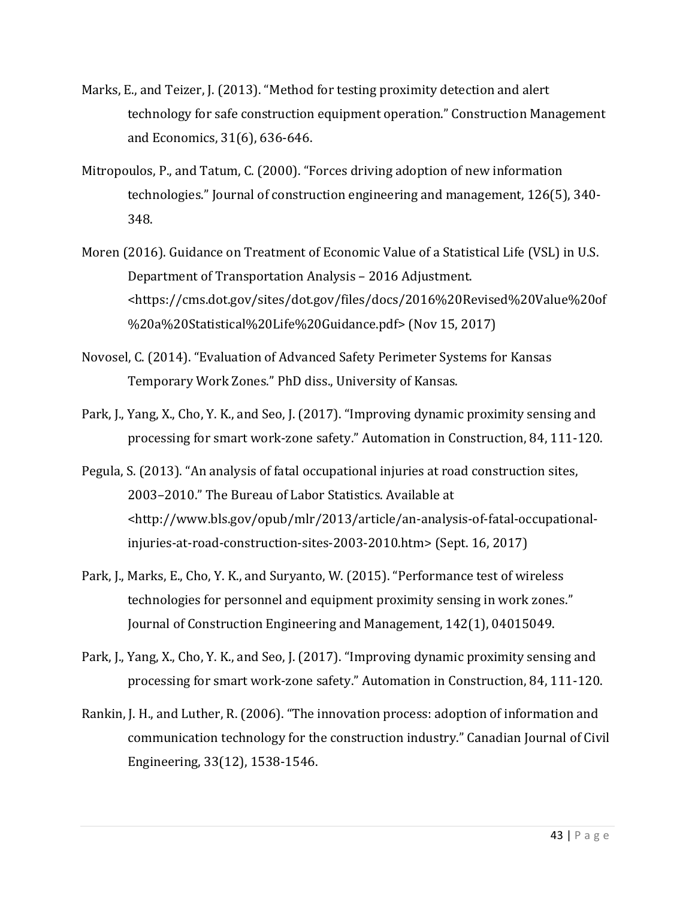Marks, E., and Teizer, J. (2013). "Method for testing proximity detection and alert technology for safe construction equipment operation." Construction Management and Economics, 31(6), 636-646.

Mitropoulos, P., and Tatum, C. (2000). "Forces driving adoption of new information technologies." Journal of construction engineering and management, 126(5), 340-348.

Moren (2016). Guidance on Treatment of Economic Value of a Statistical Life (VSL) in U.S. Department of Transportation Analysis – 2016 Adjustment. <https://cms.dot.gov/sites/dot.gov/files/docs/2016%20Revised%20Value%20of%20a%20Statistical%20Life%20Guidance.pdf> (Nov 15, 2017)

Novosel, C. (2014). "Evaluation of Advanced Safety Perimeter Systems for Kansas Temporary Work Zones." PhD diss., University of Kansas.

Park, J., Yang, X., Cho, Y. K., and Seo, J. (2017). "Improving dynamic proximity sensing and processing for smart work-zone safety." Automation in Construction, 84, 111-120.

Pegula, S. (2013). "An analysis of fatal occupational injuries at road construction sites, 2003–2010." The Bureau of Labor Statistics. Available at <http://www.bls.gov/opub/mlr/2013/article/an-analysis-of-fatal-occupational-injuries-at-road-construction-sites-2003-2010.htm> (Sept. 16, 2017)

Park, J., Marks, E., Cho, Y. K., and Suryanto, W. (2015). "Performance test of wireless technologies for personnel and equipment proximity sensing in work zones." Journal of Construction Engineering and Management, 142(1), 04015049.

Park, J., Yang, X., Cho, Y. K., and Seo, J. (2017). "Improving dynamic proximity sensing and processing for smart work-zone safety." Automation in Construction, 84, 111-120.

Rankin, J. H., and Luther, R. (2006). "The innovation process: adoption of information and communication technology for the construction industry." Canadian Journal of Civil Engineering, 33(12), 1538-1546.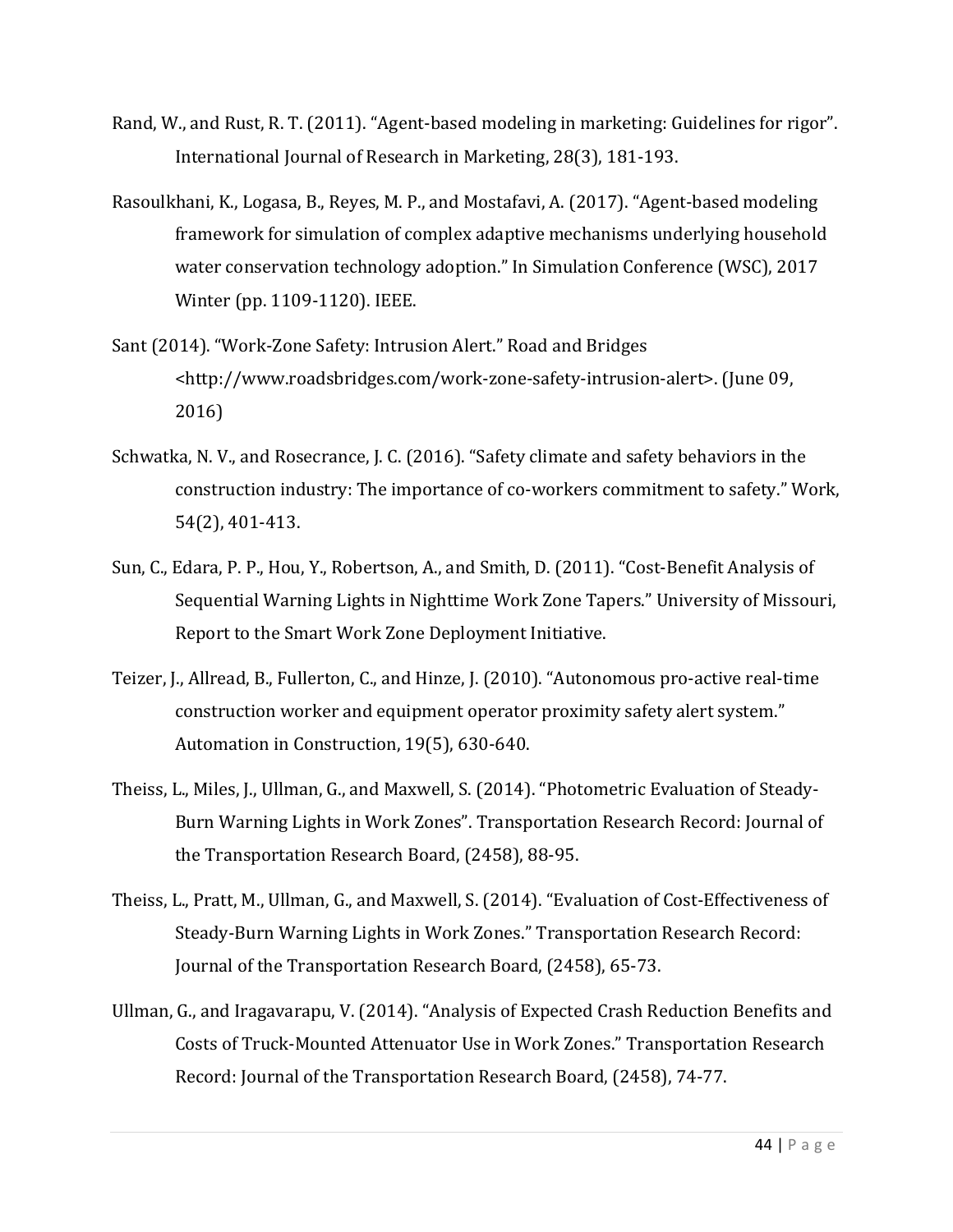Rand, W., and Rust, R. T. (2011). "Agent-based modeling in marketing: Guidelines for rigor". International Journal of Research in Marketing, 28(3), 181-193.

Rasoulkhani, K., Logasa, B., Reyes, M. P., and Mostafavi, A. (2017). "Agent-based modeling framework for simulation of complex adaptive mechanisms underlying household water conservation technology adoption." In Simulation Conference (WSC), 2017 Winter (pp. 1109-1120). IEEE.

Sant (2014). "Work-Zone Safety: Intrusion Alert." Road and Bridges <http://www.roadsbridges.com/work-zone-safety-intrusion-alert>. (June 09, 2016)

Schwatka, N. V., and Rosecrance, J. C. (2016). "Safety climate and safety behaviors in the construction industry: The importance of co-workers commitment to safety." Work, 54(2), 401-413.

Sun, C., Edara, P. P., Hou, Y., Robertson, A., and Smith, D. (2011). "Cost-Benefit Analysis of Sequential Warning Lights in Nighttime Work Zone Tapers." University of Missouri, Report to the Smart Work Zone Deployment Initiative.

Teizer, J., Allread, B., Fullerton, C., and Hinze, J. (2010). "Autonomous pro-active real-time construction worker and equipment operator proximity safety alert system." Automation in Construction, 19(5), 630-640.

Theiss, L., Miles, J., Ullman, G., and Maxwell, S. (2014). "Photometric Evaluation of Steady-Burn Warning Lights in Work Zones". Transportation Research Record: Journal of the Transportation Research Board, (2458), 88-95.

Theiss, L., Pratt, M., Ullman, G., and Maxwell, S. (2014). "Evaluation of Cost-Effectiveness of Steady-Burn Warning Lights in Work Zones." Transportation Research Record: Journal of the Transportation Research Board, (2458), 65-73.

Ullman, G., and Iragavarapu, V. (2014). "Analysis of Expected Crash Reduction Benefits and Costs of Truck-Mounted Attenuator Use in Work Zones." Transportation Research Record: Journal of the Transportation Research Board, (2458), 74-77.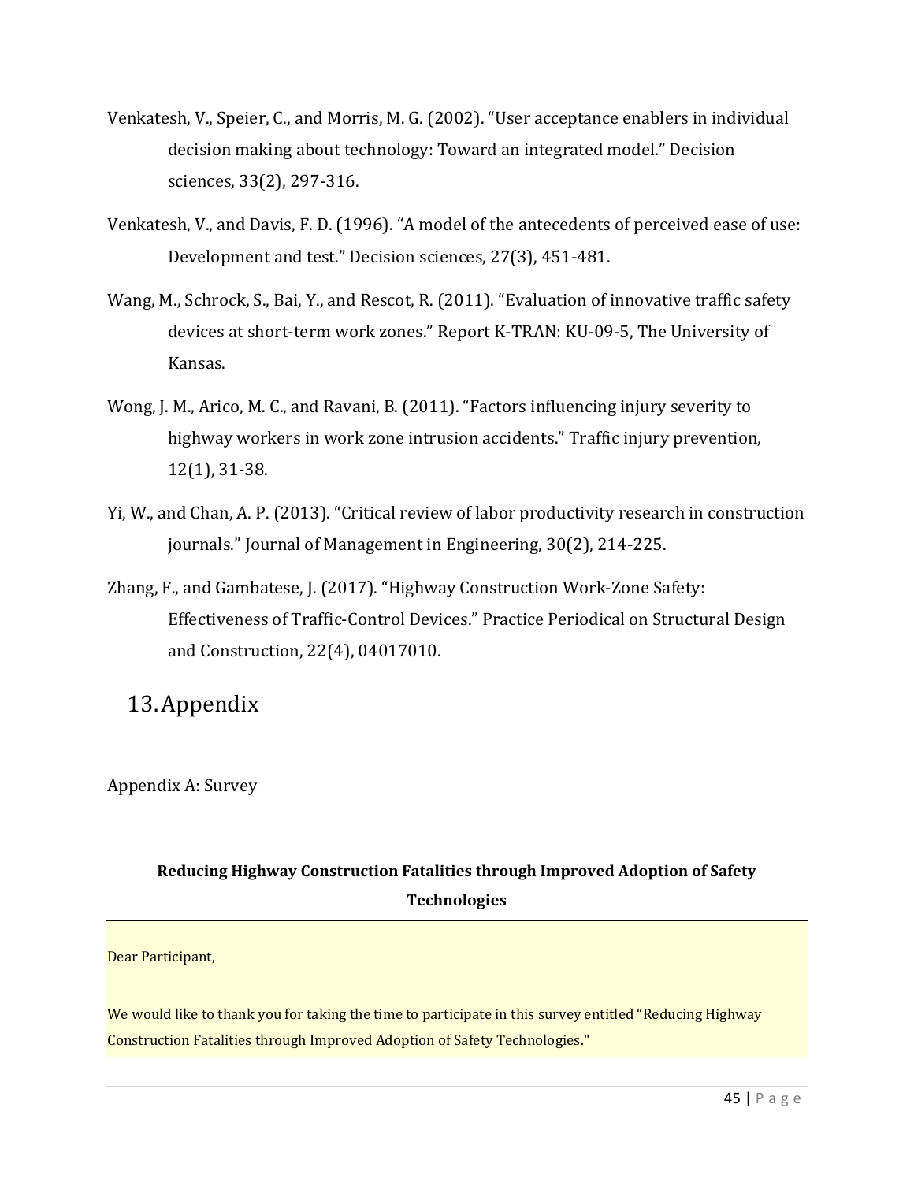Venkatesh, V., Speier, C., and Morris, M. G. (2002). "User acceptance enablers in individual decision making about technology: Toward an integrated model." Decision sciences, 33(2), 297-316.

Venkatesh, V., and Davis, F. D. (1996). "A model of the antecedents of perceived ease of use: Development and test." Decision sciences, 27(3), 451-481.

Wang, M., Schrock, S., Bai, Y., and Rescot, R. (2011). "Evaluation of innovative traffic safety devices at short-term work zones." Report K-TRAN: KU-09-5, The University of Kansas.

Wong, J. M., Arico, M. C., and Ravani, B. (2011). "Factors influencing injury severity to highway workers in work zone intrusion accidents." Traffic injury prevention, 12(1), 31-38.

Yi, W., and Chan, A. P. (2013). "Critical review of labor productivity research in construction journals." Journal of Management in Engineering, 30(2), 214-225.

Zhang, F., and Gambatese, J. (2017). "Highway Construction Work-Zone Safety: Effectiveness of Traffic-Control Devices." Practice Periodical on Structural Design and Construction, 22(4), 04017010.

# 13. Appendix

Appendix A: Survey

**Reducing Highway Construction Fatalities through Improved Adoption of Safety Technologies**

---

Dear Participant,

We would like to thank you for taking the time to participate in this survey entitled "Reducing Highway Construction Fatalities through Improved Adoption of Safety Technologies."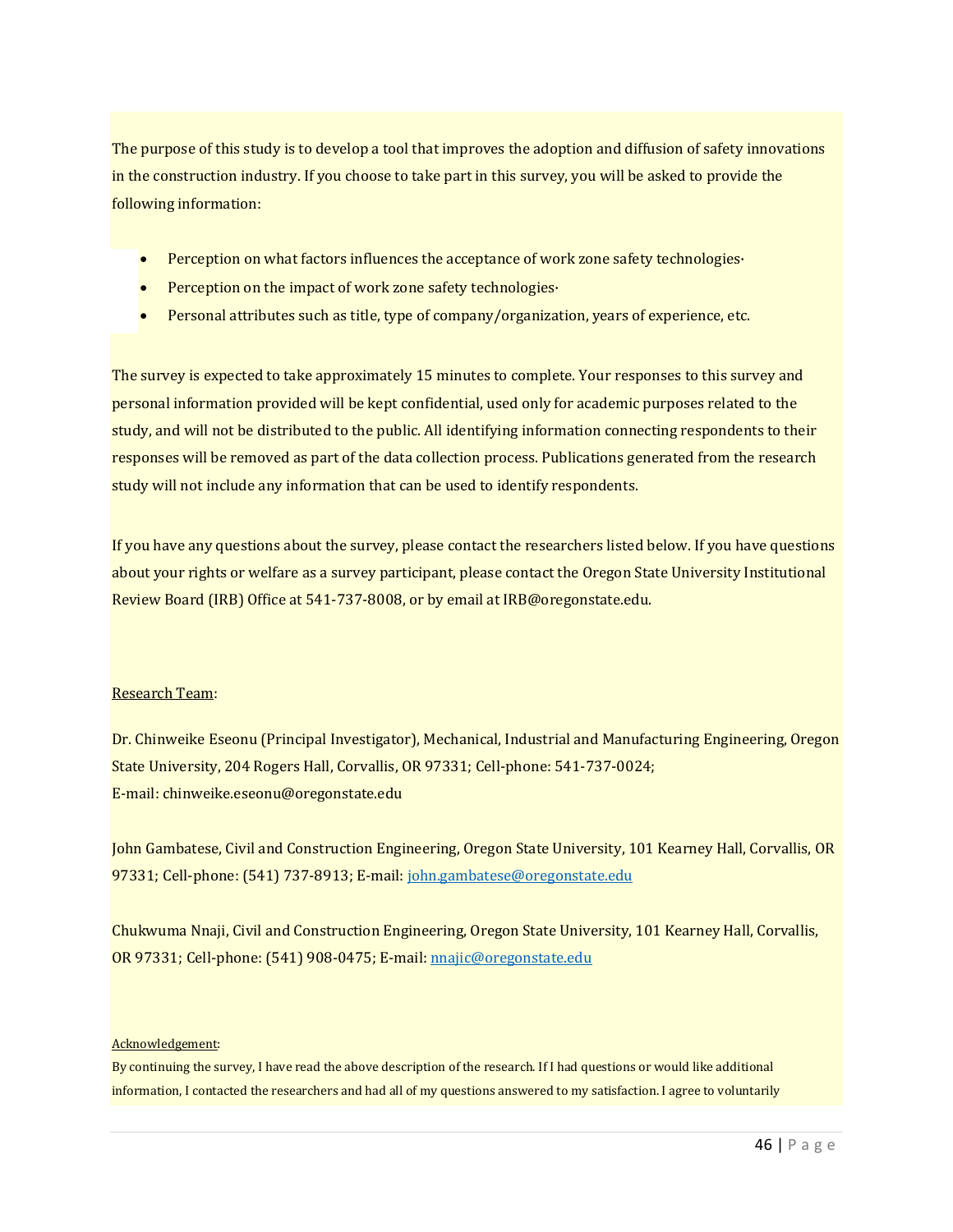The purpose of this study is to develop a tool that improves the adoption and diffusion of safety innovations in the construction industry. If you choose to take part in this survey, you will be asked to provide the following information:

- Perception on what factors influences the acceptance of work zone safety technologies·
- Perception on the impact of work zone safety technologies·
- Personal attributes such as title, type of company/organization, years of experience, etc.

The survey is expected to take approximately 15 minutes to complete. Your responses to this survey and personal information provided will be kept confidential, used only for academic purposes related to the study, and will not be distributed to the public. All identifying information connecting respondents to their responses will be removed as part of the data collection process. Publications generated from the research study will not include any information that can be used to identify respondents.

If you have any questions about the survey, please contact the researchers listed below. If you have questions about your rights or welfare as a survey participant, please contact the Oregon State University Institutional Review Board (IRB) Office at 541-737-8008, or by email at IRB@oregonstate.edu.

Research Team:

Dr. Chinweike Eseonu (Principal Investigator), Mechanical, Industrial and Manufacturing Engineering, Oregon State University, 204 Rogers Hall, Corvallis, OR 97331; Cell-phone: 541-737-0024;
E-mail: chinweike.eseonu@oregonstate.edu

John Gambatese, Civil and Construction Engineering, Oregon State University, 101 Kearney Hall, Corvallis, OR 97331; Cell-phone: (541) 737-8913; E-mail: john.gambatese@oregonstate.edu

Chukwuma Nnaji, Civil and Construction Engineering, Oregon State University, 101 Kearney Hall, Corvallis, OR 97331; Cell-phone: (541) 908-0475; E-mail: nnajic@oregonstate.edu

Acknowledgement:

By continuing the survey, I have read the above description of the research. If I had questions or would like additional information, I contacted the researchers and had all of my questions answered to my satisfaction. I agree to voluntarily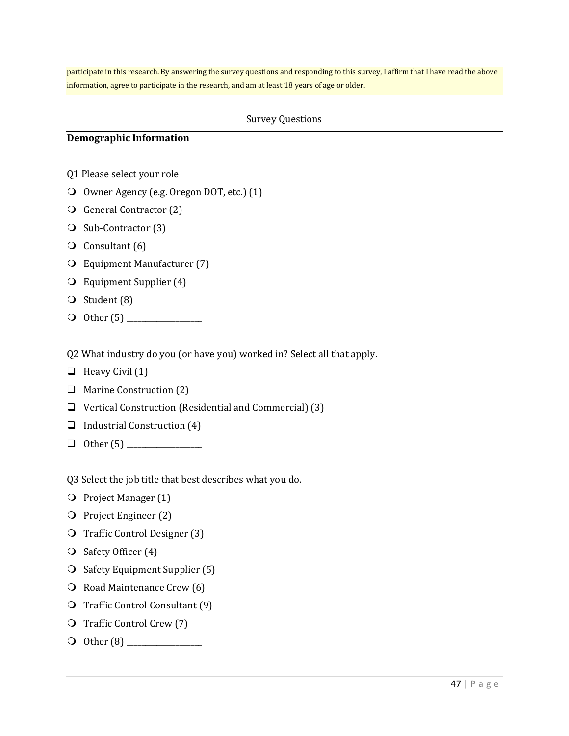participate in this research. By answering the survey questions and responding to this survey, I affirm that I have read the above information, agree to participate in the research, and am at least 18 years of age or older.

Survey Questions

**Demographic Information**

Q1 Please select your role

- Owner Agency (e.g. Oregon DOT, etc.) (1)
- General Contractor (2)
- Sub-Contractor (3)
- Consultant (6)
- Equipment Manufacturer (7)
- Equipment Supplier (4)
- Student (8)
- Other (5) ____________________

Q2 What industry do you (or have you) worked in? Select all that apply.

- Heavy Civil (1)
- Marine Construction (2)
- Vertical Construction (Residential and Commercial) (3)
- Industrial Construction (4)
- Other (5) ____________________

Q3 Select the job title that best describes what you do.

- Project Manager (1)
- Project Engineer (2)
- Traffic Control Designer (3)
- Safety Officer (4)
- Safety Equipment Supplier (5)
- Road Maintenance Crew (6)
- Traffic Control Consultant (9)
- Traffic Control Crew (7)
- Other (8) ____________________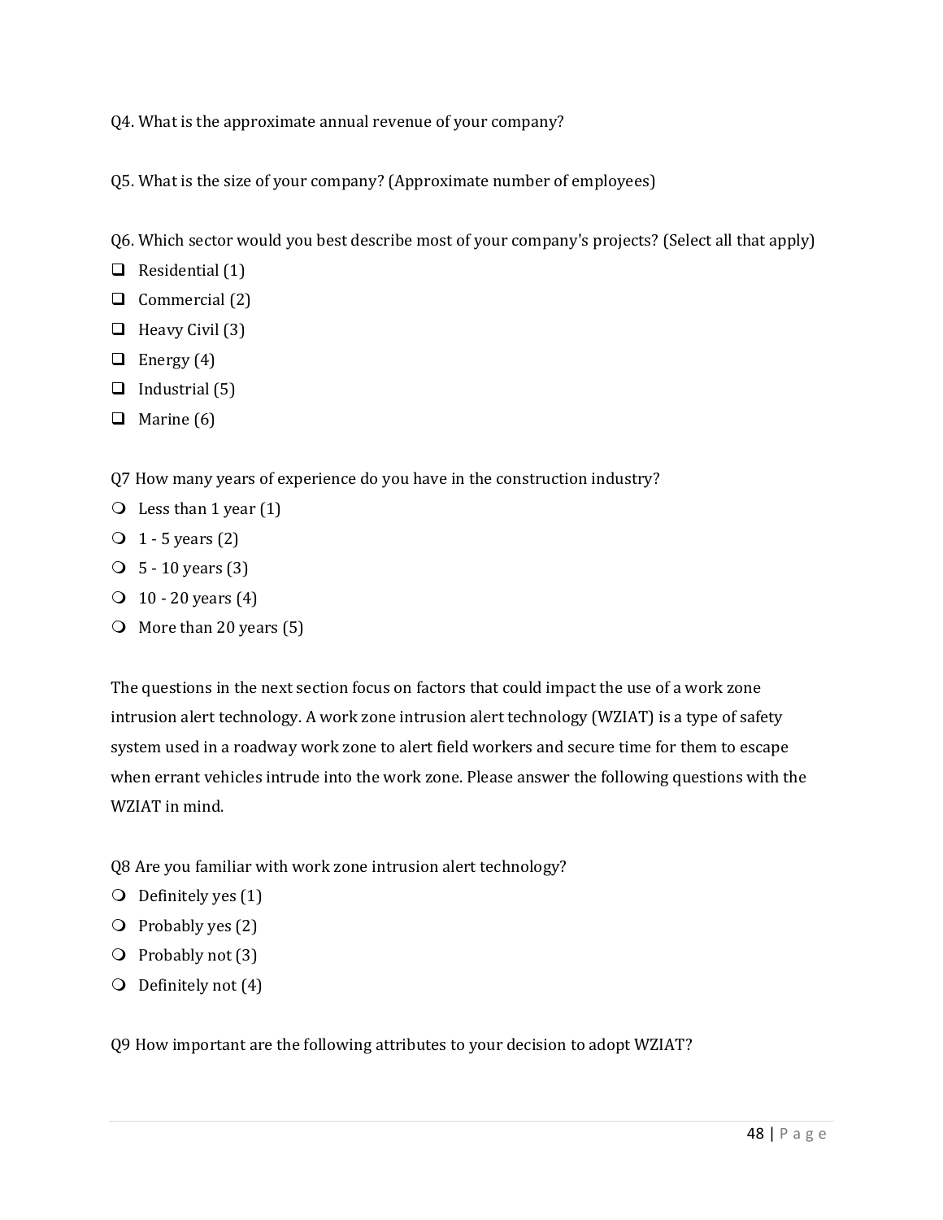Q4. What is the approximate annual revenue of your company?

Q5. What is the size of your company? (Approximate number of employees)

Q6. Which sector would you best describe most of your company's projects? (Select all that apply)

- ❑ Residential (1)
- ❑ Commercial (2)
- ❑ Heavy Civil (3)
- ❑ Energy (4)
- ❑ Industrial (5)
- ❑ Marine (6)

Q7 How many years of experience do you have in the construction industry?

- ❍ Less than 1 year (1)
- ❍ 1 - 5 years (2)
- ❍ 5 - 10 years (3)
- ❍ 10 - 20 years (4)
- ❍ More than 20 years (5)

The questions in the next section focus on factors that could impact the use of a work zone intrusion alert technology. A work zone intrusion alert technology (WZIAT) is a type of safety system used in a roadway work zone to alert field workers and secure time for them to escape when errant vehicles intrude into the work zone. Please answer the following questions with the WZIAT in mind.

Q8 Are you familiar with work zone intrusion alert technology?

- ❍ Definitely yes (1)
- ❍ Probably yes (2)
- ❍ Probably not (3)
- ❍ Definitely not (4)

Q9 How important are the following attributes to your decision to adopt WZIAT?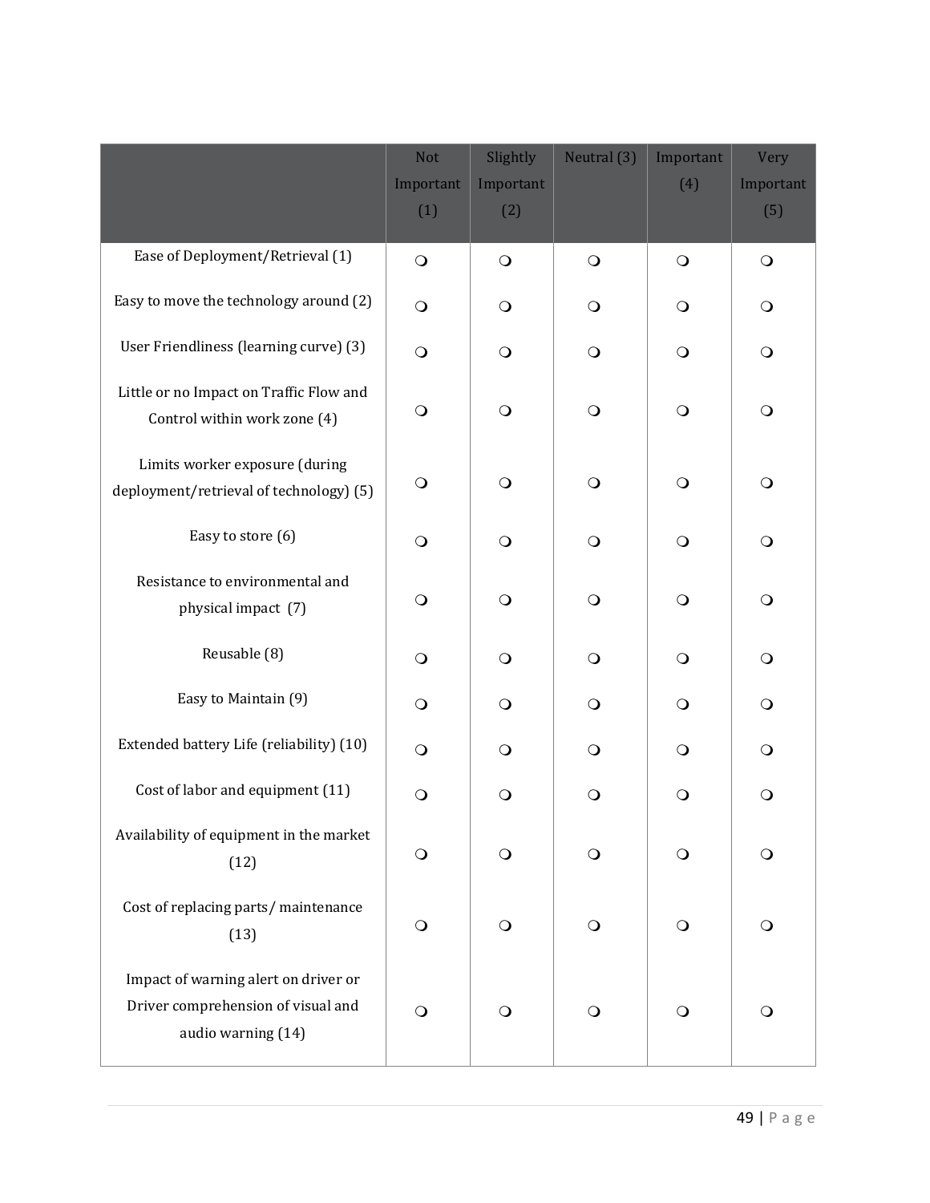| | Not Important (1) | Slightly Important (2) | Neutral (3) | Important (4) | Very Important (5) |
|---|---|---|---|---|---|
| Ease of Deployment/Retrieval (1) | ❍ | ❍ | ❍ | ❍ | ❍ |
| Easy to move the technology around (2) | ❍ | ❍ | ❍ | ❍ | ❍ |
| User Friendliness (learning curve) (3) | ❍ | ❍ | ❍ | ❍ | ❍ |
| Little or no Impact on Traffic Flow and Control within work zone (4) | ❍ | ❍ | ❍ | ❍ | ❍ |
| Limits worker exposure (during deployment/retrieval of technology) (5) | ❍ | ❍ | ❍ | ❍ | ❍ |
| Easy to store (6) | ❍ | ❍ | ❍ | ❍ | ❍ |
| Resistance to environmental and physical impact (7) | ❍ | ❍ | ❍ | ❍ | ❍ |
| Reusable (8) | ❍ | ❍ | ❍ | ❍ | ❍ |
| Easy to Maintain (9) | ❍ | ❍ | ❍ | ❍ | ❍ |
| Extended battery Life (reliability) (10) | ❍ | ❍ | ❍ | ❍ | ❍ |
| Cost of labor and equipment (11) | ❍ | ❍ | ❍ | ❍ | ❍ |
| Availability of equipment in the market (12) | ❍ | ❍ | ❍ | ❍ | ❍ |
| Cost of replacing parts/ maintenance (13) | ❍ | ❍ | ❍ | ❍ | ❍ |
| Impact of warning alert on driver or Driver comprehension of visual and audio warning (14) | ❍ | ❍ | ❍ | ❍ | ❍ |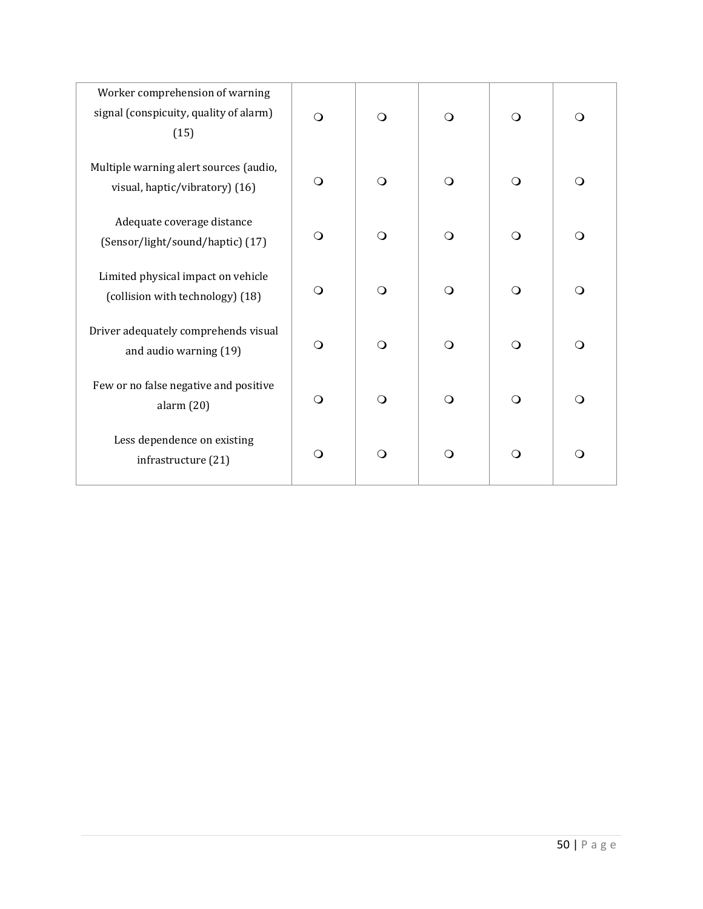| | | | | | |
|---|---|---|---|---|---|
| Worker comprehension of warning signal (conspicuity, quality of alarm) (15) | ❍ | ❍ | ❍ | ❍ | ❍ |
| Multiple warning alert sources (audio, visual, haptic/vibratory) (16) | ❍ | ❍ | ❍ | ❍ | ❍ |
| Adequate coverage distance (Sensor/light/sound/haptic) (17) | ❍ | ❍ | ❍ | ❍ | ❍ |
| Limited physical impact on vehicle (collision with technology) (18) | ❍ | ❍ | ❍ | ❍ | ❍ |
| Driver adequately comprehends visual and audio warning (19) | ❍ | ❍ | ❍ | ❍ | ❍ |
| Few or no false negative and positive alarm (20) | ❍ | ❍ | ❍ | ❍ | ❍ |
| Less dependence on existing infrastructure (21) | ❍ | ❍ | ❍ | ❍ | ❍ |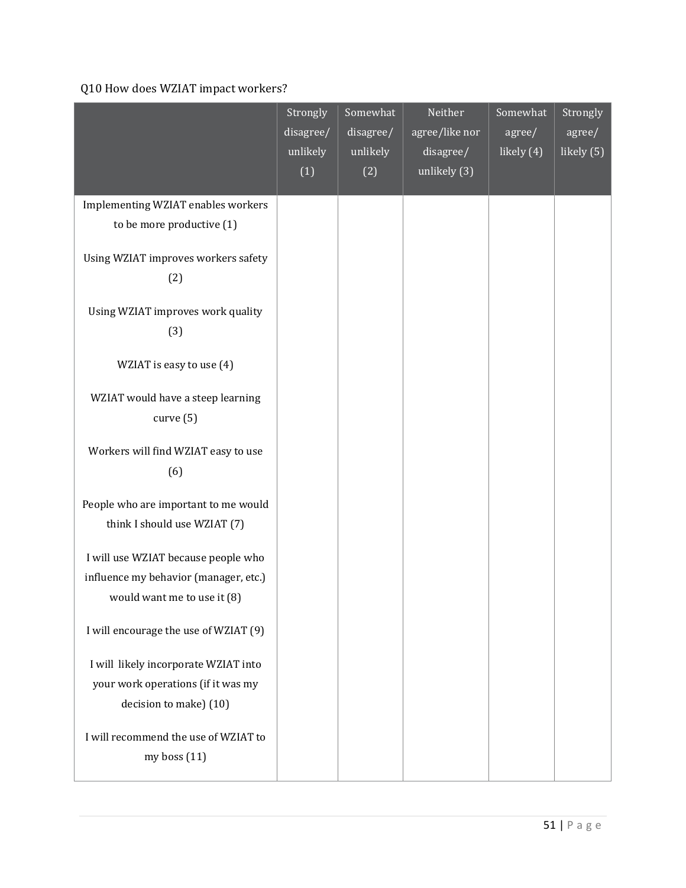Q10 How does WZIAT impact workers?

| | Strongly disagree/ unlikely (1) | Somewhat disagree/ unlikely (2) | Neither agree/like nor disagree/ unlikely (3) | Somewhat agree/ likely (4) | Strongly agree/ likely (5) |
|---|---|---|---|---|---|
| Implementing WZIAT enables workers to be more productive (1) | | | | | |
| Using WZIAT improves workers safety (2) | | | | | |
| Using WZIAT improves work quality (3) | | | | | |
| WZIAT is easy to use (4) | | | | | |
| WZIAT would have a steep learning curve (5) | | | | | |
| Workers will find WZIAT easy to use (6) | | | | | |
| People who are important to me would think I should use WZIAT (7) | | | | | |
| I will use WZIAT because people who influence my behavior (manager, etc.) would want me to use it (8) | | | | | |
| I will encourage the use of WZIAT (9) | | | | | |
| I will likely incorporate WZIAT into your work operations (if it was my decision to make) (10) | | | | | |
| I will recommend the use of WZIAT to my boss (11) | | | | | |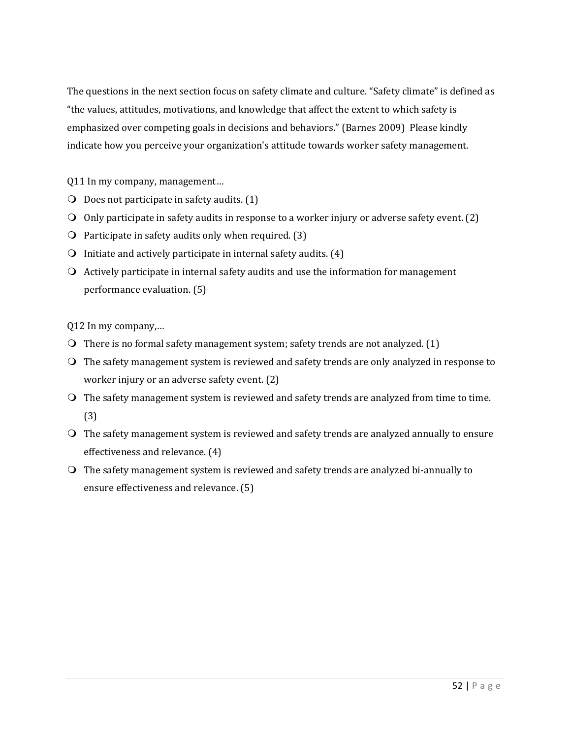The questions in the next section focus on safety climate and culture. “Safety climate” is defined as “the values, attitudes, motivations, and knowledge that affect the extent to which safety is emphasized over competing goals in decisions and behaviors.” (Barnes 2009) Please kindly indicate how you perceive your organization's attitude towards worker safety management.

Q11 In my company, management…

- Does not participate in safety audits. (1)
- Only participate in safety audits in response to a worker injury or adverse safety event. (2)
- Participate in safety audits only when required. (3)
- Initiate and actively participate in internal safety audits. (4)
- Actively participate in internal safety audits and use the information for management performance evaluation. (5)

Q12 In my company,…

- There is no formal safety management system; safety trends are not analyzed. (1)
- The safety management system is reviewed and safety trends are only analyzed in response to worker injury or an adverse safety event. (2)
- The safety management system is reviewed and safety trends are analyzed from time to time. (3)
- The safety management system is reviewed and safety trends are analyzed annually to ensure effectiveness and relevance. (4)
- The safety management system is reviewed and safety trends are analyzed bi-annually to ensure effectiveness and relevance. (5)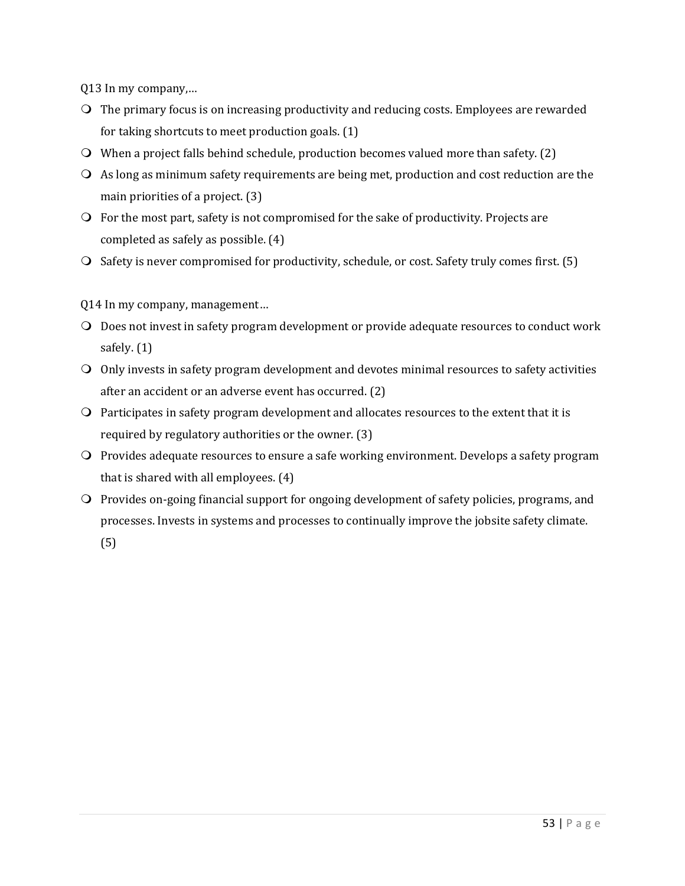Q13 In my company,…

- The primary focus is on increasing productivity and reducing costs. Employees are rewarded for taking shortcuts to meet production goals. (1)
- When a project falls behind schedule, production becomes valued more than safety. (2)
- As long as minimum safety requirements are being met, production and cost reduction are the main priorities of a project. (3)
- For the most part, safety is not compromised for the sake of productivity. Projects are completed as safely as possible. (4)
- Safety is never compromised for productivity, schedule, or cost. Safety truly comes first. (5)

Q14 In my company, management…

- Does not invest in safety program development or provide adequate resources to conduct work safely. (1)
- Only invests in safety program development and devotes minimal resources to safety activities after an accident or an adverse event has occurred. (2)
- Participates in safety program development and allocates resources to the extent that it is required by regulatory authorities or the owner. (3)
- Provides adequate resources to ensure a safe working environment. Develops a safety program that is shared with all employees. (4)
- Provides on-going financial support for ongoing development of safety policies, programs, and processes. Invests in systems and processes to continually improve the jobsite safety climate. (5)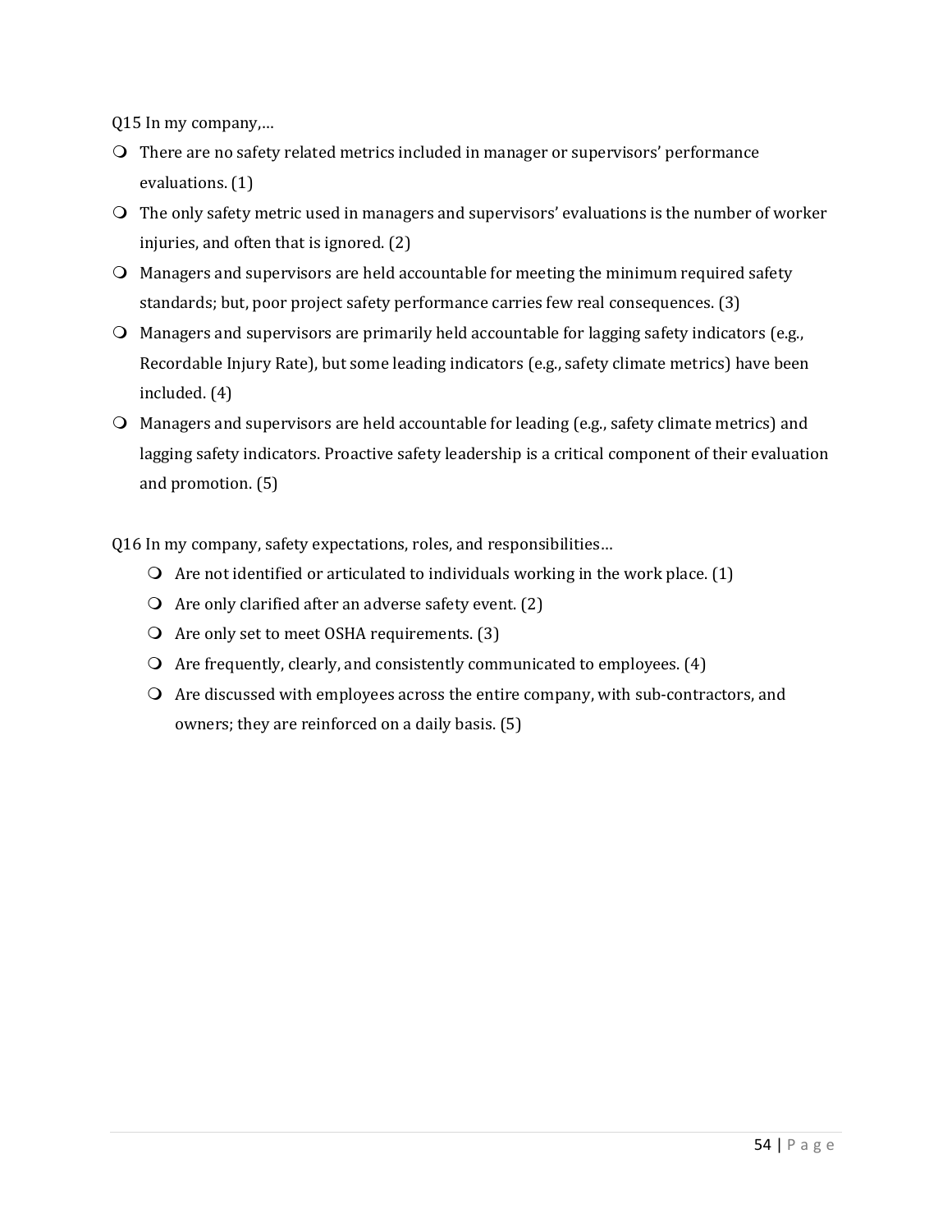Q15 In my company,…

- There are no safety related metrics included in manager or supervisors' performance evaluations. (1)
- The only safety metric used in managers and supervisors' evaluations is the number of worker injuries, and often that is ignored. (2)
- Managers and supervisors are held accountable for meeting the minimum required safety standards; but, poor project safety performance carries few real consequences. (3)
- Managers and supervisors are primarily held accountable for lagging safety indicators (e.g., Recordable Injury Rate), but some leading indicators (e.g., safety climate metrics) have been included. (4)
- Managers and supervisors are held accountable for leading (e.g., safety climate metrics) and lagging safety indicators. Proactive safety leadership is a critical component of their evaluation and promotion. (5)

Q16 In my company, safety expectations, roles, and responsibilities…

- Are not identified or articulated to individuals working in the work place. (1)
- Are only clarified after an adverse safety event. (2)
- Are only set to meet OSHA requirements. (3)
- Are frequently, clearly, and consistently communicated to employees. (4)
- Are discussed with employees across the entire company, with sub-contractors, and owners; they are reinforced on a daily basis. (5)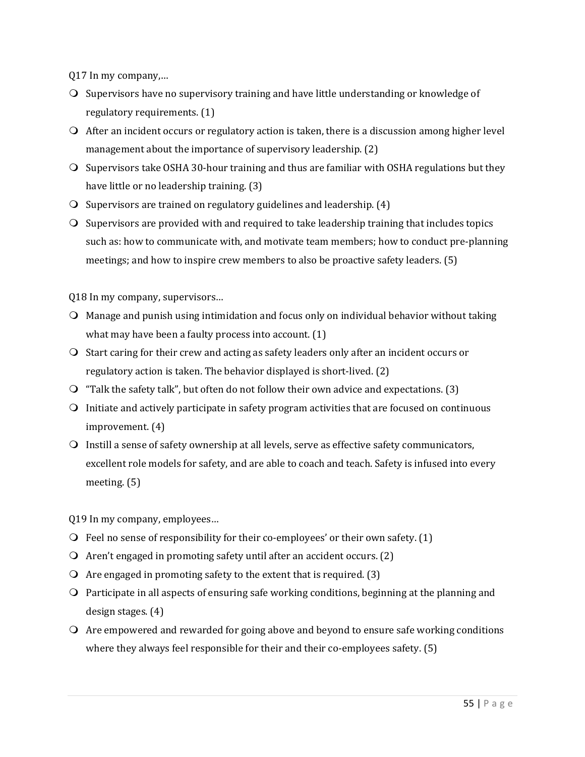Q17 In my company,…

- Supervisors have no supervisory training and have little understanding or knowledge of regulatory requirements. (1)
- After an incident occurs or regulatory action is taken, there is a discussion among higher level management about the importance of supervisory leadership. (2)
- Supervisors take OSHA 30-hour training and thus are familiar with OSHA regulations but they have little or no leadership training. (3)
- Supervisors are trained on regulatory guidelines and leadership. (4)
- Supervisors are provided with and required to take leadership training that includes topics such as: how to communicate with, and motivate team members; how to conduct pre-planning meetings; and how to inspire crew members to also be proactive safety leaders. (5)

Q18 In my company, supervisors…

- Manage and punish using intimidation and focus only on individual behavior without taking what may have been a faulty process into account. (1)
- Start caring for their crew and acting as safety leaders only after an incident occurs or regulatory action is taken. The behavior displayed is short-lived. (2)
- "Talk the safety talk", but often do not follow their own advice and expectations. (3)
- Initiate and actively participate in safety program activities that are focused on continuous improvement. (4)
- Instill a sense of safety ownership at all levels, serve as effective safety communicators, excellent role models for safety, and are able to coach and teach. Safety is infused into every meeting. (5)

Q19 In my company, employees…

- Feel no sense of responsibility for their co-employees' or their own safety. (1)
- Aren't engaged in promoting safety until after an accident occurs. (2)
- Are engaged in promoting safety to the extent that is required. (3)
- Participate in all aspects of ensuring safe working conditions, beginning at the planning and design stages. (4)
- Are empowered and rewarded for going above and beyond to ensure safe working conditions where they always feel responsible for their and their co-employees safety. (5)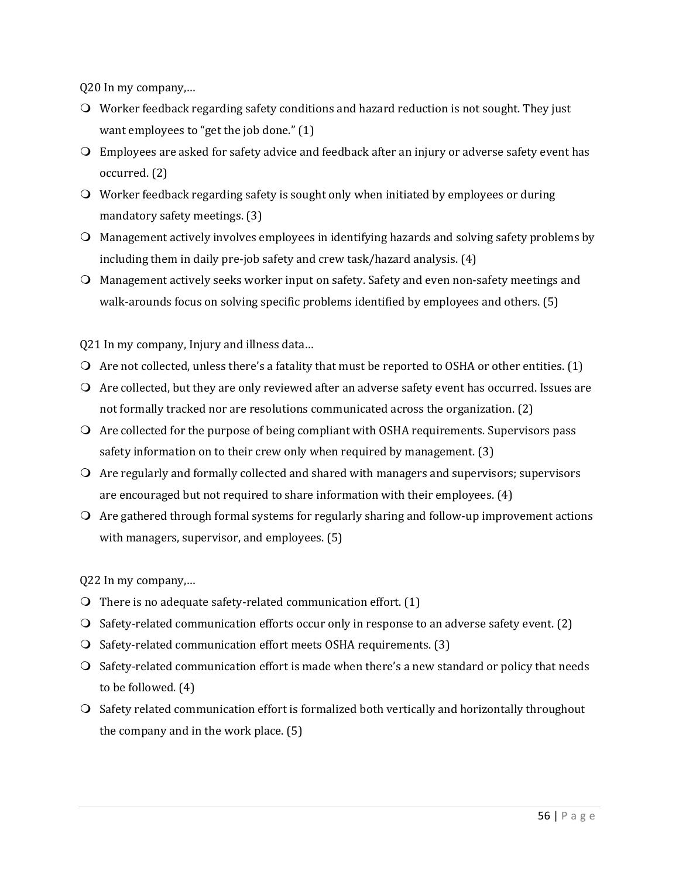Q20 In my company,…

- Worker feedback regarding safety conditions and hazard reduction is not sought. They just want employees to “get the job done.” (1)
- Employees are asked for safety advice and feedback after an injury or adverse safety event has occurred. (2)
- Worker feedback regarding safety is sought only when initiated by employees or during mandatory safety meetings. (3)
- Management actively involves employees in identifying hazards and solving safety problems by including them in daily pre-job safety and crew task/hazard analysis. (4)
- Management actively seeks worker input on safety. Safety and even non-safety meetings and walk-arounds focus on solving specific problems identified by employees and others. (5)

Q21 In my company, Injury and illness data…

- Are not collected, unless there’s a fatality that must be reported to OSHA or other entities. (1)
- Are collected, but they are only reviewed after an adverse safety event has occurred. Issues are not formally tracked nor are resolutions communicated across the organization. (2)
- Are collected for the purpose of being compliant with OSHA requirements. Supervisors pass safety information on to their crew only when required by management. (3)
- Are regularly and formally collected and shared with managers and supervisors; supervisors are encouraged but not required to share information with their employees. (4)
- Are gathered through formal systems for regularly sharing and follow-up improvement actions with managers, supervisor, and employees. (5)

Q22 In my company,…

- There is no adequate safety-related communication effort. (1)
- Safety-related communication efforts occur only in response to an adverse safety event. (2)
- Safety-related communication effort meets OSHA requirements. (3)
- Safety-related communication effort is made when there’s a new standard or policy that needs to be followed. (4)
- Safety related communication effort is formalized both vertically and horizontally throughout the company and in the work place. (5)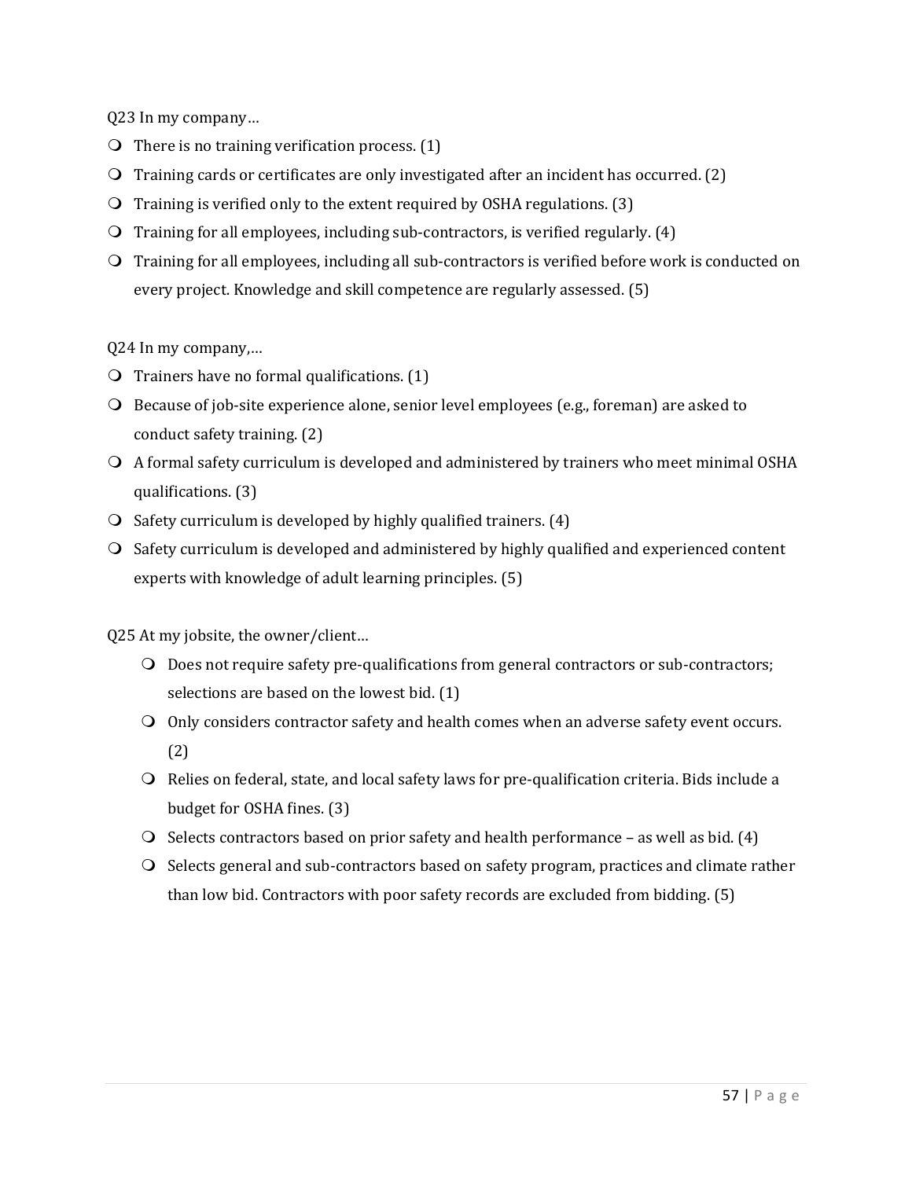Q23 In my company…

- There is no training verification process. (1)
- Training cards or certificates are only investigated after an incident has occurred. (2)
- Training is verified only to the extent required by OSHA regulations. (3)
- Training for all employees, including sub-contractors, is verified regularly. (4)
- Training for all employees, including all sub-contractors is verified before work is conducted on every project. Knowledge and skill competence are regularly assessed. (5)

Q24 In my company,…

- Trainers have no formal qualifications. (1)
- Because of job-site experience alone, senior level employees (e.g., foreman) are asked to conduct safety training. (2)
- A formal safety curriculum is developed and administered by trainers who meet minimal OSHA qualifications. (3)
- Safety curriculum is developed by highly qualified trainers. (4)
- Safety curriculum is developed and administered by highly qualified and experienced content experts with knowledge of adult learning principles. (5)

Q25 At my jobsite, the owner/client…

- Does not require safety pre-qualifications from general contractors or sub-contractors; selections are based on the lowest bid. (1)
- Only considers contractor safety and health comes when an adverse safety event occurs. (2)
- Relies on federal, state, and local safety laws for pre-qualification criteria. Bids include a budget for OSHA fines. (3)
- Selects contractors based on prior safety and health performance – as well as bid. (4)
- Selects general and sub-contractors based on safety program, practices and climate rather than low bid. Contractors with poor safety records are excluded from bidding. (5)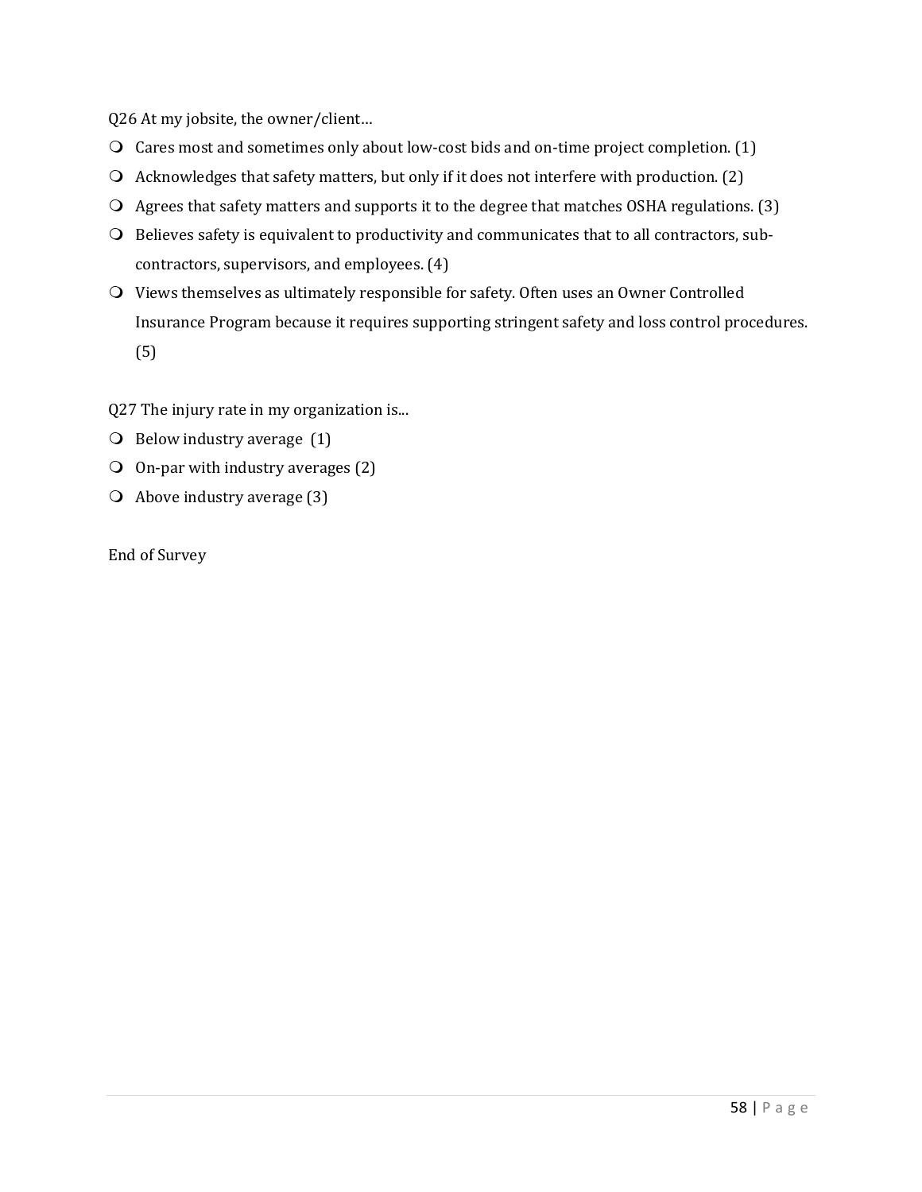Q26 At my jobsite, the owner/client…

- Cares most and sometimes only about low-cost bids and on-time project completion. (1)
- Acknowledges that safety matters, but only if it does not interfere with production. (2)
- Agrees that safety matters and supports it to the degree that matches OSHA regulations. (3)
- Believes safety is equivalent to productivity and communicates that to all contractors, sub-contractors, supervisors, and employees. (4)
- Views themselves as ultimately responsible for safety. Often uses an Owner Controlled Insurance Program because it requires supporting stringent safety and loss control procedures. (5)

Q27 The injury rate in my organization is...

- Below industry average (1)
- On-par with industry averages (2)
- Above industry average (3)

End of Survey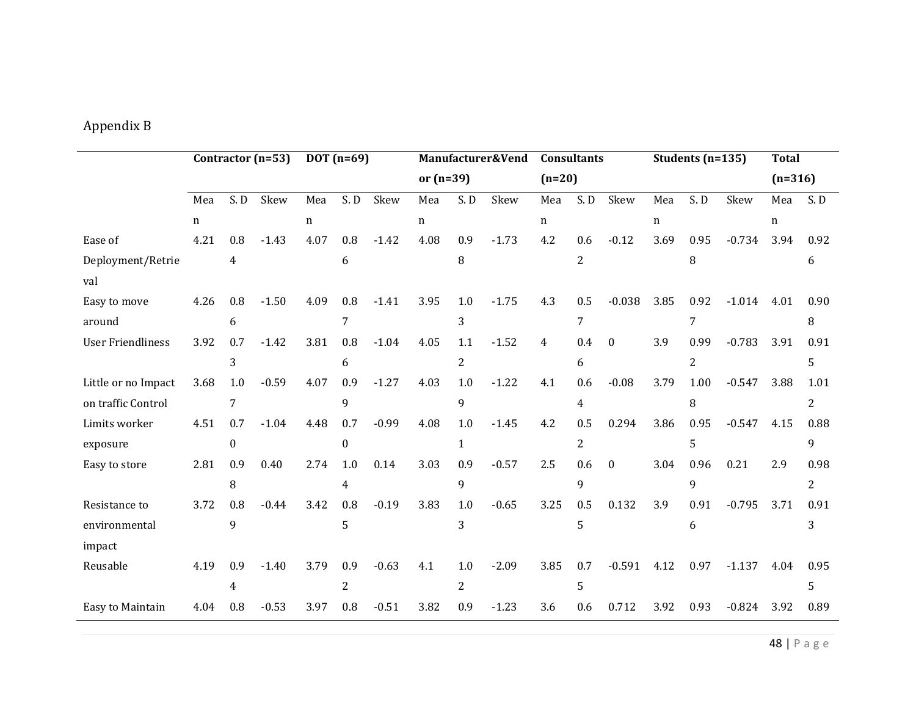Appendix B

| | Contractor (n=53) | | | DOT (n=69) | | | Manufacturer&Vendor (n=39) | | | Consultants (n=20) | | | Students (n=135) | | | Total (n=316) | |
|---|---|---|---|---|---|---|---|---|---|---|---|---|---|---|---|---|---|
| | Mean | S. D | Skew | Mean | S. D | Skew | Mean | S. D | Skew | Mean | S. D | Skew | Mean | S. D | Skew | Mean | S. D |
| Ease of Deployment/Retrieval | 4.21 | 0.84 | -1.43 | 4.07 | 0.86 | -1.42 | 4.08 | 0.98 | -1.73 | 4.2 | 0.62 | -0.12 | 3.69 | 0.958 | -0.734 | 3.94 | 0.926 |
| Easy to move around | 4.26 | 0.86 | -1.50 | 4.09 | 0.87 | -1.41 | 3.95 | 1.03 | -1.75 | 4.3 | 0.57 | -0.038 | 3.85 | 0.927 | -1.014 | 4.01 | 0.908 |
| User Friendliness | 3.92 | 0.73 | -1.42 | 3.81 | 0.86 | -1.04 | 4.05 | 1.12 | -1.52 | 4 | 0.46 | 0 | 3.9 | 0.992 | -0.783 | 3.91 | 0.915 |
| Little or no Impact on traffic Control | 3.68 | 1.07 | -0.59 | 4.07 | 0.99 | -1.27 | 4.03 | 1.09 | -1.22 | 4.1 | 0.64 | -0.08 | 3.79 | 1.008 | -0.547 | 3.88 | 1.012 |
| Limits worker exposure | 4.51 | 0.70 | -1.04 | 4.48 | 0.70 | -0.99 | 4.08 | 1.01 | -1.45 | 4.2 | 0.52 | 0.294 | 3.86 | 0.955 | -0.547 | 4.15 | 0.889 |
| Easy to store | 2.81 | 0.98 | 0.40 | 2.74 | 1.04 | 0.14 | 3.03 | 0.99 | -0.57 | 2.5 | 0.69 | 0 | 3.04 | 0.969 | 0.21 | 2.9 | 0.982 |
| Resistance to environmental impact | 3.72 | 0.89 | -0.44 | 3.42 | 0.85 | -0.19 | 3.83 | 1.03 | -0.65 | 3.25 | 0.55 | 0.132 | 3.9 | 0.916 | -0.795 | 3.71 | 0.913 |
| Reusable | 4.19 | 0.94 | -1.40 | 3.79 | 0.92 | -0.63 | 4.1 | 1.02 | -2.09 | 3.85 | 0.75 | -0.591 | 4.12 | 0.97 | -1.137 | 4.04 | 0.955 |
| Easy to Maintain | 4.04 | 0.8 | -0.53 | 3.97 | 0.8 | -0.51 | 3.82 | 0.9 | -1.23 | 3.6 | 0.6 | 0.712 | 3.92 | 0.93 | -0.824 | 3.92 | 0.89 |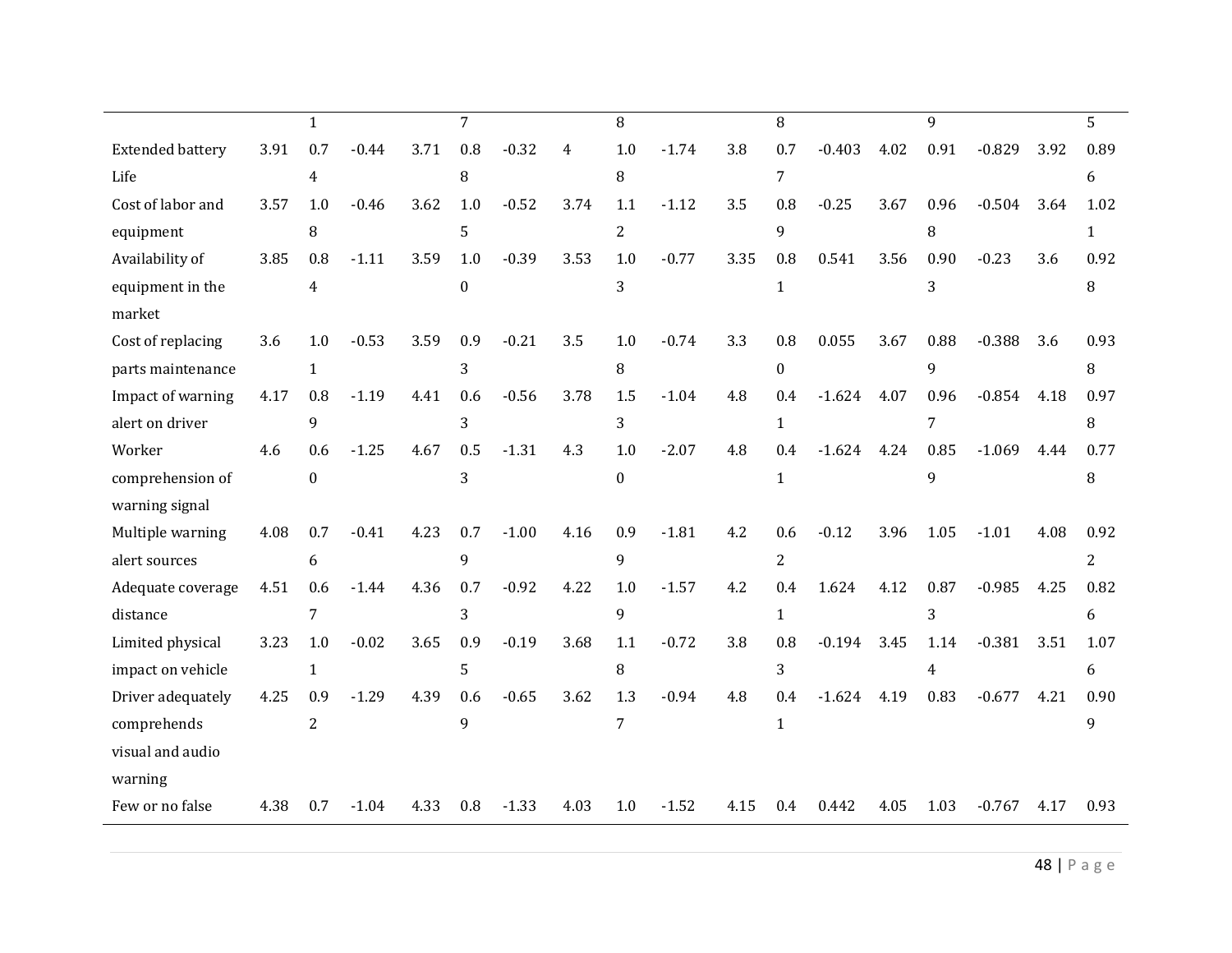| | | 1 | | | 7 | | | 8 | | | 8 | | | 9 | | | 5 |
|---|---|---|---|---|---|---|---|---|---|---|---|---|---|---|---|---|---|
| Extended battery Life | 3.91 | 0.74 | -0.44 | 3.71 | 0.88 | -0.32 | 4 | 1.08 | -1.74 | 3.8 | 0.77 | -0.403 | 4.02 | 0.91 | -0.829 | 3.92 | 0.896 |
| Cost of labor and equipment | 3.57 | 1.08 | -0.46 | 3.62 | 1.05 | -0.52 | 3.74 | 1.12 | -1.12 | 3.5 | 0.89 | -0.25 | 3.67 | 0.968 | -0.504 | 3.64 | 1.021 |
| Availability of equipment in the market | 3.85 | 0.84 | -1.11 | 3.59 | 1.00 | -0.39 | 3.53 | 1.03 | -0.77 | 3.35 | 0.81 | 0.541 | 3.56 | 0.903 | -0.23 | 3.6 | 0.928 |
| Cost of replacing parts maintenance | 3.6 | 1.01 | -0.53 | 3.59 | 0.93 | -0.21 | 3.5 | 1.08 | -0.74 | 3.3 | 0.80 | 0.055 | 3.67 | 0.889 | -0.388 | 3.6 | 0.938 |
| Impact of warning alert on driver | 4.17 | 0.89 | -1.19 | 4.41 | 0.63 | -0.56 | 3.78 | 1.53 | -1.04 | 4.8 | 0.41 | -1.624 | 4.07 | 0.967 | -0.854 | 4.18 | 0.978 |
| Worker comprehension of warning signal | 4.6 | 0.60 | -1.25 | 4.67 | 0.53 | -1.31 | 4.3 | 1.00 | -2.07 | 4.8 | 0.41 | -1.624 | 4.24 | 0.859 | -1.069 | 4.44 | 0.778 |
| Multiple warning alert sources | 4.08 | 0.76 | -0.41 | 4.23 | 0.79 | -1.00 | 4.16 | 0.99 | -1.81 | 4.2 | 0.62 | -0.12 | 3.96 | 1.05 | -1.01 | 4.08 | 0.922 |
| Adequate coverage distance | 4.51 | 0.67 | -1.44 | 4.36 | 0.73 | -0.92 | 4.22 | 1.09 | -1.57 | 4.2 | 0.41 | 1.624 | 4.12 | 0.873 | -0.985 | 4.25 | 0.826 |
| Limited physical impact on vehicle | 3.23 | 1.01 | -0.02 | 3.65 | 0.95 | -0.19 | 3.68 | 1.18 | -0.72 | 3.8 | 0.83 | -0.194 | 3.45 | 1.144 | -0.381 | 3.51 | 1.076 |
| Driver adequately comprehends visual and audio warning | 4.25 | 0.92 | -1.29 | 4.39 | 0.69 | -0.65 | 3.62 | 1.37 | -0.94 | 4.8 | 0.41 | -1.624 | 4.19 | 0.83 | -0.677 | 4.21 | 0.909 |
| Few or no false | 4.38 | 0.7 | -1.04 | 4.33 | 0.8 | -1.33 | 4.03 | 1.0 | -1.52 | 4.15 | 0.4 | 0.442 | 4.05 | 1.03 | -0.767 | 4.17 | 0.93 |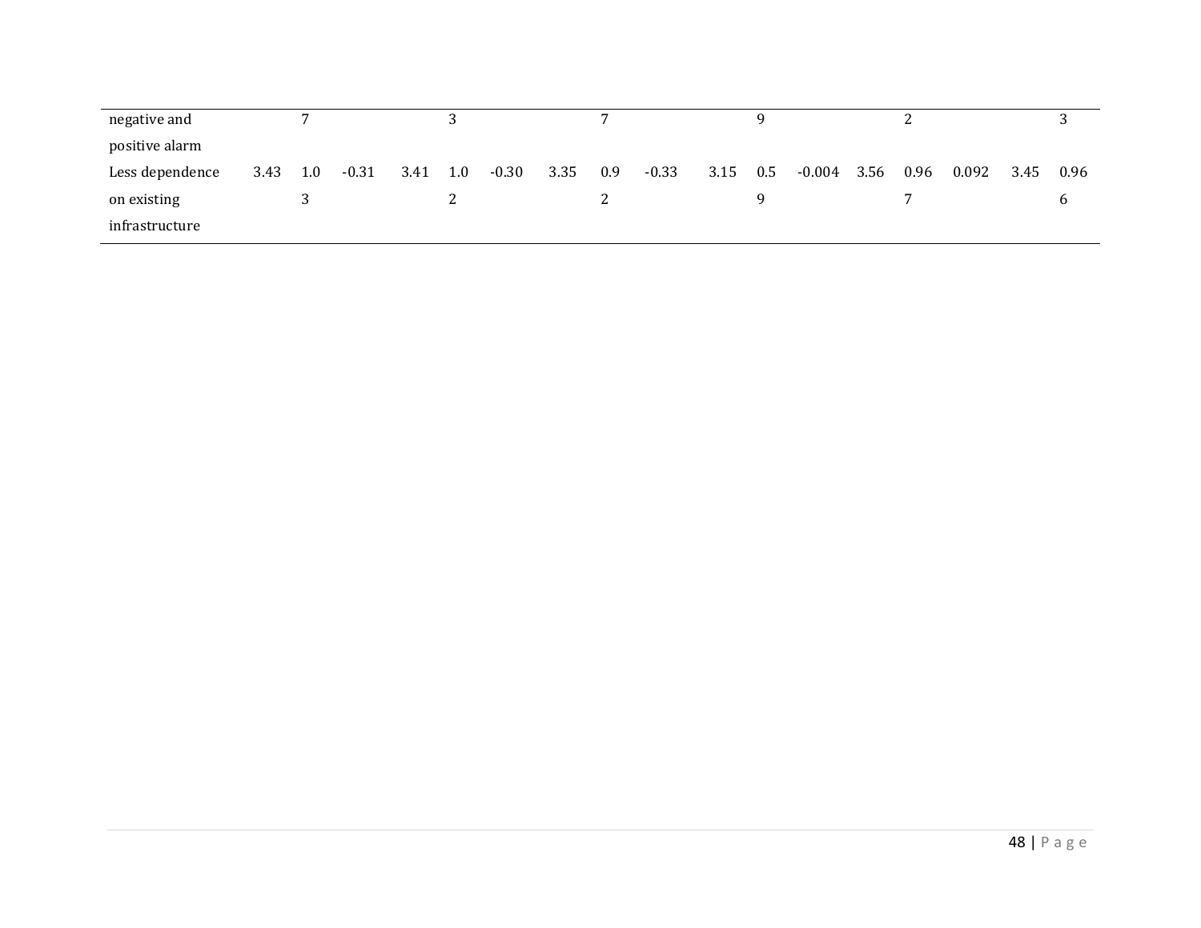| | | | | | | | | | | | | | | | | | |
|---|---|---|---|---|---|---|---|---|---|---|---|---|---|---|---|---|---|
| negative and positive alarm | | 7 | | | 3 | | | 7 | | | 9 | | | 2 | | | 3 |
| Less dependence on existing infrastructure | 3.43 | 1.03 | -0.31 | 3.41 | 1.02 | -0.30 | 3.35 | 0.92 | -0.33 | 3.15 | 0.59 | -0.004 | 3.56 | 0.967 | 0.092 | 3.45 | 0.966 |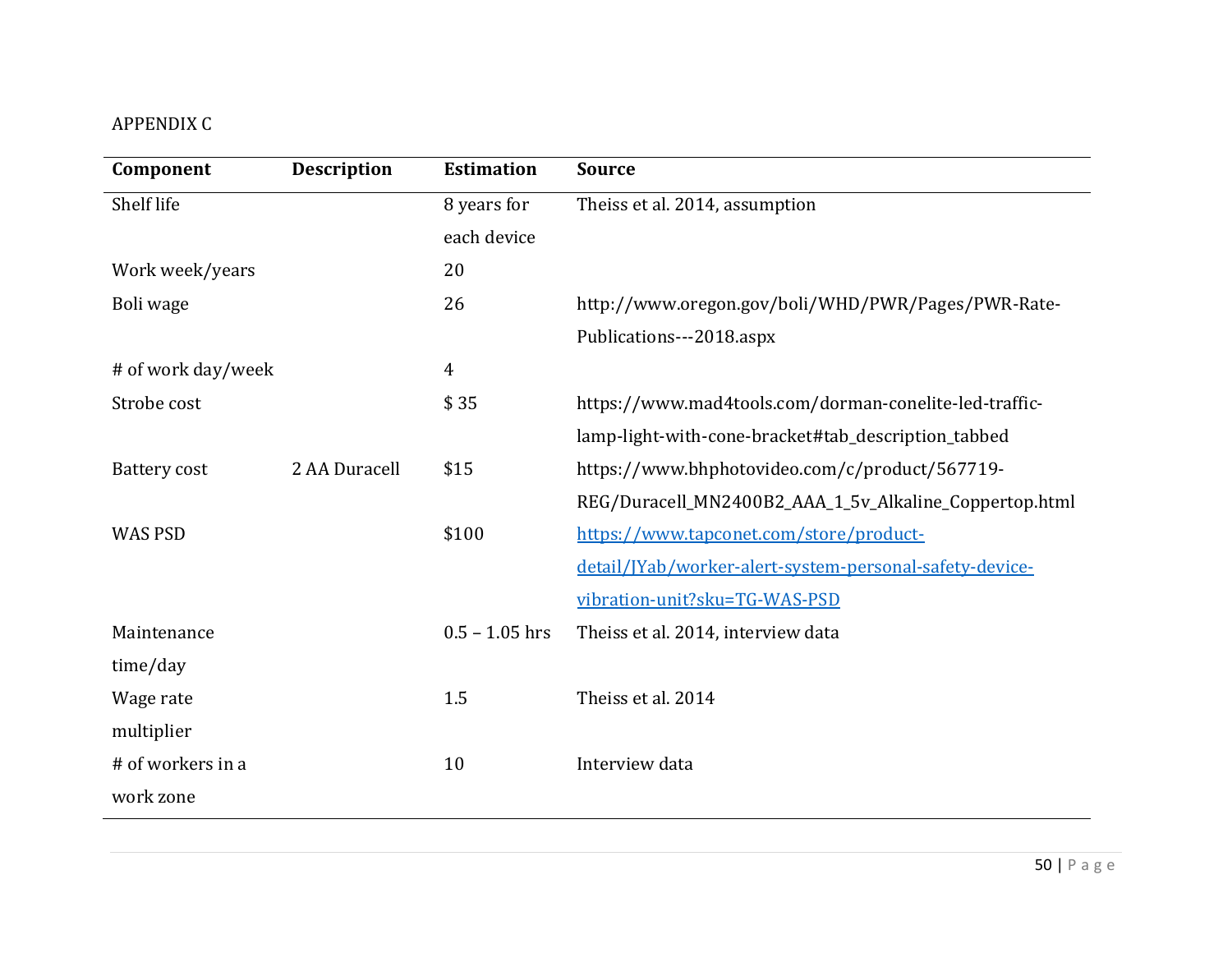APPENDIX C

| Component | Description | Estimation | Source |
|---|---|---|---|
| Shelf life | | 8 years for each device | Theiss et al. 2014, assumption |
| Work week/years | | 20 | |
| Boli wage | | 26 | http://www.oregon.gov/boli/WHD/PWR/Pages/PWR-Rate-Publications---2018.aspx |
| # of work day/week | | 4 | |
| Strobe cost | | $ 35 | https://www.mad4tools.com/dorman-conelite-led-traffic-lamp-light-with-cone-bracket#tab_description_tabbed |
| Battery cost | 2 AA Duracell | $15 | https://www.bhphotovideo.com/c/product/567719-REG/Duracell_MN2400B2_AAA_1_5v_Alkaline_Coppertop.html |
| WAS PSD | | $100 | https://www.tapconet.com/store/product-detail/JYab/worker-alert-system-personal-safety-device-vibration-unit?sku=TG-WAS-PSD |
| Maintenance time/day | | 0.5 – 1.05 hrs | Theiss et al. 2014, interview data |
| Wage rate multiplier | | 1.5 | Theiss et al. 2014 |
| # of workers in a work zone | | 10 | Interview data |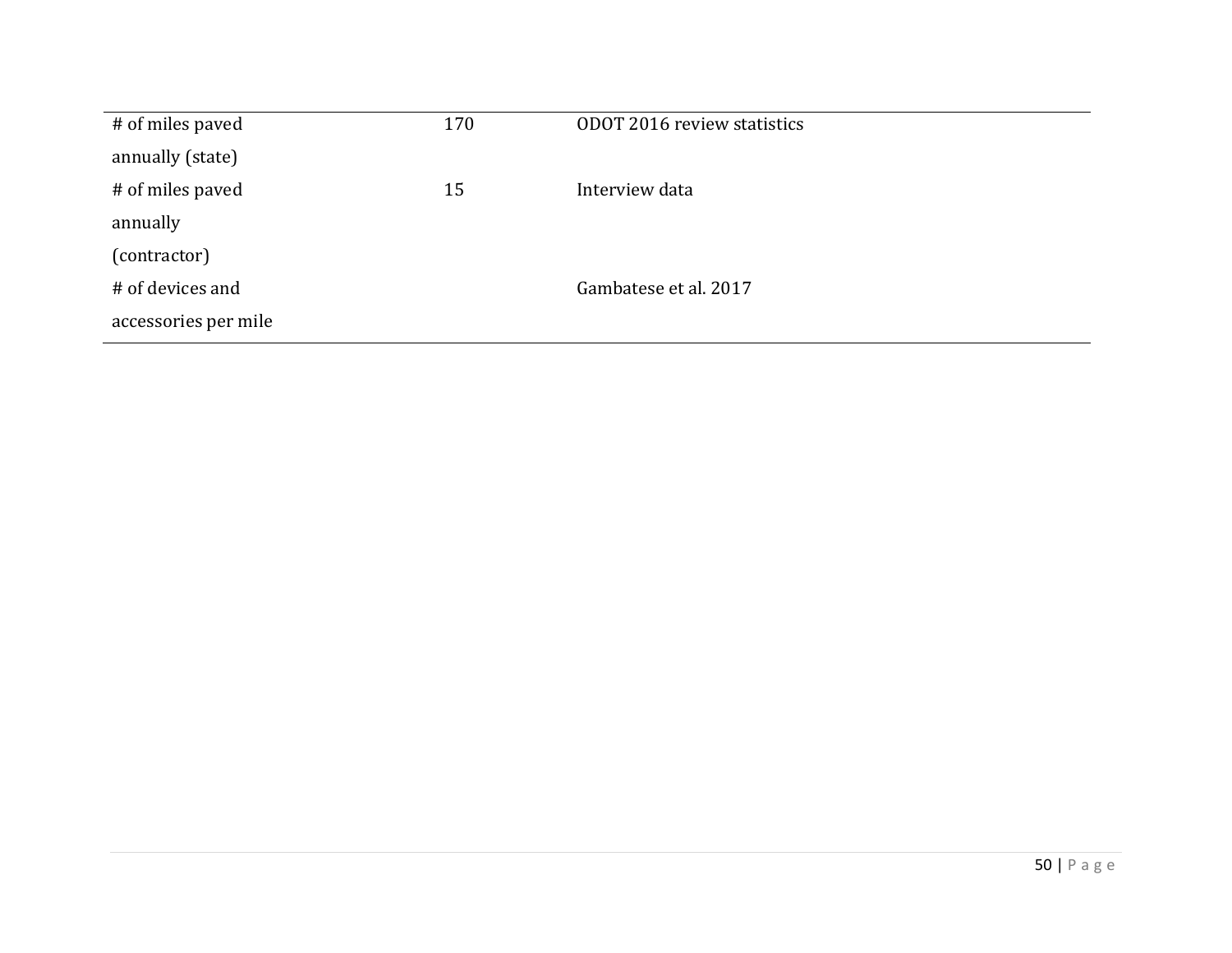|  |  |  |
| --- | --- | --- |
| # of miles paved annually (state) | 170 | ODOT 2016 review statistics |
| # of miles paved annually (contractor) | 15 | Interview data |
| # of devices and accessories per mile |  | Gambatese et al. 2017 |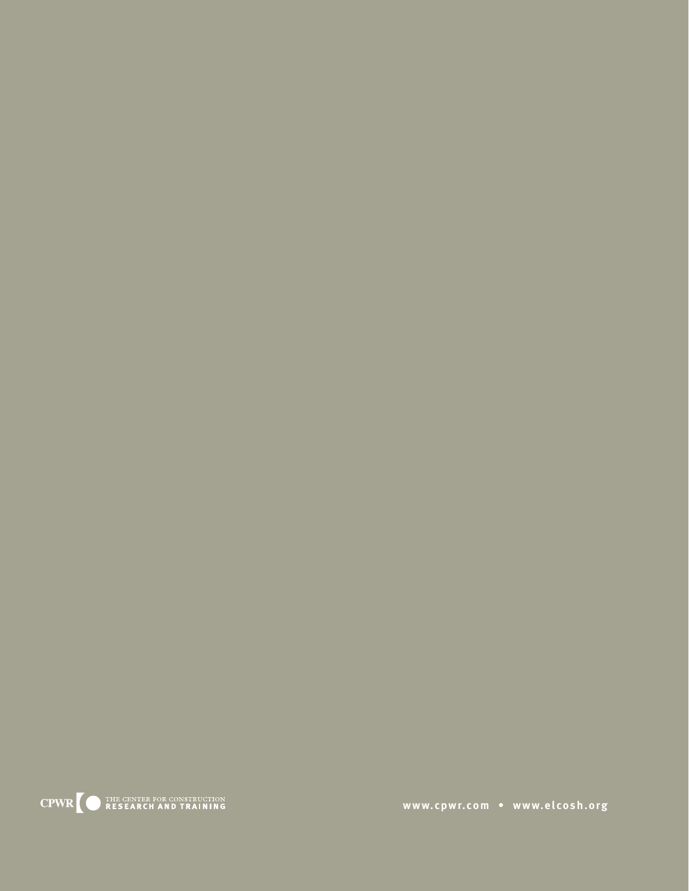CPWR THE CENTER FOR CONSTRUCTION RESEARCH AND TRAINING

www.cpwr.com • www.elcosh.org